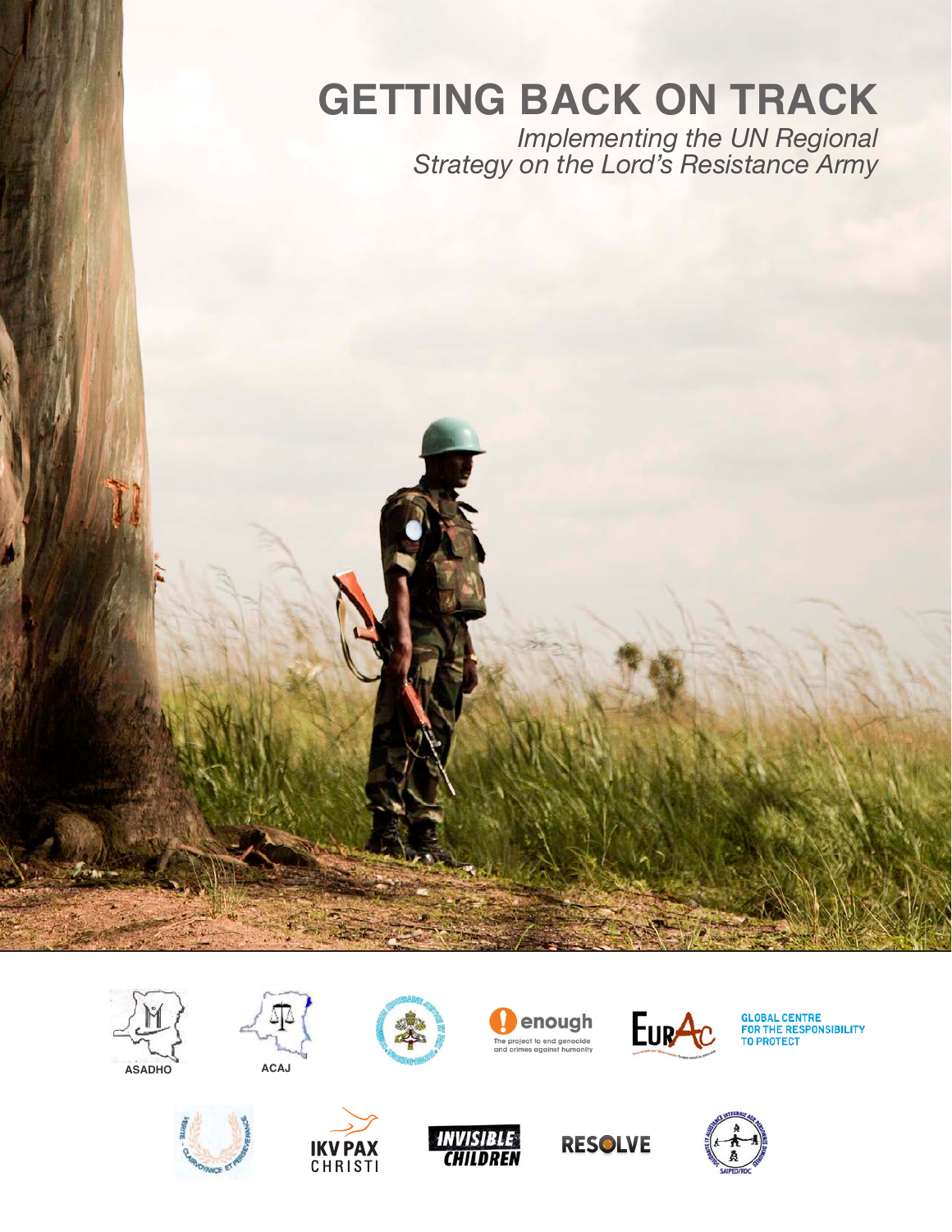# GETTING BACK ON TRACK

*Implementing the UN Regional Strategy on the Lord's Resistance Army*

ASADHO

ACAJ

enough
The project to end genocide and crimes against humanity

EurAc

GLOBAL CENTRE FOR THE RESPONSIBILITY TO PROTECT

IKV PAX CHRISTI

INVISIBLE CHILDREN

RESOLVE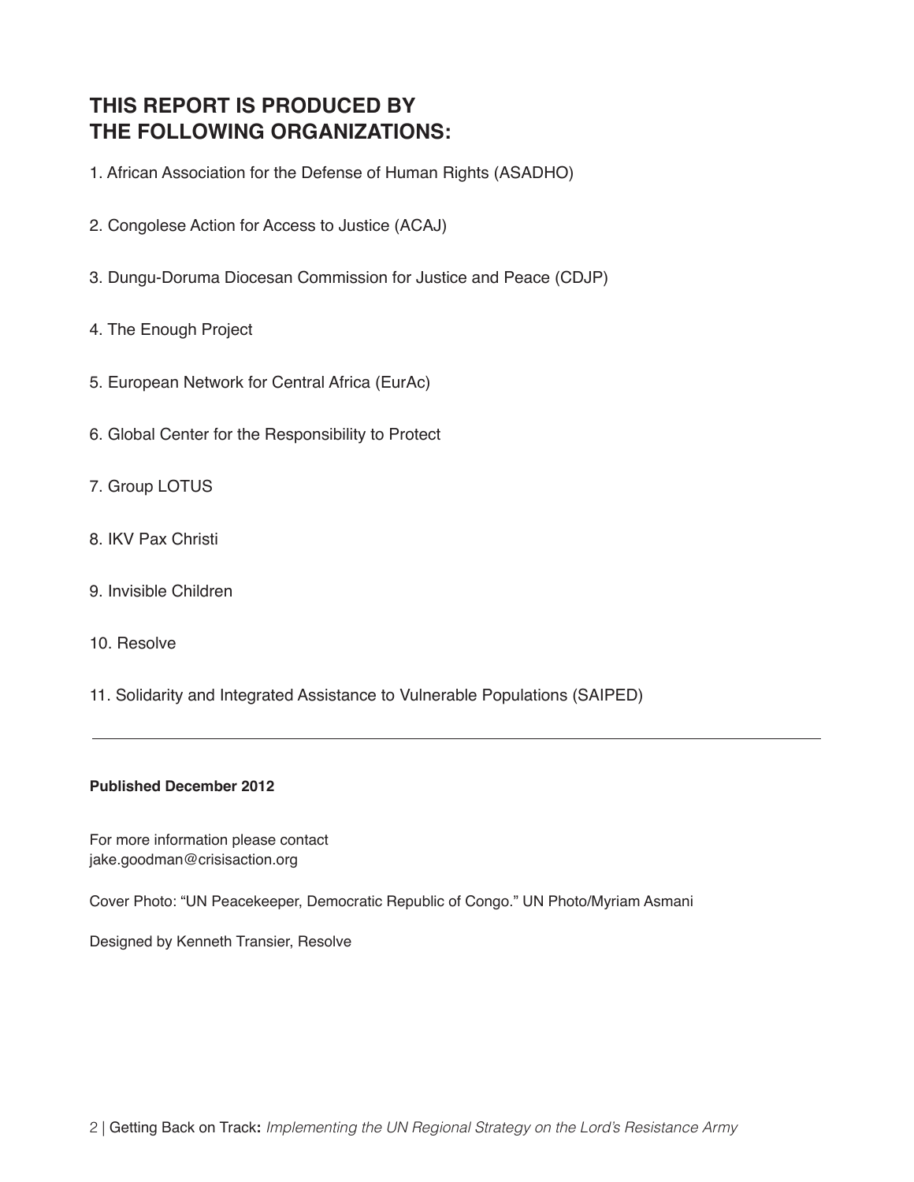## THIS REPORT IS PRODUCED BY THE FOLLOWING ORGANIZATIONS:

1. African Association for the Defense of Human Rights (ASADHO)

2. Congolese Action for Access to Justice (ACAJ)

3. Dungu-Doruma Diocesan Commission for Justice and Peace (CDJP)

4. The Enough Project

5. European Network for Central Africa (EurAc)

6. Global Center for the Responsibility to Protect

7. Group LOTUS

8. IKV Pax Christi

9. Invisible Children

10. Resolve

11. Solidarity and Integrated Assistance to Vulnerable Populations (SAIPED)

---

**Published December 2012**

For more information please contact
jake.goodman@crisisaction.org

Cover Photo: "UN Peacekeeper, Democratic Republic of Congo." UN Photo/Myriam Asmani

Designed by Kenneth Transier, Resolve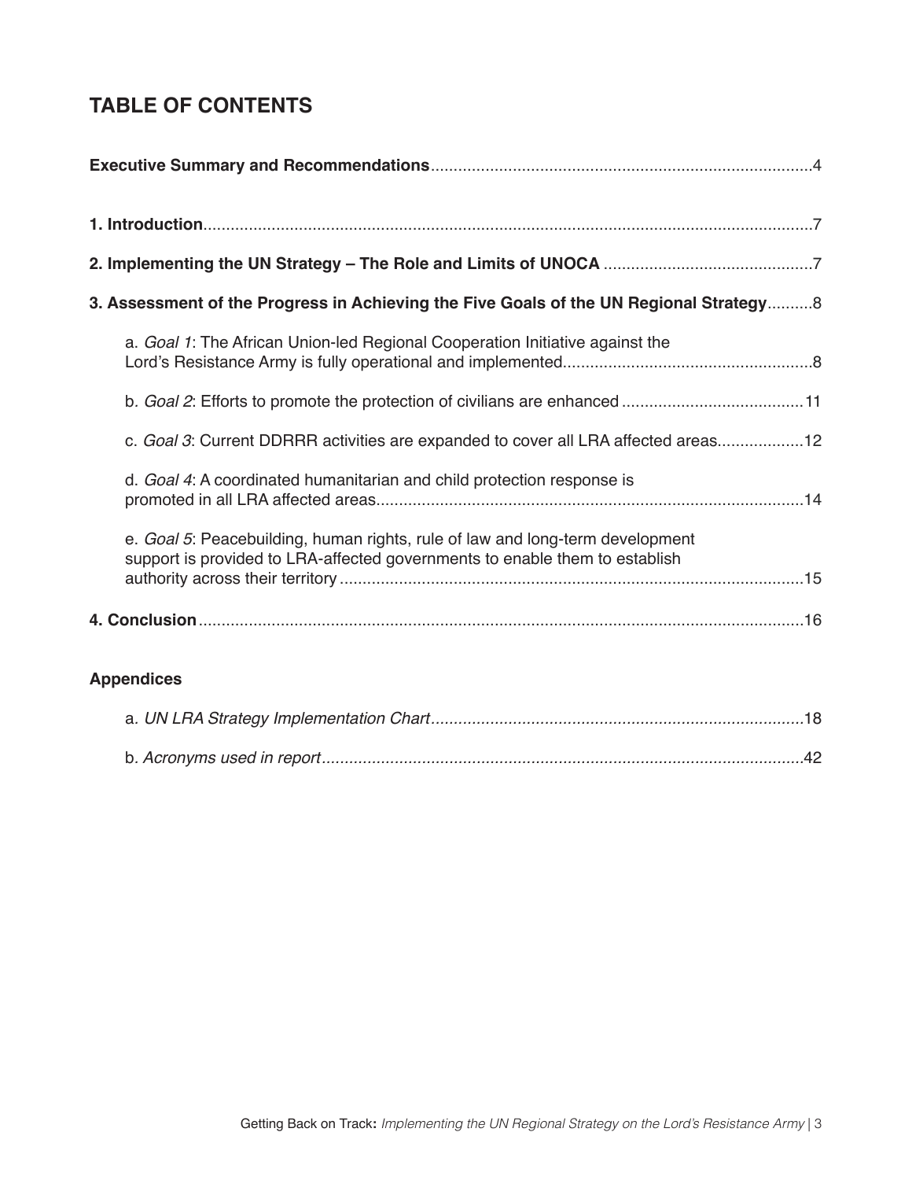## TABLE OF CONTENTS

**Executive Summary and Recommendations**....................................................................................4

**1. Introduction**......................................................................................................................7

**2. Implementing the UN Strategy – The Role and Limits of UNOCA** .............................................7

**3. Assessment of the Progress in Achieving the Five Goals of the UN Regional Strategy**..........8

a. *Goal 1*: The African Union-led Regional Cooperation Initiative against the Lord's Resistance Army is fully operational and implemented......................................................8

b. *Goal 2*: Efforts to promote the protection of civilians are enhanced ........................................11

c. *Goal 3*: Current DDRRR activities are expanded to cover all LRA affected areas...................12

d. *Goal 4*: A coordinated humanitarian and child protection response is promoted in all LRA affected areas..............................................................................................14

e. *Goal 5*: Peacebuilding, human rights, rule of law and long-term development support is provided to LRA-affected governments to enable them to establish authority across their territory ......................................................................................................15

**4. Conclusion**.....................................................................................................................16

**Appendices**

a. *UN LRA Strategy Implementation Chart*..................................................................................18

b. *Acronyms used in report*..........................................................................................................42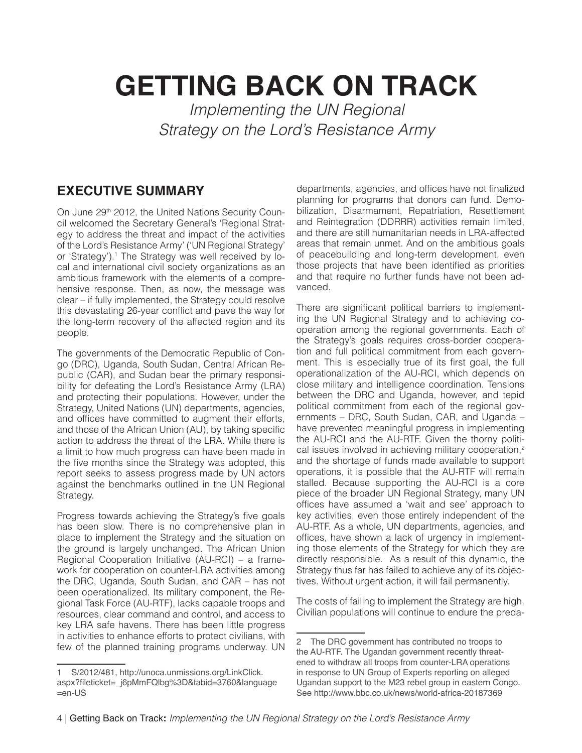# GETTING BACK ON TRACK

*Implementing the UN Regional Strategy on the Lord's Resistance Army*

## EXECUTIVE SUMMARY

On June 29th 2012, the United Nations Security Council welcomed the Secretary General's 'Regional Strategy to address the threat and impact of the activities of the Lord's Resistance Army' ('UN Regional Strategy' or 'Strategy').[1] The Strategy was well received by local and international civil society organizations as an ambitious framework with the elements of a comprehensive response. Then, as now, the message was clear – if fully implemented, the Strategy could resolve this devastating 26-year conflict and pave the way for the long-term recovery of the affected region and its people.

The governments of the Democratic Republic of Congo (DRC), Uganda, South Sudan, Central African Republic (CAR), and Sudan bear the primary responsibility for defeating the Lord's Resistance Army (LRA) and protecting their populations. However, under the Strategy, United Nations (UN) departments, agencies, and offices have committed to augment their efforts, and those of the African Union (AU), by taking specific action to address the threat of the LRA. While there is a limit to how much progress can have been made in the five months since the Strategy was adopted, this report seeks to assess progress made by UN actors against the benchmarks outlined in the UN Regional Strategy.

Progress towards achieving the Strategy's five goals has been slow. There is no comprehensive plan in place to implement the Strategy and the situation on the ground is largely unchanged. The African Union Regional Cooperation Initiative (AU-RCI) – a framework for cooperation on counter-LRA activities among the DRC, Uganda, South Sudan, and CAR – has not been operationalized. Its military component, the Regional Task Force (AU-RTF), lacks capable troops and resources, clear command and control, and access to key LRA safe havens. There has been little progress in activities to enhance efforts to protect civilians, with few of the planned training programs underway. UN departments, agencies, and offices have not finalized planning for programs that donors can fund. Demobilization, Disarmament, Repatriation, Resettlement and Reintegration (DDRRR) activities remain limited, and there are still humanitarian needs in LRA-affected areas that remain unmet. And on the ambitious goals of peacebuilding and long-term development, even those projects that have been identified as priorities and that require no further funds have not been advanced.

There are significant political barriers to implementing the UN Regional Strategy and to achieving cooperation among the regional governments. Each of the Strategy's goals requires cross-border cooperation and full political commitment from each government. This is especially true of its first goal, the full operationalization of the AU-RCI, which depends on close military and intelligence coordination. Tensions between the DRC and Uganda, however, and tepid political commitment from each of the regional governments – DRC, South Sudan, CAR, and Uganda – have prevented meaningful progress in implementing the AU-RCI and the AU-RTF. Given the thorny political issues involved in achieving military cooperation,[2] and the shortage of funds made available to support operations, it is possible that the AU-RTF will remain stalled. Because supporting the AU-RCI is a core piece of the broader UN Regional Strategy, many UN offices have assumed a 'wait and see' approach to key activities, even those entirely independent of the AU-RTF. As a whole, UN departments, agencies, and offices, have shown a lack of urgency in implementing those elements of the Strategy for which they are directly responsible. As a result of this dynamic, the Strategy thus far has failed to achieve any of its objectives. Without urgent action, it will fail permanently.

The costs of failing to implement the Strategy are high. Civilian populations will continue to endure the preda-

---

1 S/2012/481, http://unoca.unmissions.org/LinkClick.aspx?fileticket=_j6pMmFQlbg%3D&tabid=3760&language=en-US

2 The DRC government has contributed no troops to the AU-RTF. The Ugandan government recently threatened to withdraw all troops from counter-LRA operations in response to UN Group of Experts reporting on alleged Ugandan support to the M23 rebel group in eastern Congo. See http://www.bbc.co.uk/news/world-africa-20187369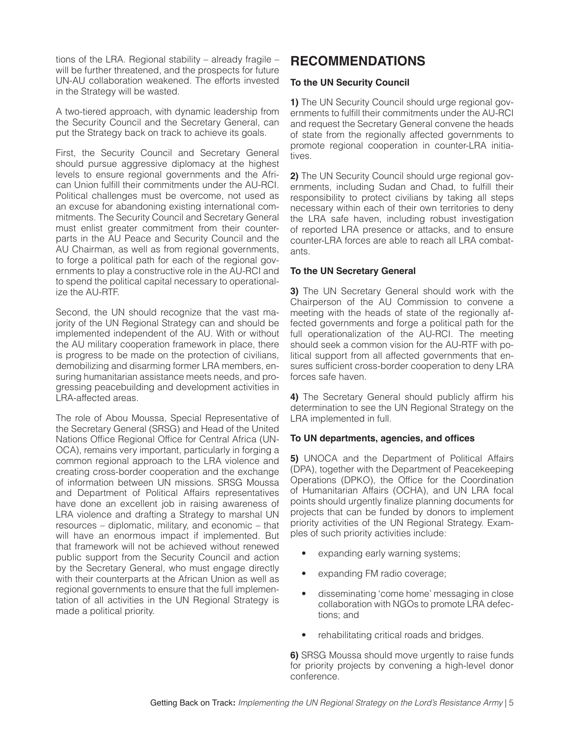tions of the LRA. Regional stability – already fragile – will be further threatened, and the prospects for future UN-AU collaboration weakened. The efforts invested in the Strategy will be wasted.

A two-tiered approach, with dynamic leadership from the Security Council and the Secretary General, can put the Strategy back on track to achieve its goals.

First, the Security Council and Secretary General should pursue aggressive diplomacy at the highest levels to ensure regional governments and the African Union fulfill their commitments under the AU-RCI. Political challenges must be overcome, not used as an excuse for abandoning existing international commitments. The Security Council and Secretary General must enlist greater commitment from their counterparts in the AU Peace and Security Council and the AU Chairman, as well as from regional governments, to forge a political path for each of the regional governments to play a constructive role in the AU-RCI and to spend the political capital necessary to operationalize the AU-RTF.

Second, the UN should recognize that the vast majority of the UN Regional Strategy can and should be implemented independent of the AU. With or without the AU military cooperation framework in place, there is progress to be made on the protection of civilians, demobilizing and disarming former LRA members, ensuring humanitarian assistance meets needs, and progressing peacebuilding and development activities in LRA-affected areas.

The role of Abou Moussa, Special Representative of the Secretary General (SRSG) and Head of the United Nations Office Regional Office for Central Africa (UNOCA), remains very important, particularly in forging a common regional approach to the LRA violence and creating cross-border cooperation and the exchange of information between UN missions. SRSG Moussa and Department of Political Affairs representatives have done an excellent job in raising awareness of LRA violence and drafting a Strategy to marshal UN resources – diplomatic, military, and economic – that will have an enormous impact if implemented. But that framework will not be achieved without renewed public support from the Security Council and action by the Secretary General, who must engage directly with their counterparts at the African Union as well as regional governments to ensure that the full implementation of all activities in the UN Regional Strategy is made a political priority.

## RECOMMENDATIONS

### To the UN Security Council

**1)** The UN Security Council should urge regional governments to fulfill their commitments under the AU-RCI and request the Secretary General convene the heads of state from the regionally affected governments to promote regional cooperation in counter-LRA initiatives.

**2)** The UN Security Council should urge regional governments, including Sudan and Chad, to fulfill their responsibility to protect civilians by taking all steps necessary within each of their own territories to deny the LRA safe haven, including robust investigation of reported LRA presence or attacks, and to ensure counter-LRA forces are able to reach all LRA combatants.

### To the UN Secretary General

**3)** The UN Secretary General should work with the Chairperson of the AU Commission to convene a meeting with the heads of state of the regionally affected governments and forge a political path for the full operationalization of the AU-RCI. The meeting should seek a common vision for the AU-RTF with political support from all affected governments that ensures sufficient cross-border cooperation to deny LRA forces safe haven.

**4)** The Secretary General should publicly affirm his determination to see the UN Regional Strategy on the LRA implemented in full.

### To UN departments, agencies, and offices

**5)** UNOCA and the Department of Political Affairs (DPA), together with the Department of Peacekeeping Operations (DPKO), the Office for the Coordination of Humanitarian Affairs (OCHA), and UN LRA focal points should urgently finalize planning documents for projects that can be funded by donors to implement priority activities of the UN Regional Strategy. Examples of such priority activities include:

- expanding early warning systems;
- expanding FM radio coverage;
- disseminating 'come home' messaging in close collaboration with NGOs to promote LRA defections; and
- rehabilitating critical roads and bridges.

**6)** SRSG Moussa should move urgently to raise funds for priority projects by convening a high-level donor conference.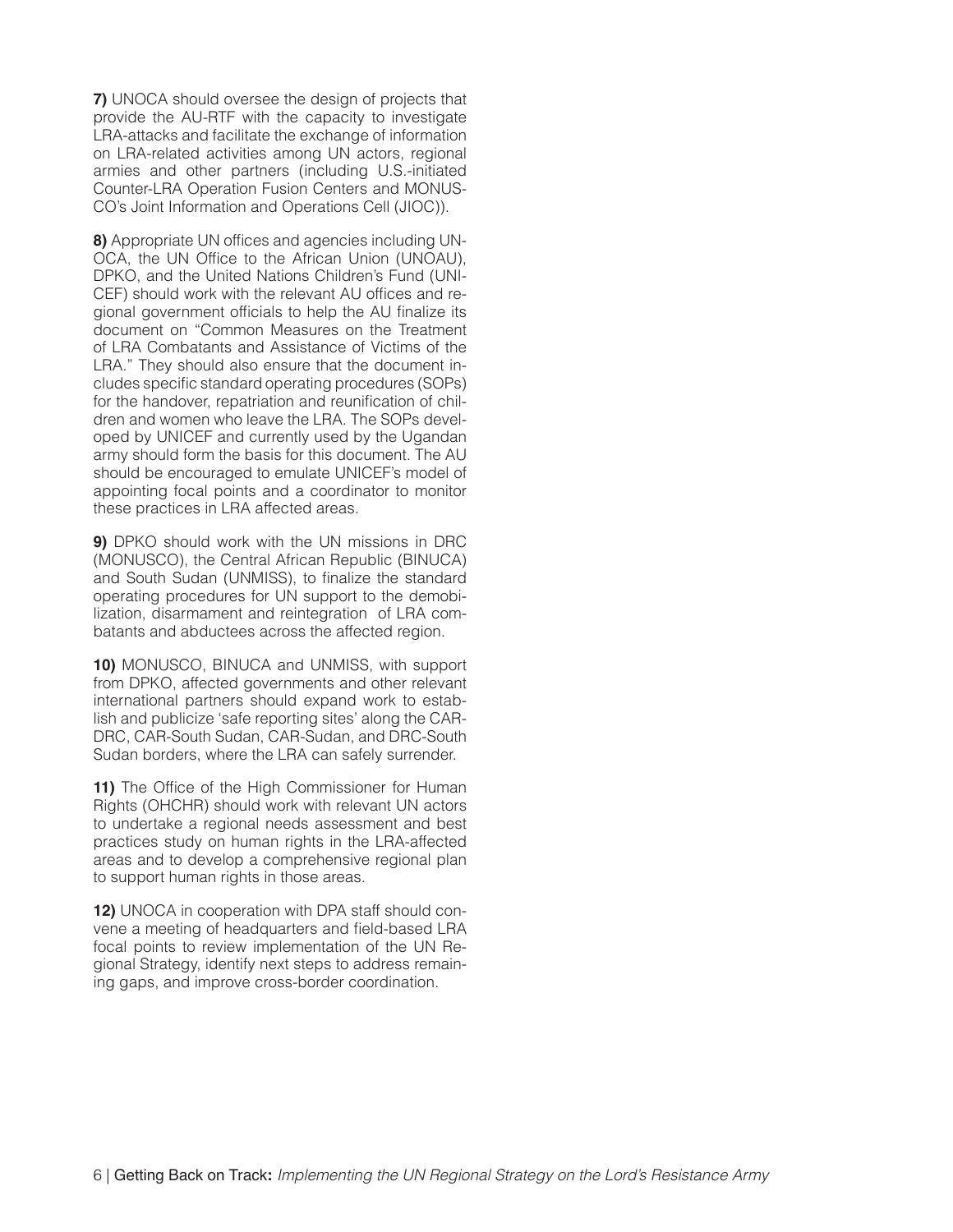**7)** UNOCA should oversee the design of projects that provide the AU-RTF with the capacity to investigate LRA-attacks and facilitate the exchange of information on LRA-related activities among UN actors, regional armies and other partners (including U.S.-initiated Counter-LRA Operation Fusion Centers and MONUSCO's Joint Information and Operations Cell (JIOC)).

**8)** Appropriate UN offices and agencies including UNOCA, the UN Office to the African Union (UNOAU), DPKO, and the United Nations Children's Fund (UNICEF) should work with the relevant AU offices and regional government officials to help the AU finalize its document on "Common Measures on the Treatment of LRA Combatants and Assistance of Victims of the LRA." They should also ensure that the document includes specific standard operating procedures (SOPs) for the handover, repatriation and reunification of children and women who leave the LRA. The SOPs developed by UNICEF and currently used by the Ugandan army should form the basis for this document. The AU should be encouraged to emulate UNICEF's model of appointing focal points and a coordinator to monitor these practices in LRA affected areas.

**9)** DPKO should work with the UN missions in DRC (MONUSCO), the Central African Republic (BINUCA) and South Sudan (UNMISS), to finalize the standard operating procedures for UN support to the demobilization, disarmament and reintegration of LRA combatants and abductees across the affected region.

**10)** MONUSCO, BINUCA and UNMISS, with support from DPKO, affected governments and other relevant international partners should expand work to establish and publicize 'safe reporting sites' along the CAR-DRC, CAR-South Sudan, CAR-Sudan, and DRC-South Sudan borders, where the LRA can safely surrender.

**11)** The Office of the High Commissioner for Human Rights (OHCHR) should work with relevant UN actors to undertake a regional needs assessment and best practices study on human rights in the LRA-affected areas and to develop a comprehensive regional plan to support human rights in those areas.

**12)** UNOCA in cooperation with DPA staff should convene a meeting of headquarters and field-based LRA focal points to review implementation of the UN Regional Strategy, identify next steps to address remaining gaps, and improve cross-border coordination.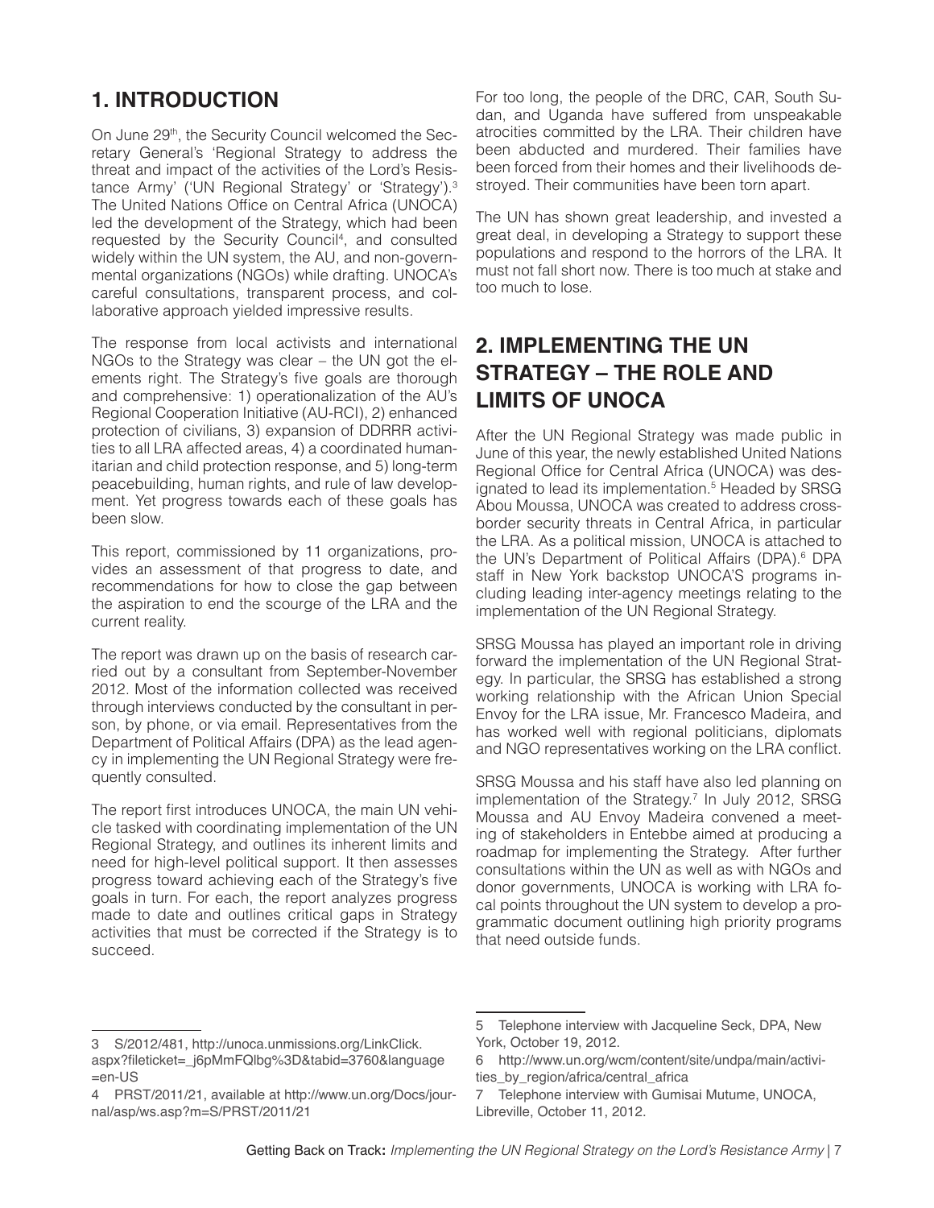## 1. INTRODUCTION

On June 29th, the Security Council welcomed the Secretary General's 'Regional Strategy to address the threat and impact of the activities of the Lord's Resistance Army' ('UN Regional Strategy' or 'Strategy').[3] The United Nations Office on Central Africa (UNOCA) led the development of the Strategy, which had been requested by the Security Council[4], and consulted widely within the UN system, the AU, and non-governmental organizations (NGOs) while drafting. UNOCA's careful consultations, transparent process, and collaborative approach yielded impressive results.

The response from local activists and international NGOs to the Strategy was clear – the UN got the elements right. The Strategy's five goals are thorough and comprehensive: 1) operationalization of the AU's Regional Cooperation Initiative (AU-RCI), 2) enhanced protection of civilians, 3) expansion of DDRRR activities to all LRA affected areas, 4) a coordinated humanitarian and child protection response, and 5) long-term peacebuilding, human rights, and rule of law development. Yet progress towards each of these goals has been slow.

This report, commissioned by 11 organizations, provides an assessment of that progress to date, and recommendations for how to close the gap between the aspiration to end the scourge of the LRA and the current reality.

The report was drawn up on the basis of research carried out by a consultant from September-November 2012. Most of the information collected was received through interviews conducted by the consultant in person, by phone, or via email. Representatives from the Department of Political Affairs (DPA) as the lead agency in implementing the UN Regional Strategy were frequently consulted.

The report first introduces UNOCA, the main UN vehicle tasked with coordinating implementation of the UN Regional Strategy, and outlines its inherent limits and need for high-level political support. It then assesses progress toward achieving each of the Strategy's five goals in turn. For each, the report analyzes progress made to date and outlines critical gaps in Strategy activities that must be corrected if the Strategy is to succeed.

For too long, the people of the DRC, CAR, South Sudan, and Uganda have suffered from unspeakable atrocities committed by the LRA. Their children have been abducted and murdered. Their families have been forced from their homes and their livelihoods destroyed. Their communities have been torn apart.

The UN has shown great leadership, and invested a great deal, in developing a Strategy to support these populations and respond to the horrors of the LRA. It must not fall short now. There is too much at stake and too much to lose.

## 2. IMPLEMENTING THE UN STRATEGY – THE ROLE AND LIMITS OF UNOCA

After the UN Regional Strategy was made public in June of this year, the newly established United Nations Regional Office for Central Africa (UNOCA) was designated to lead its implementation.[5] Headed by SRSG Abou Moussa, UNOCA was created to address cross-border security threats in Central Africa, in particular the LRA. As a political mission, UNOCA is attached to the UN's Department of Political Affairs (DPA).[6] DPA staff in New York backstop UNOCA'S programs including leading inter-agency meetings relating to the implementation of the UN Regional Strategy.

SRSG Moussa has played an important role in driving forward the implementation of the UN Regional Strategy. In particular, the SRSG has established a strong working relationship with the African Union Special Envoy for the LRA issue, Mr. Francesco Madeira, and has worked well with regional politicians, diplomats and NGO representatives working on the LRA conflict.

SRSG Moussa and his staff have also led planning on implementation of the Strategy.[7] In July 2012, SRSG Moussa and AU Envoy Madeira convened a meeting of stakeholders in Entebbe aimed at producing a roadmap for implementing the Strategy. After further consultations within the UN as well as with NGOs and donor governments, UNOCA is working with LRA focal points throughout the UN system to develop a programmatic document outlining high priority programs that need outside funds.

---

3 S/2012/481, http://unoca.unmissions.org/LinkClick.aspx?fileticket=_j6pMmFQlbg%3D&tabid=3760&language=en-US

4 PRST/2011/21, available at http://www.un.org/Docs/journal/asp/ws.asp?m=S/PRST/2011/21

5 Telephone interview with Jacqueline Seck, DPA, New York, October 19, 2012.

6 http://www.un.org/wcm/content/site/undpa/main/activities_by_region/africa/central_africa

7 Telephone interview with Gumisai Mutume, UNOCA, Libreville, October 11, 2012.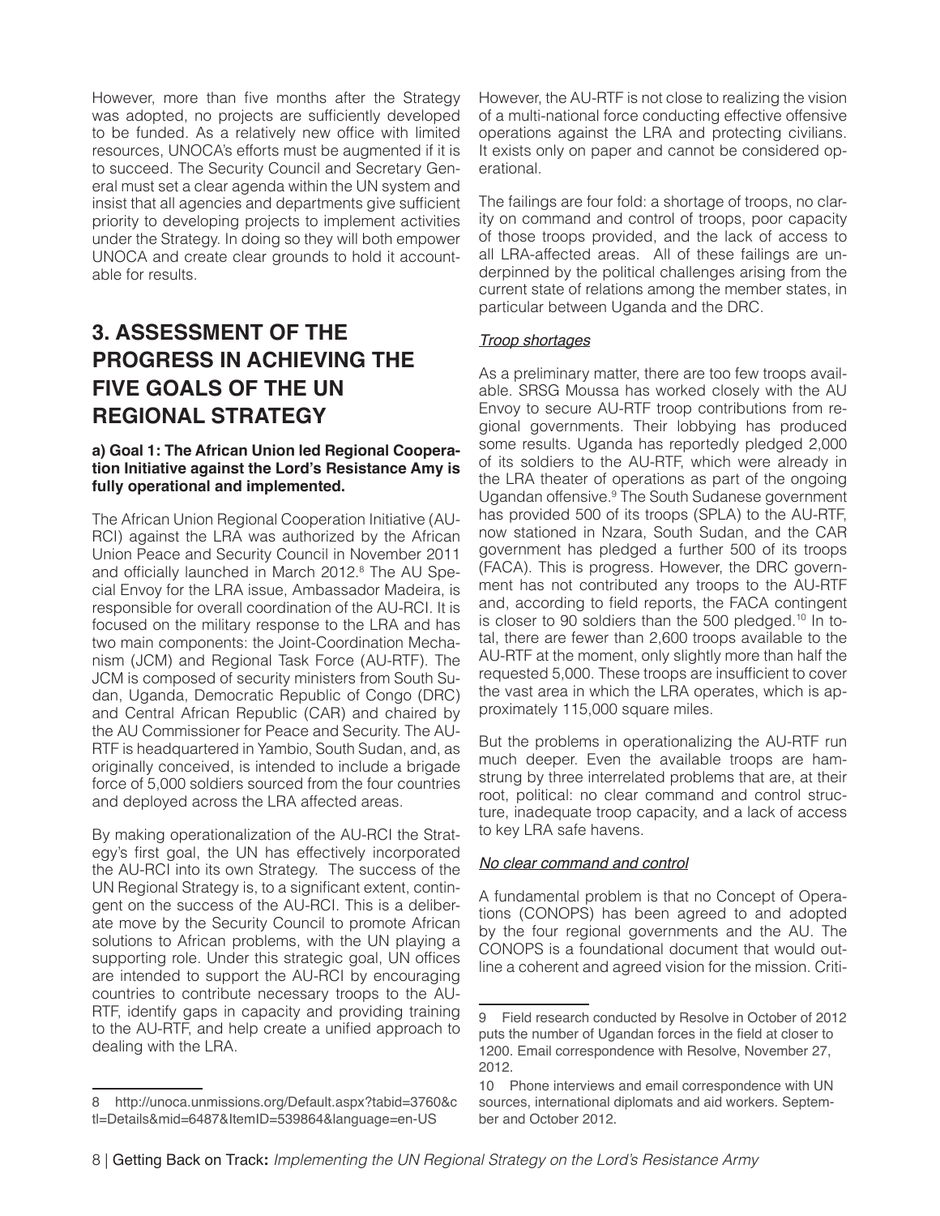However, more than five months after the Strategy was adopted, no projects are sufficiently developed to be funded. As a relatively new office with limited resources, UNOCA's efforts must be augmented if it is to succeed. The Security Council and Secretary General must set a clear agenda within the UN system and insist that all agencies and departments give sufficient priority to developing projects to implement activities under the Strategy. In doing so they will both empower UNOCA and create clear grounds to hold it accountable for results.

## 3. ASSESSMENT OF THE PROGRESS IN ACHIEVING THE FIVE GOALS OF THE UN REGIONAL STRATEGY

### a) Goal 1: The African Union led Regional Cooperation Initiative against the Lord's Resistance Amy is fully operational and implemented.

The African Union Regional Cooperation Initiative (AU-RCI) against the LRA was authorized by the African Union Peace and Security Council in November 2011 and officially launched in March 2012.[8] The AU Special Envoy for the LRA issue, Ambassador Madeira, is responsible for overall coordination of the AU-RCI. It is focused on the military response to the LRA and has two main components: the Joint-Coordination Mechanism (JCM) and Regional Task Force (AU-RTF). The JCM is composed of security ministers from South Sudan, Uganda, Democratic Republic of Congo (DRC) and Central African Republic (CAR) and chaired by the AU Commissioner for Peace and Security. The AU-RTF is headquartered in Yambio, South Sudan, and, as originally conceived, is intended to include a brigade force of 5,000 soldiers sourced from the four countries and deployed across the LRA affected areas.

By making operationalization of the AU-RCI the Strategy's first goal, the UN has effectively incorporated the AU-RCI into its own Strategy. The success of the UN Regional Strategy is, to a significant extent, contingent on the success of the AU-RCI. This is a deliberate move by the Security Council to promote African solutions to African problems, with the UN playing a supporting role. Under this strategic goal, UN offices are intended to support the AU-RCI by encouraging countries to contribute necessary troops to the AU-RTF, identify gaps in capacity and providing training to the AU-RTF, and help create a unified approach to dealing with the LRA.

However, the AU-RTF is not close to realizing the vision of a multi-national force conducting effective offensive operations against the LRA and protecting civilians. It exists only on paper and cannot be considered operational.

The failings are four fold: a shortage of troops, no clarity on command and control of troops, poor capacity of those troops provided, and the lack of access to all LRA-affected areas. All of these failings are underpinned by the political challenges arising from the current state of relations among the member states, in particular between Uganda and the DRC.

#### *Troop shortages*

As a preliminary matter, there are too few troops available. SRSG Moussa has worked closely with the AU Envoy to secure AU-RTF troop contributions from regional governments. Their lobbying has produced some results. Uganda has reportedly pledged 2,000 of its soldiers to the AU-RTF, which were already in the LRA theater of operations as part of the ongoing Ugandan offensive.[9] The South Sudanese government has provided 500 of its troops (SPLA) to the AU-RTF, now stationed in Nzara, South Sudan, and the CAR government has pledged a further 500 of its troops (FACA). This is progress. However, the DRC government has not contributed any troops to the AU-RTF and, according to field reports, the FACA contingent is closer to 90 soldiers than the 500 pledged.[10] In total, there are fewer than 2,600 troops available to the AU-RTF at the moment, only slightly more than half the requested 5,000. These troops are insufficient to cover the vast area in which the LRA operates, which is approximately 115,000 square miles.

But the problems in operationalizing the AU-RTF run much deeper. Even the available troops are hamstrung by three interrelated problems that are, at their root, political: no clear command and control structure, inadequate troop capacity, and a lack of access to key LRA safe havens.

#### *No clear command and control*

A fundamental problem is that no Concept of Operations (CONOPS) has been agreed to and adopted by the four regional governments and the AU. The CONOPS is a foundational document that would outline a coherent and agreed vision for the mission. Criti-

---

8 http://unoca.unmissions.org/Default.aspx?tabid=3760&ctl=Details&mid=6487&ItemID=539864&language=en-US

9 Field research conducted by Resolve in October of 2012 puts the number of Ugandan forces in the field at closer to 1200. Email correspondence with Resolve, November 27, 2012.

10 Phone interviews and email correspondence with UN sources, international diplomats and aid workers. September and October 2012.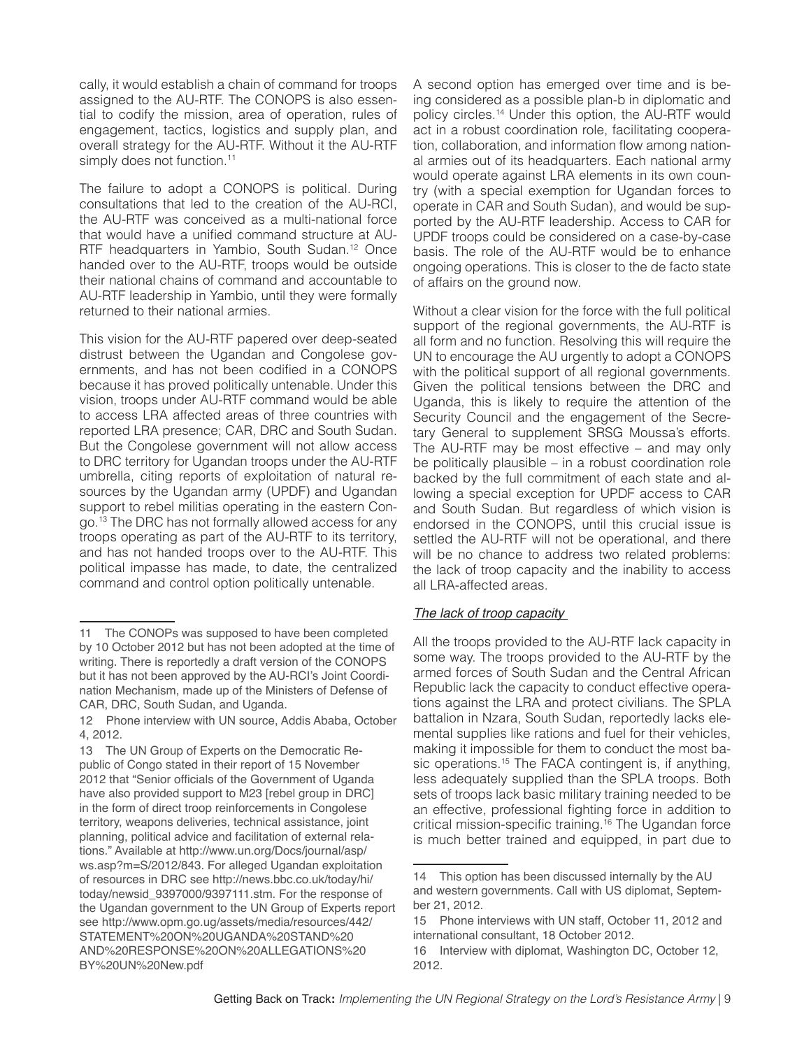cally, it would establish a chain of command for troops assigned to the AU-RTF. The CONOPS is also essential to codify the mission, area of operation, rules of engagement, tactics, logistics and supply plan, and overall strategy for the AU-RTF. Without it the AU-RTF simply does not function.[11]

The failure to adopt a CONOPS is political. During consultations that led to the creation of the AU-RCI, the AU-RTF was conceived as a multi-national force that would have a unified command structure at AU-RTF headquarters in Yambio, South Sudan.[12] Once handed over to the AU-RTF, troops would be outside their national chains of command and accountable to AU-RTF leadership in Yambio, until they were formally returned to their national armies.

This vision for the AU-RTF papered over deep-seated distrust between the Ugandan and Congolese governments, and has not been codified in a CONOPS because it has proved politically untenable. Under this vision, troops under AU-RTF command would be able to access LRA affected areas of three countries with reported LRA presence; CAR, DRC and South Sudan. But the Congolese government will not allow access to DRC territory for Ugandan troops under the AU-RTF umbrella, citing reports of exploitation of natural resources by the Ugandan army (UPDF) and Ugandan support to rebel militias operating in the eastern Congo.[13] The DRC has not formally allowed access for any troops operating as part of the AU-RTF to its territory, and has not handed troops over to the AU-RTF. This political impasse has made, to date, the centralized command and control option politically untenable.

A second option has emerged over time and is being considered as a possible plan-b in diplomatic and policy circles.[14] Under this option, the AU-RTF would act in a robust coordination role, facilitating cooperation, collaboration, and information flow among national armies out of its headquarters. Each national army would operate against LRA elements in its own country (with a special exemption for Ugandan forces to operate in CAR and South Sudan), and would be supported by the AU-RTF leadership. Access to CAR for UPDF troops could be considered on a case-by-case basis. The role of the AU-RTF would be to enhance ongoing operations. This is closer to the de facto state of affairs on the ground now.

Without a clear vision for the force with the full political support of the regional governments, the AU-RTF is all form and no function. Resolving this will require the UN to encourage the AU urgently to adopt a CONOPS with the political support of all regional governments. Given the political tensions between the DRC and Uganda, this is likely to require the attention of the Security Council and the engagement of the Secretary General to supplement SRSG Moussa's efforts. The AU-RTF may be most effective – and may only be politically plausible – in a robust coordination role backed by the full commitment of each state and allowing a special exception for UPDF access to CAR and South Sudan. But regardless of which vision is endorsed in the CONOPS, until this crucial issue is settled the AU-RTF will not be operational, and there will be no chance to address two related problems: the lack of troop capacity and the inability to access all LRA-affected areas.

### *The lack of troop capacity*

All the troops provided to the AU-RTF lack capacity in some way. The troops provided to the AU-RTF by the armed forces of South Sudan and the Central African Republic lack the capacity to conduct effective operations against the LRA and protect civilians. The SPLA battalion in Nzara, South Sudan, reportedly lacks elemental supplies like rations and fuel for their vehicles, making it impossible for them to conduct the most basic operations.[15] The FACA contingent is, if anything, less adequately supplied than the SPLA troops. Both sets of troops lack basic military training needed to be an effective, professional fighting force in addition to critical mission-specific training.[16] The Ugandan force is much better trained and equipped, in part due to

---

11 The CONOPs was supposed to have been completed by 10 October 2012 but has not been adopted at the time of writing. There is reportedly a draft version of the CONOPS but it has not been approved by the AU-RCI's Joint Coordination Mechanism, made up of the Ministers of Defense of CAR, DRC, South Sudan, and Uganda.

12 Phone interview with UN source, Addis Ababa, October 4, 2012.

13 The UN Group of Experts on the Democratic Republic of Congo stated in their report of 15 November 2012 that "Senior officials of the Government of Uganda have also provided support to M23 [rebel group in DRC] in the form of direct troop reinforcements in Congolese territory, weapons deliveries, technical assistance, joint planning, political advice and facilitation of external relations." Available at http://www.un.org/Docs/journal/asp/ws.asp?m=S/2012/843. For alleged Ugandan exploitation of resources in DRC see http://news.bbc.co.uk/today/hi/today/newsid_9397000/9397111.stm. For the response of the Ugandan government to the UN Group of Experts report see http://www.opm.go.ug/assets/media/resources/442/STATEMENT%20ON%20UGANDA%20STAND%20AND%20RESPONSE%20ON%20ALLEGATIONS%20BY%20UN%20New.pdf

14 This option has been discussed internally by the AU and western governments. Call with US diplomat, September 21, 2012.

15 Phone interviews with UN staff, October 11, 2012 and international consultant, 18 October 2012.

16 Interview with diplomat, Washington DC, October 12, 2012.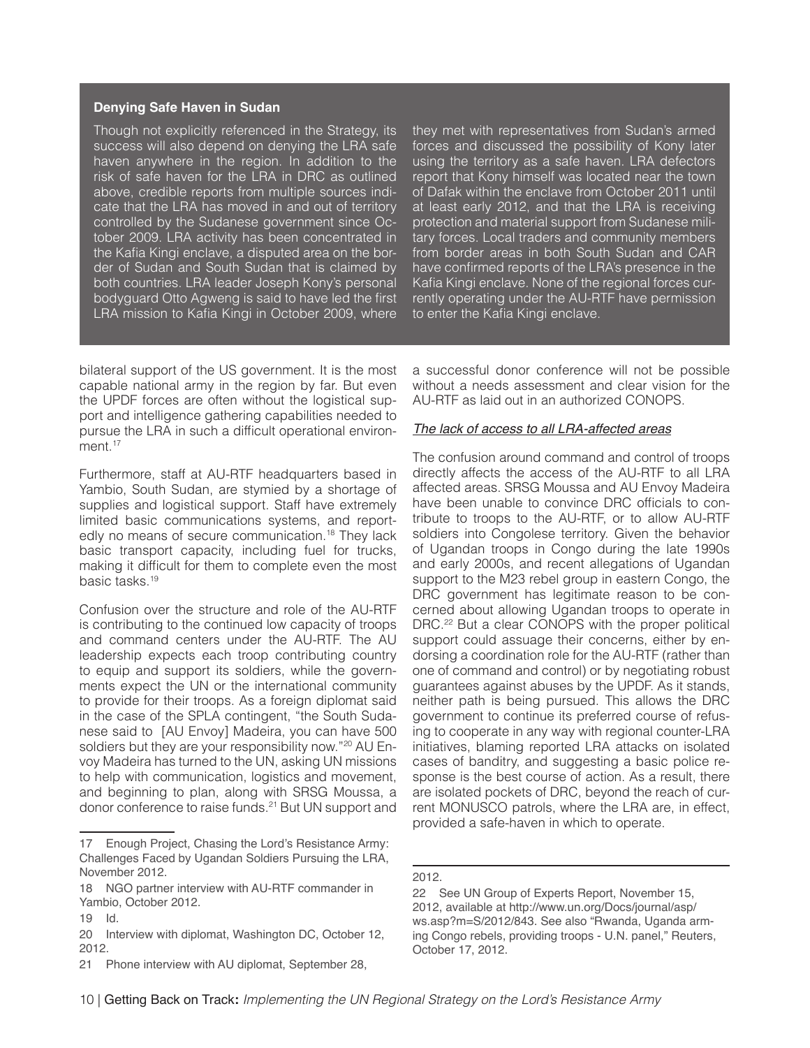**Denying Safe Haven in Sudan**

Though not explicitly referenced in the Strategy, its success will also depend on denying the LRA safe haven anywhere in the region. In addition to the risk of safe haven for the LRA in DRC as outlined above, credible reports from multiple sources indicate that the LRA has moved in and out of territory controlled by the Sudanese government since October 2009. LRA activity has been concentrated in the Kafia Kingi enclave, a disputed area on the border of Sudan and South Sudan that is claimed by both countries. LRA leader Joseph Kony's personal bodyguard Otto Agweng is said to have led the first LRA mission to Kafia Kingi in October 2009, where they met with representatives from Sudan's armed forces and discussed the possibility of Kony later using the territory as a safe haven. LRA defectors report that Kony himself was located near the town of Dafak within the enclave from October 2011 until at least early 2012, and that the LRA is receiving protection and material support from Sudanese military forces. Local traders and community members from border areas in both South Sudan and CAR have confirmed reports of the LRA's presence in the Kafia Kingi enclave. None of the regional forces currently operating under the AU-RTF have permission to enter the Kafia Kingi enclave.

bilateral support of the US government. It is the most capable national army in the region by far. But even the UPDF forces are often without the logistical support and intelligence gathering capabilities needed to pursue the LRA in such a difficult operational environment.[17]

Furthermore, staff at AU-RTF headquarters based in Yambio, South Sudan, are stymied by a shortage of supplies and logistical support. Staff have extremely limited basic communications systems, and reportedly no means of secure communication.[18] They lack basic transport capacity, including fuel for trucks, making it difficult for them to complete even the most basic tasks.[19]

Confusion over the structure and role of the AU-RTF is contributing to the continued low capacity of troops and command centers under the AU-RTF. The AU leadership expects each troop contributing country to equip and support its soldiers, while the governments expect the UN or the international community to provide for their troops. As a foreign diplomat said in the case of the SPLA contingent, "the South Sudanese said to [AU Envoy] Madeira, you can have 500 soldiers but they are your responsibility now."[20] AU Envoy Madeira has turned to the UN, asking UN missions to help with communication, logistics and movement, and beginning to plan, along with SRSG Moussa, a donor conference to raise funds.[21] But UN support and a successful donor conference will not be possible without a needs assessment and clear vision for the AU-RTF as laid out in an authorized CONOPS.

*The lack of access to all LRA-affected areas*

The confusion around command and control of troops directly affects the access of the AU-RTF to all LRA affected areas. SRSG Moussa and AU Envoy Madeira have been unable to convince DRC officials to contribute to troops to the AU-RTF, or to allow AU-RTF soldiers into Congolese territory. Given the behavior of Ugandan troops in Congo during the late 1990s and early 2000s, and recent allegations of Ugandan support to the M23 rebel group in eastern Congo, the DRC government has legitimate reason to be concerned about allowing Ugandan troops to operate in DRC.[22] But a clear CONOPS with the proper political support could assuage their concerns, either by endorsing a coordination role for the AU-RTF (rather than one of command and control) or by negotiating robust guarantees against abuses by the UPDF. As it stands, neither path is being pursued. This allows the DRC government to continue its preferred course of refusing to cooperate in any way with regional counter-LRA initiatives, blaming reported LRA attacks on isolated cases of banditry, and suggesting a basic police response is the best course of action. As a result, there are isolated pockets of DRC, beyond the reach of current MONUSCO patrols, where the LRA are, in effect, provided a safe-haven in which to operate.

---

17 Enough Project, Chasing the Lord's Resistance Army: Challenges Faced by Ugandan Soldiers Pursuing the LRA, November 2012.

18 NGO partner interview with AU-RTF commander in Yambio, October 2012.

19 Id.

20 Interview with diplomat, Washington DC, October 12, 2012.

21 Phone interview with AU diplomat, September 28, 2012.

22 See UN Group of Experts Report, November 15, 2012, available at http://www.un.org/Docs/journal/asp/ws.asp?m=S/2012/843. See also "Rwanda, Uganda arming Congo rebels, providing troops - U.N. panel," Reuters, October 17, 2012.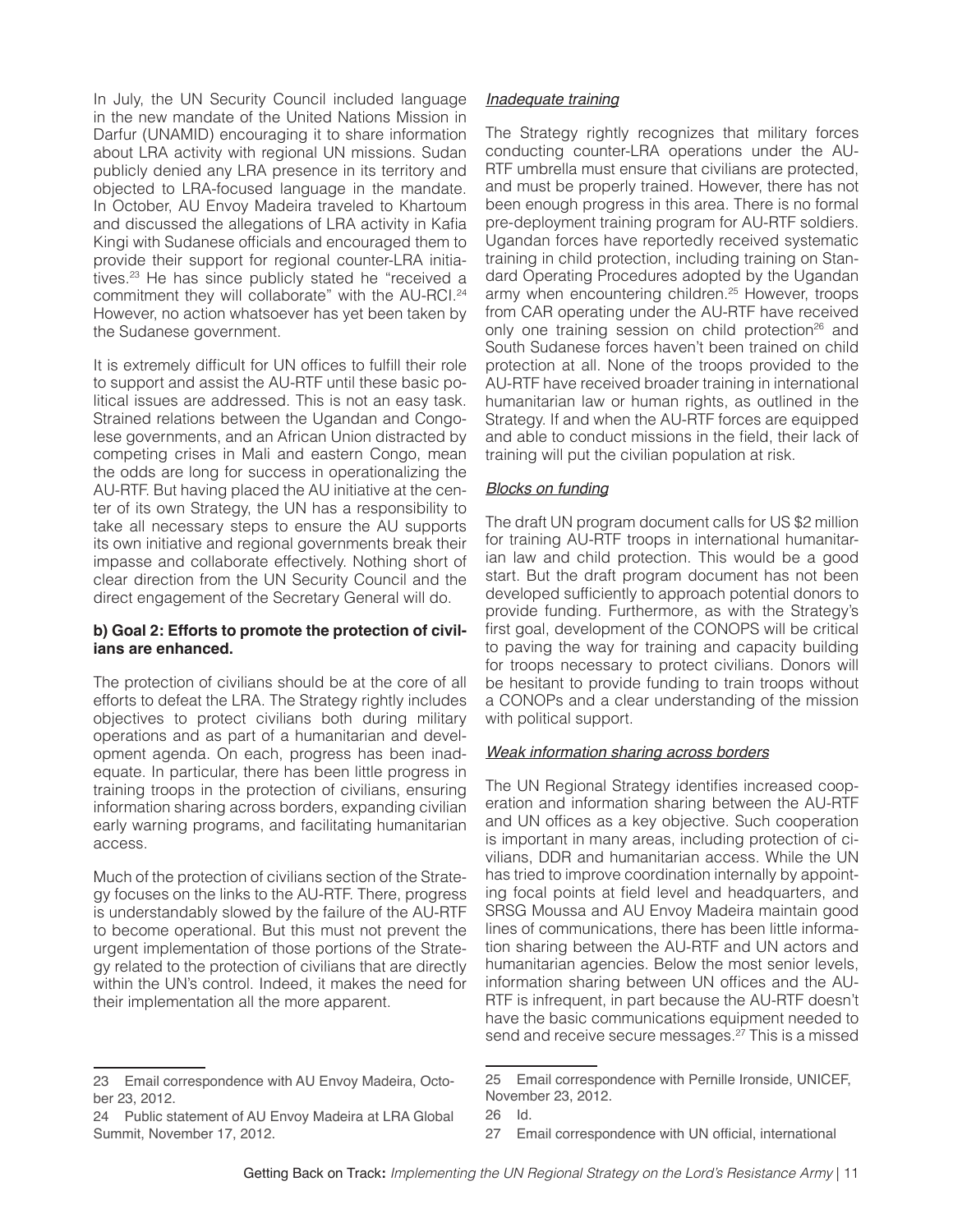In July, the UN Security Council included language in the new mandate of the United Nations Mission in Darfur (UNAMID) encouraging it to share information about LRA activity with regional UN missions. Sudan publicly denied any LRA presence in its territory and objected to LRA-focused language in the mandate. In October, AU Envoy Madeira traveled to Khartoum and discussed the allegations of LRA activity in Kafia Kingi with Sudanese officials and encouraged them to provide their support for regional counter-LRA initiatives.[23] He has since publicly stated he "received a commitment they will collaborate" with the AU-RCI.[24] However, no action whatsoever has yet been taken by the Sudanese government.

It is extremely difficult for UN offices to fulfill their role to support and assist the AU-RTF until these basic political issues are addressed. This is not an easy task. Strained relations between the Ugandan and Congolese governments, and an African Union distracted by competing crises in Mali and eastern Congo, mean the odds are long for success in operationalizing the AU-RTF. But having placed the AU initiative at the center of its own Strategy, the UN has a responsibility to take all necessary steps to ensure the AU supports its own initiative and regional governments break their impasse and collaborate effectively. Nothing short of clear direction from the UN Security Council and the direct engagement of the Secretary General will do.

**b) Goal 2: Efforts to promote the protection of civilians are enhanced.**

The protection of civilians should be at the core of all efforts to defeat the LRA. The Strategy rightly includes objectives to protect civilians both during military operations and as part of a humanitarian and development agenda. On each, progress has been inadequate. In particular, there has been little progress in training troops in the protection of civilians, ensuring information sharing across borders, expanding civilian early warning programs, and facilitating humanitarian access.

Much of the protection of civilians section of the Strategy focuses on the links to the AU-RTF. There, progress is understandably slowed by the failure of the AU-RTF to become operational. But this must not prevent the urgent implementation of those portions of the Strategy related to the protection of civilians that are directly within the UN's control. Indeed, it makes the need for their implementation all the more apparent.

*Inadequate training*

The Strategy rightly recognizes that military forces conducting counter-LRA operations under the AU-RTF umbrella must ensure that civilians are protected, and must be properly trained. However, there has not been enough progress in this area. There is no formal pre-deployment training program for AU-RTF soldiers. Ugandan forces have reportedly received systematic training in child protection, including training on Standard Operating Procedures adopted by the Ugandan army when encountering children.[25] However, troops from CAR operating under the AU-RTF have received only one training session on child protection[26] and South Sudanese forces haven't been trained on child protection at all. None of the troops provided to the AU-RTF have received broader training in international humanitarian law or human rights, as outlined in the Strategy. If and when the AU-RTF forces are equipped and able to conduct missions in the field, their lack of training will put the civilian population at risk.

*Blocks on funding*

The draft UN program document calls for US $2 million for training AU-RTF troops in international humanitarian law and child protection. This would be a good start. But the draft program document has not been developed sufficiently to approach potential donors to provide funding. Furthermore, as with the Strategy's first goal, development of the CONOPS will be critical to paving the way for training and capacity building for troops necessary to protect civilians. Donors will be hesitant to provide funding to train troops without a CONOPs and a clear understanding of the mission with political support.

*Weak information sharing across borders*

The UN Regional Strategy identifies increased cooperation and information sharing between the AU-RTF and UN offices as a key objective. Such cooperation is important in many areas, including protection of civilians, DDR and humanitarian access. While the UN has tried to improve coordination internally by appointing focal points at field level and headquarters, and SRSG Moussa and AU Envoy Madeira maintain good lines of communications, there has been little information sharing between the AU-RTF and UN actors and humanitarian agencies. Below the most senior levels, information sharing between UN offices and the AU-RTF is infrequent, in part because the AU-RTF doesn't have the basic communications equipment needed to send and receive secure messages.[27] This is a missed

---

23 Email correspondence with AU Envoy Madeira, October 23, 2012.

24 Public statement of AU Envoy Madeira at LRA Global Summit, November 17, 2012.

25 Email correspondence with Pernille Ironside, UNICEF, November 23, 2012.

26 Id.

27 Email correspondence with UN official, international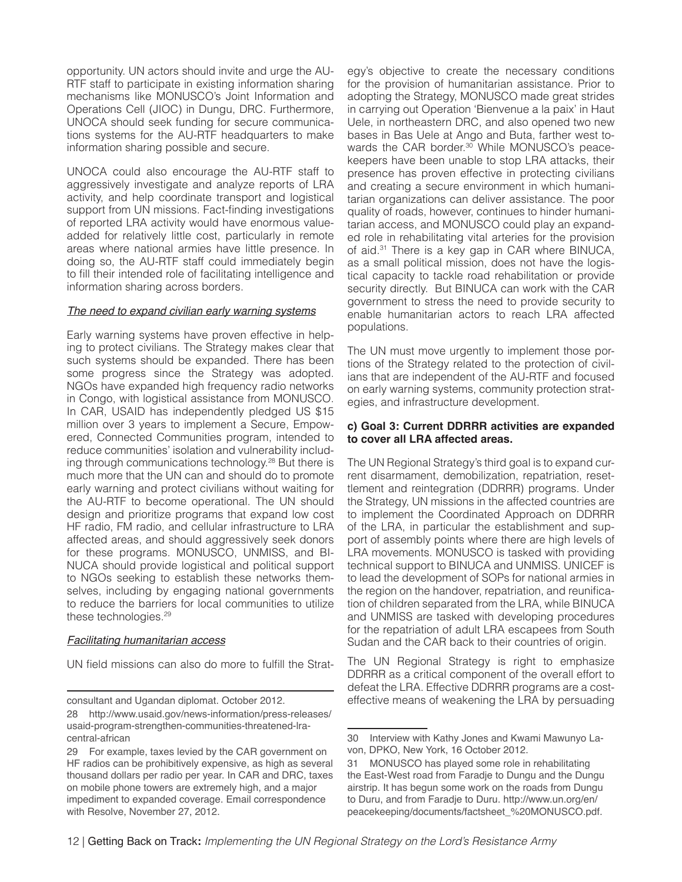opportunity. UN actors should invite and urge the AU-RTF staff to participate in existing information sharing mechanisms like MONUSCO's Joint Information and Operations Cell (JIOC) in Dungu, DRC. Furthermore, UNOCA should seek funding for secure communications systems for the AU-RTF headquarters to make information sharing possible and secure.

UNOCA could also encourage the AU-RTF staff to aggressively investigate and analyze reports of LRA activity, and help coordinate transport and logistical support from UN missions. Fact-finding investigations of reported LRA activity would have enormous value-added for relatively little cost, particularly in remote areas where national armies have little presence. In doing so, the AU-RTF staff could immediately begin to fill their intended role of facilitating intelligence and information sharing across borders.

*The need to expand civilian early warning systems*

Early warning systems have proven effective in helping to protect civilians. The Strategy makes clear that such systems should be expanded. There has been some progress since the Strategy was adopted. NGOs have expanded high frequency radio networks in Congo, with logistical assistance from MONUSCO. In CAR, USAID has independently pledged US $15 million over 3 years to implement a Secure, Empowered, Connected Communities program, intended to reduce communities' isolation and vulnerability including through communications technology.[28] But there is much more that the UN can and should do to promote early warning and protect civilians without waiting for the AU-RTF to become operational. The UN should design and prioritize programs that expand low cost HF radio, FM radio, and cellular infrastructure to LRA affected areas, and should aggressively seek donors for these programs. MONUSCO, UNMISS, and BINUCA should provide logistical and political support to NGOs seeking to establish these networks themselves, including by engaging national governments to reduce the barriers for local communities to utilize these technologies.[29]

*Facilitating humanitarian access*

UN field missions can also do more to fulfill the Strategy's objective to create the necessary conditions for the provision of humanitarian assistance. Prior to adopting the Strategy, MONUSCO made great strides in carrying out Operation 'Bienvenue a la paix' in Haut Uele, in northeastern DRC, and also opened two new bases in Bas Uele at Ango and Buta, farther west towards the CAR border.[30] While MONUSCO's peacekeepers have been unable to stop LRA attacks, their presence has proven effective in protecting civilians and creating a secure environment in which humanitarian organizations can deliver assistance. The poor quality of roads, however, continues to hinder humanitarian access, and MONUSCO could play an expanded role in rehabilitating vital arteries for the provision of aid.[31] There is a key gap in CAR where BINUCA, as a small political mission, does not have the logistical capacity to tackle road rehabilitation or provide security directly. But BINUCA can work with the CAR government to stress the need to provide security to enable humanitarian actors to reach LRA affected populations.

The UN must move urgently to implement those portions of the Strategy related to the protection of civilians that are independent of the AU-RTF and focused on early warning systems, community protection strategies, and infrastructure development.

**c) Goal 3: Current DDRRR activities are expanded to cover all LRA affected areas.**

The UN Regional Strategy's third goal is to expand current disarmament, demobilization, repatriation, resettlement and reintegration (DDRRR) programs. Under the Strategy, UN missions in the affected countries are to implement the Coordinated Approach on DDRRR of the LRA, in particular the establishment and support of assembly points where there are high levels of LRA movements. MONUSCO is tasked with providing technical support to BINUCA and UNMISS. UNICEF is to lead the development of SOPs for national armies in the region on the handover, repatriation, and reunification of children separated from the LRA, while BINUCA and UNMISS are tasked with developing procedures for the repatriation of adult LRA escapees from South Sudan and the CAR back to their countries of origin.

The UN Regional Strategy is right to emphasize DDRRR as a critical component of the overall effort to defeat the LRA. Effective DDRRR programs are a cost-effective means of weakening the LRA by persuading

---

consultant and Ugandan diplomat. October 2012.

28 http://www.usaid.gov/news-information/press-releases/usaid-program-strengthen-communities-threatened-lra-central-african

29 For example, taxes levied by the CAR government on HF radios can be prohibitively expensive, as high as several thousand dollars per radio per year. In CAR and DRC, taxes on mobile phone towers are extremely high, and a major impediment to expanded coverage. Email correspondence with Resolve, November 27, 2012.

30 Interview with Kathy Jones and Kwami Mawunyo Lavon, DPKO, New York, 16 October 2012.

31 MONUSCO has played some role in rehabilitating the East-West road from Faradje to Dungu and the Dungu airstrip. It has begun some work on the roads from Dungu to Duru, and from Faradje to Duru. http://www.un.org/en/peacekeeping/documents/factsheet_%20MONUSCO.pdf.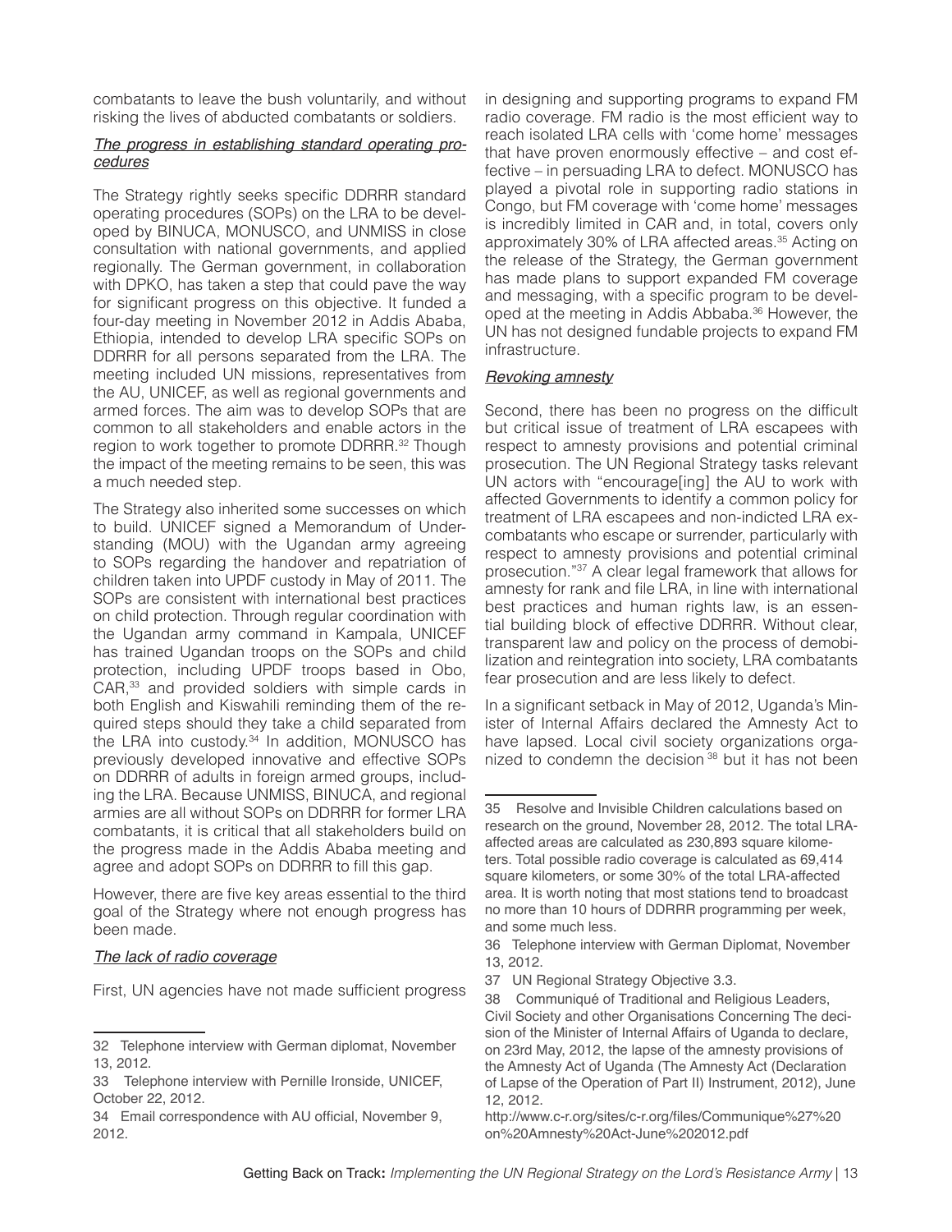combatants to leave the bush voluntarily, and without risking the lives of abducted combatants or soldiers.

*The progress in establishing standard operating procedures*

The Strategy rightly seeks specific DDRRR standard operating procedures (SOPs) on the LRA to be developed by BINUCA, MONUSCO, and UNMISS in close consultation with national governments, and applied regionally. The German government, in collaboration with DPKO, has taken a step that could pave the way for significant progress on this objective. It funded a four-day meeting in November 2012 in Addis Ababa, Ethiopia, intended to develop LRA specific SOPs on DDRRR for all persons separated from the LRA. The meeting included UN missions, representatives from the AU, UNICEF, as well as regional governments and armed forces. The aim was to develop SOPs that are common to all stakeholders and enable actors in the region to work together to promote DDRRR.[32] Though the impact of the meeting remains to be seen, this was a much needed step.

The Strategy also inherited some successes on which to build. UNICEF signed a Memorandum of Understanding (MOU) with the Ugandan army agreeing to SOPs regarding the handover and repatriation of children taken into UPDF custody in May of 2011. The SOPs are consistent with international best practices on child protection. Through regular coordination with the Ugandan army command in Kampala, UNICEF has trained Ugandan troops on the SOPs and child protection, including UPDF troops based in Obo, CAR,[33] and provided soldiers with simple cards in both English and Kiswahili reminding them of the required steps should they take a child separated from the LRA into custody.[34] In addition, MONUSCO has previously developed innovative and effective SOPs on DDRRR of adults in foreign armed groups, including the LRA. Because UNMISS, BINUCA, and regional armies are all without SOPs on DDRRR for former LRA combatants, it is critical that all stakeholders build on the progress made in the Addis Ababa meeting and agree and adopt SOPs on DDRRR to fill this gap.

However, there are five key areas essential to the third goal of the Strategy where not enough progress has been made.

*The lack of radio coverage*

First, UN agencies have not made sufficient progress in designing and supporting programs to expand FM radio coverage. FM radio is the most efficient way to reach isolated LRA cells with 'come home' messages that have proven enormously effective – and cost effective – in persuading LRA to defect. MONUSCO has played a pivotal role in supporting radio stations in Congo, but FM coverage with 'come home' messages is incredibly limited in CAR and, in total, covers only approximately 30% of LRA affected areas.[35] Acting on the release of the Strategy, the German government has made plans to support expanded FM coverage and messaging, with a specific program to be developed at the meeting in Addis Abbaba.[36] However, the UN has not designed fundable projects to expand FM infrastructure.

*Revoking amnesty*

Second, there has been no progress on the difficult but critical issue of treatment of LRA escapees with respect to amnesty provisions and potential criminal prosecution. The UN Regional Strategy tasks relevant UN actors with "encourage[ing] the AU to work with affected Governments to identify a common policy for treatment of LRA escapees and non-indicted LRA ex-combatants who escape or surrender, particularly with respect to amnesty provisions and potential criminal prosecution."[37] A clear legal framework that allows for amnesty for rank and file LRA, in line with international best practices and human rights law, is an essential building block of effective DDRRR. Without clear, transparent law and policy on the process of demobilization and reintegration into society, LRA combatants fear prosecution and are less likely to defect.

In a significant setback in May of 2012, Uganda's Minister of Internal Affairs declared the Amnesty Act to have lapsed. Local civil society organizations organized to condemn the decision[38] but it has not been

---

32 Telephone interview with German diplomat, November 13, 2012.

33 Telephone interview with Pernille Ironside, UNICEF, October 22, 2012.

34 Email correspondence with AU official, November 9, 2012.

35 Resolve and Invisible Children calculations based on research on the ground, November 28, 2012. The total LRA-affected areas are calculated as 230,893 square kilometers. Total possible radio coverage is calculated as 69,414 square kilometers, or some 30% of the total LRA-affected area. It is worth noting that most stations tend to broadcast no more than 10 hours of DDRRR programming per week, and some much less.

36 Telephone interview with German Diplomat, November 13, 2012.

37 UN Regional Strategy Objective 3.3.

38 Communiqué of Traditional and Religious Leaders, Civil Society and other Organisations Concerning The decision of the Minister of Internal Affairs of Uganda to declare, on 23rd May, 2012, the lapse of the amnesty provisions of the Amnesty Act of Uganda (The Amnesty Act (Declaration of Lapse of the Operation of Part II) Instrument, 2012), June 12, 2012.
http://www.c-r.org/sites/c-r.org/files/Communique%27%20on%20Amnesty%20Act-June%202012.pdf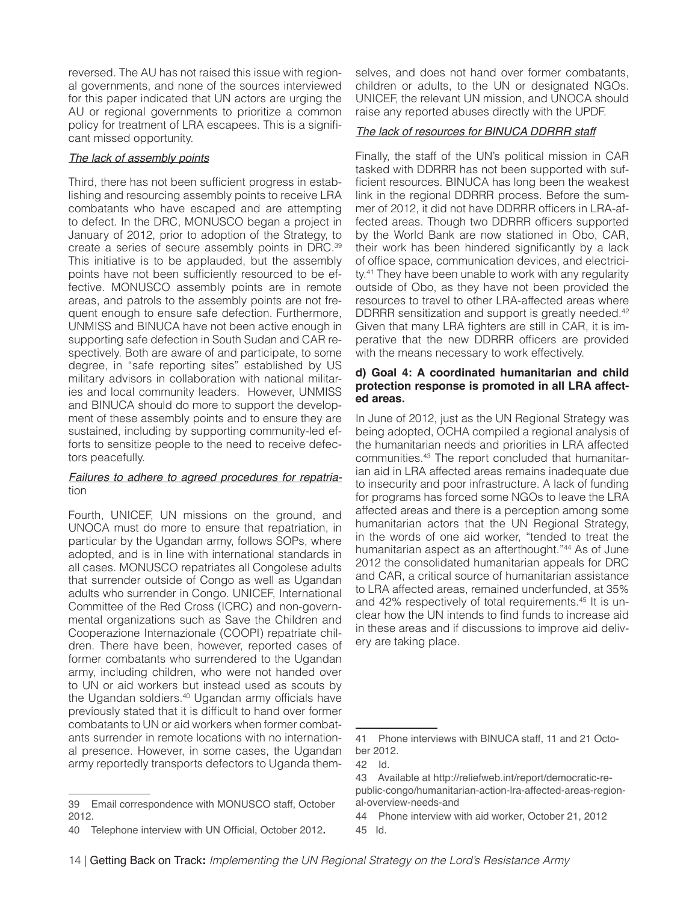reversed. The AU has not raised this issue with regional governments, and none of the sources interviewed for this paper indicated that UN actors are urging the AU or regional governments to prioritize a common policy for treatment of LRA escapees. This is a significant missed opportunity.

*The lack of assembly points*

Third, there has not been sufficient progress in establishing and resourcing assembly points to receive LRA combatants who have escaped and are attempting to defect. In the DRC, MONUSCO began a project in January of 2012, prior to adoption of the Strategy, to create a series of secure assembly points in DRC.[39] This initiative is to be applauded, but the assembly points have not been sufficiently resourced to be effective. MONUSCO assembly points are in remote areas, and patrols to the assembly points are not frequent enough to ensure safe defection. Furthermore, UNMISS and BINUCA have not been active enough in supporting safe defection in South Sudan and CAR respectively. Both are aware of and participate, to some degree, in "safe reporting sites" established by US military advisors in collaboration with national militaries and local community leaders. However, UNMISS and BINUCA should do more to support the development of these assembly points and to ensure they are sustained, including by supporting community-led efforts to sensitize people to the need to receive defectors peacefully.

*Failures to adhere to agreed procedures for repatriation*

Fourth, UNICEF, UN missions on the ground, and UNOCA must do more to ensure that repatriation, in particular by the Ugandan army, follows SOPs, where adopted, and is in line with international standards in all cases. MONUSCO repatriates all Congolese adults that surrender outside of Congo as well as Ugandan adults who surrender in Congo. UNICEF, International Committee of the Red Cross (ICRC) and non-governmental organizations such as Save the Children and Cooperazione Internazionale (COOPI) repatriate children. There have been, however, reported cases of former combatants who surrendered to the Ugandan army, including children, who were not handed over to UN or aid workers but instead used as scouts by the Ugandan soldiers.[40] Ugandan army officials have previously stated that it is difficult to hand over former combatants to UN or aid workers when former combatants surrender in remote locations with no international presence. However, in some cases, the Ugandan army reportedly transports defectors to Uganda themselves, and does not hand over former combatants, children or adults, to the UN or designated NGOs. UNICEF, the relevant UN mission, and UNOCA should raise any reported abuses directly with the UPDF.

*The lack of resources for BINUCA DDRRR staff*

Finally, the staff of the UN's political mission in CAR tasked with DDRRR has not been supported with sufficient resources. BINUCA has long been the weakest link in the regional DDRRR process. Before the summer of 2012, it did not have DDRRR officers in LRA-affected areas. Though two DDRRR officers supported by the World Bank are now stationed in Obo, CAR, their work has been hindered significantly by a lack of office space, communication devices, and electricity.[41] They have been unable to work with any regularity outside of Obo, as they have not been provided the resources to travel to other LRA-affected areas where DDRRR sensitization and support is greatly needed.[42] Given that many LRA fighters are still in CAR, it is imperative that the new DDRRR officers are provided with the means necessary to work effectively.

**d) Goal 4: A coordinated humanitarian and child protection response is promoted in all LRA affected areas.**

In June of 2012, just as the UN Regional Strategy was being adopted, OCHA compiled a regional analysis of the humanitarian needs and priorities in LRA affected communities.[43] The report concluded that humanitarian aid in LRA affected areas remains inadequate due to insecurity and poor infrastructure. A lack of funding for programs has forced some NGOs to leave the LRA affected areas and there is a perception among some humanitarian actors that the UN Regional Strategy, in the words of one aid worker, "tended to treat the humanitarian aspect as an afterthought."[44] As of June 2012 the consolidated humanitarian appeals for DRC and CAR, a critical source of humanitarian assistance to LRA affected areas, remained underfunded, at 35% and 42% respectively of total requirements.[45] It is unclear how the UN intends to find funds to increase aid in these areas and if discussions to improve aid delivery are taking place.

---

39 Email correspondence with MONUSCO staff, October 2012.

40 Telephone interview with UN Official, October 2012.

41 Phone interviews with BINUCA staff, 11 and 21 October 2012.

42 Id.

43 Available at http://reliefweb.int/report/democratic-republic-congo/humanitarian-action-lra-affected-areas-regional-overview-needs-and

44 Phone interview with aid worker, October 21, 2012

45 Id.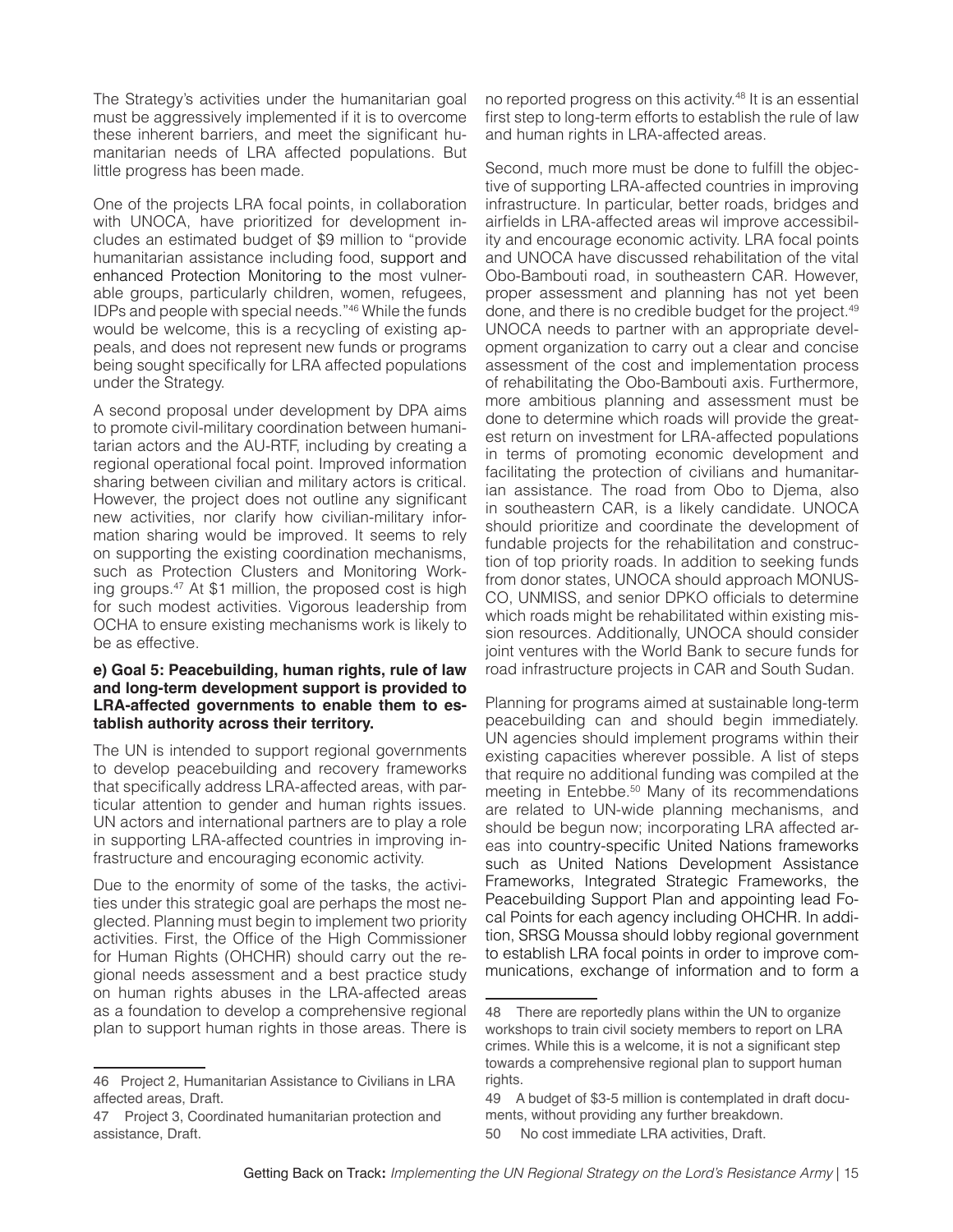The Strategy's activities under the humanitarian goal must be aggressively implemented if it is to overcome these inherent barriers, and meet the significant humanitarian needs of LRA affected populations. But little progress has been made.

One of the projects LRA focal points, in collaboration with UNOCA, have prioritized for development includes an estimated budget of $9 million to "provide humanitarian assistance including food, support and enhanced Protection Monitoring to the most vulnerable groups, particularly children, women, refugees, IDPs and people with special needs."[46] While the funds would be welcome, this is a recycling of existing appeals, and does not represent new funds or programs being sought specifically for LRA affected populations under the Strategy.

A second proposal under development by DPA aims to promote civil-military coordination between humanitarian actors and the AU-RTF, including by creating a regional operational focal point. Improved information sharing between civilian and military actors is critical. However, the project does not outline any significant new activities, nor clarify how civilian-military information sharing would be improved. It seems to rely on supporting the existing coordination mechanisms, such as Protection Clusters and Monitoring Working groups.[47] At $1 million, the proposed cost is high for such modest activities. Vigorous leadership from OCHA to ensure existing mechanisms work is likely to be as effective.

#### e) Goal 5: Peacebuilding, human rights, rule of law and long-term development support is provided to LRA-affected governments to enable them to establish authority across their territory.

The UN is intended to support regional governments to develop peacebuilding and recovery frameworks that specifically address LRA-affected areas, with particular attention to gender and human rights issues. UN actors and international partners are to play a role in supporting LRA-affected countries in improving infrastructure and encouraging economic activity.

Due to the enormity of some of the tasks, the activities under this strategic goal are perhaps the most neglected. Planning must begin to implement two priority activities. First, the Office of the High Commissioner for Human Rights (OHCHR) should carry out the regional needs assessment and a best practice study on human rights abuses in the LRA-affected areas as a foundation to develop a comprehensive regional plan to support human rights in those areas. There is no reported progress on this activity.[48] It is an essential first step to long-term efforts to establish the rule of law and human rights in LRA-affected areas.

Second, much more must be done to fulfill the objective of supporting LRA-affected countries in improving infrastructure. In particular, better roads, bridges and airfields in LRA-affected areas wil improve accessibility and encourage economic activity. LRA focal points and UNOCA have discussed rehabilitation of the vital Obo-Bambouti road, in southeastern CAR. However, proper assessment and planning has not yet been done, and there is no credible budget for the project.[49] UNOCA needs to partner with an appropriate development organization to carry out a clear and concise assessment of the cost and implementation process of rehabilitating the Obo-Bambouti axis. Furthermore, more ambitious planning and assessment must be done to determine which roads will provide the greatest return on investment for LRA-affected populations in terms of promoting economic development and facilitating the protection of civilians and humanitarian assistance. The road from Obo to Djema, also in southeastern CAR, is a likely candidate. UNOCA should prioritize and coordinate the development of fundable projects for the rehabilitation and construction of top priority roads. In addition to seeking funds from donor states, UNOCA should approach MONUSCO, UNMISS, and senior DPKO officials to determine which roads might be rehabilitated within existing mission resources. Additionally, UNOCA should consider joint ventures with the World Bank to secure funds for road infrastructure projects in CAR and South Sudan.

Planning for programs aimed at sustainable long-term peacebuilding can and should begin immediately. UN agencies should implement programs within their existing capacities wherever possible. A list of steps that require no additional funding was compiled at the meeting in Entebbe.[50] Many of its recommendations are related to UN-wide planning mechanisms, and should be begun now; incorporating LRA affected areas into country-specific United Nations frameworks such as United Nations Development Assistance Frameworks, Integrated Strategic Frameworks, the Peacebuilding Support Plan and appointing lead Focal Points for each agency including OHCHR. In addition, SRSG Moussa should lobby regional government to establish LRA focal points in order to improve communications, exchange of information and to form a

---

46 Project 2, Humanitarian Assistance to Civilians in LRA affected areas, Draft.

47 Project 3, Coordinated humanitarian protection and assistance, Draft.

48 There are reportedly plans within the UN to organize workshops to train civil society members to report on LRA crimes. While this is a welcome, it is not a significant step towards a comprehensive regional plan to support human rights.

49 A budget of $3-5 million is contemplated in draft documents, without providing any further breakdown.

50 No cost immediate LRA activities, Draft.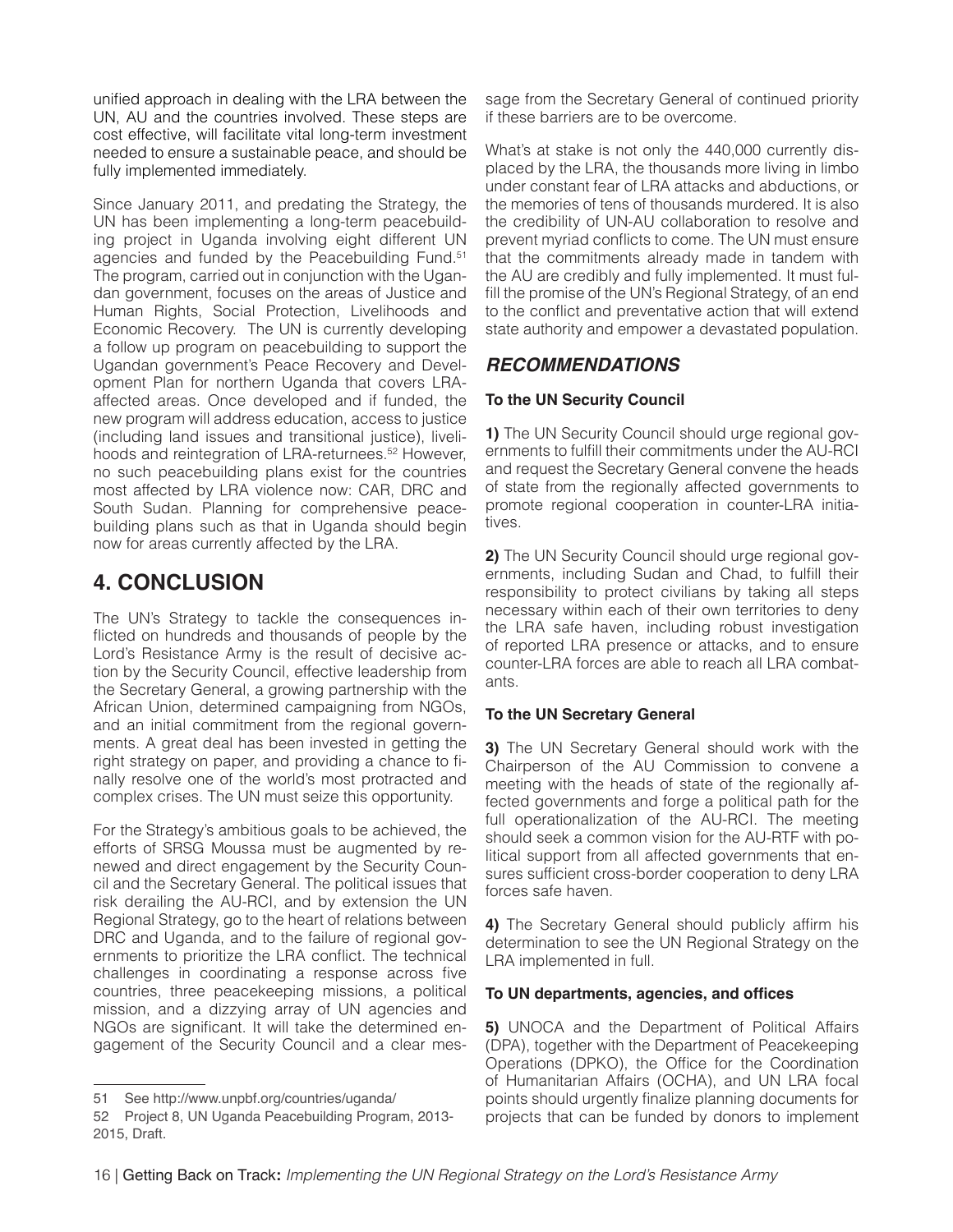unified approach in dealing with the LRA between the UN, AU and the countries involved. These steps are cost effective, will facilitate vital long-term investment needed to ensure a sustainable peace, and should be fully implemented immediately.

Since January 2011, and predating the Strategy, the UN has been implementing a long-term peacebuilding project in Uganda involving eight different UN agencies and funded by the Peacebuilding Fund.[51] The program, carried out in conjunction with the Ugandan government, focuses on the areas of Justice and Human Rights, Social Protection, Livelihoods and Economic Recovery. The UN is currently developing a follow up program on peacebuilding to support the Ugandan government's Peace Recovery and Development Plan for northern Uganda that covers LRA-affected areas. Once developed and if funded, the new program will address education, access to justice (including land issues and transitional justice), livelihoods and reintegration of LRA-returnees.[52] However, no such peacebuilding plans exist for the countries most affected by LRA violence now: CAR, DRC and South Sudan. Planning for comprehensive peacebuilding plans such as that in Uganda should begin now for areas currently affected by the LRA.

## 4. CONCLUSION

The UN's Strategy to tackle the consequences inflicted on hundreds and thousands of people by the Lord's Resistance Army is the result of decisive action by the Security Council, effective leadership from the Secretary General, a growing partnership with the African Union, determined campaigning from NGOs, and an initial commitment from the regional governments. A great deal has been invested in getting the right strategy on paper, and providing a chance to finally resolve one of the world's most protracted and complex crises. The UN must seize this opportunity.

For the Strategy's ambitious goals to be achieved, the efforts of SRSG Moussa must be augmented by renewed and direct engagement by the Security Council and the Secretary General. The political issues that risk derailing the AU-RCI, and by extension the UN Regional Strategy, go to the heart of relations between DRC and Uganda, and to the failure of regional governments to prioritize the LRA conflict. The technical challenges in coordinating a response across five countries, three peacekeeping missions, a political mission, and a dizzying array of UN agencies and NGOs are significant. It will take the determined engagement of the Security Council and a clear message from the Secretary General of continued priority if these barriers are to be overcome.

What's at stake is not only the 440,000 currently displaced by the LRA, the thousands more living in limbo under constant fear of LRA attacks and abductions, or the memories of tens of thousands murdered. It is also the credibility of UN-AU collaboration to resolve and prevent myriad conflicts to come. The UN must ensure that the commitments already made in tandem with the AU are credibly and fully implemented. It must fulfill the promise of the UN's Regional Strategy, of an end to the conflict and preventative action that will extend state authority and empower a devastated population.

### *RECOMMENDATIONS*

**To the UN Security Council**

**1)** The UN Security Council should urge regional governments to fulfill their commitments under the AU-RCI and request the Secretary General convene the heads of state from the regionally affected governments to promote regional cooperation in counter-LRA initiatives.

**2)** The UN Security Council should urge regional governments, including Sudan and Chad, to fulfill their responsibility to protect civilians by taking all steps necessary within each of their own territories to deny the LRA safe haven, including robust investigation of reported LRA presence or attacks, and to ensure counter-LRA forces are able to reach all LRA combatants.

**To the UN Secretary General**

**3)** The UN Secretary General should work with the Chairperson of the AU Commission to convene a meeting with the heads of state of the regionally affected governments and forge a political path for the full operationalization of the AU-RCI. The meeting should seek a common vision for the AU-RTF with political support from all affected governments that ensures sufficient cross-border cooperation to deny LRA forces safe haven.

**4)** The Secretary General should publicly affirm his determination to see the UN Regional Strategy on the LRA implemented in full.

**To UN departments, agencies, and offices**

**5)** UNOCA and the Department of Political Affairs (DPA), together with the Department of Peacekeeping Operations (DPKO), the Office for the Coordination of Humanitarian Affairs (OCHA), and UN LRA focal points should urgently finalize planning documents for projects that can be funded by donors to implement

---

51 See http://www.unpbf.org/countries/uganda/

52 Project 8, UN Uganda Peacebuilding Program, 2013-2015, Draft.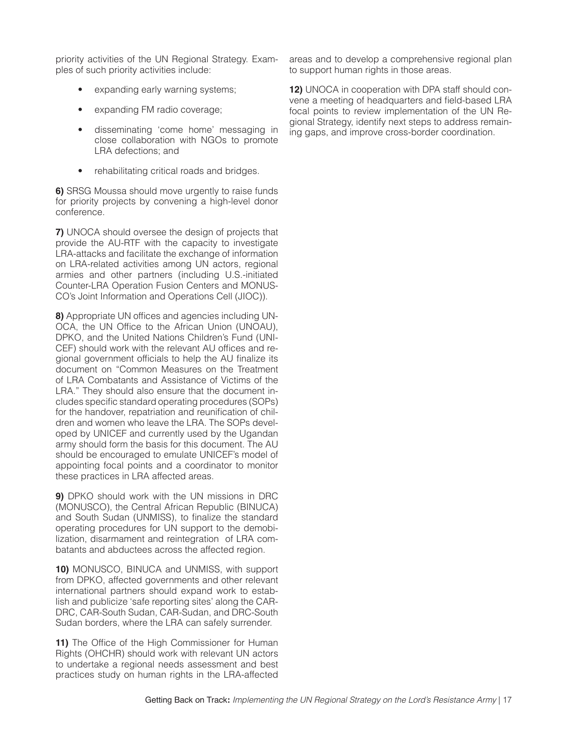priority activities of the UN Regional Strategy. Examples of such priority activities include:

- expanding early warning systems;
- expanding FM radio coverage;
- disseminating 'come home' messaging in close collaboration with NGOs to promote LRA defections; and
- rehabilitating critical roads and bridges.

**6)** SRSG Moussa should move urgently to raise funds for priority projects by convening a high-level donor conference.

**7)** UNOCA should oversee the design of projects that provide the AU-RTF with the capacity to investigate LRA-attacks and facilitate the exchange of information on LRA-related activities among UN actors, regional armies and other partners (including U.S.-initiated Counter-LRA Operation Fusion Centers and MONUSCO's Joint Information and Operations Cell (JIOC)).

**8)** Appropriate UN offices and agencies including UNOCA, the UN Office to the African Union (UNOAU), DPKO, and the United Nations Children's Fund (UNICEF) should work with the relevant AU offices and regional government officials to help the AU finalize its document on "Common Measures on the Treatment of LRA Combatants and Assistance of Victims of the LRA." They should also ensure that the document includes specific standard operating procedures (SOPs) for the handover, repatriation and reunification of children and women who leave the LRA. The SOPs developed by UNICEF and currently used by the Ugandan army should form the basis for this document. The AU should be encouraged to emulate UNICEF's model of appointing focal points and a coordinator to monitor these practices in LRA affected areas.

**9)** DPKO should work with the UN missions in DRC (MONUSCO), the Central African Republic (BINUCA) and South Sudan (UNMISS), to finalize the standard operating procedures for UN support to the demobilization, disarmament and reintegration of LRA combatants and abductees across the affected region.

**10)** MONUSCO, BINUCA and UNMISS, with support from DPKO, affected governments and other relevant international partners should expand work to establish and publicize 'safe reporting sites' along the CAR-DRC, CAR-South Sudan, CAR-Sudan, and DRC-South Sudan borders, where the LRA can safely surrender.

**11)** The Office of the High Commissioner for Human Rights (OHCHR) should work with relevant UN actors to undertake a regional needs assessment and best practices study on human rights in the LRA-affected areas and to develop a comprehensive regional plan to support human rights in those areas.

**12)** UNOCA in cooperation with DPA staff should convene a meeting of headquarters and field-based LRA focal points to review implementation of the UN Regional Strategy, identify next steps to address remaining gaps, and improve cross-border coordination.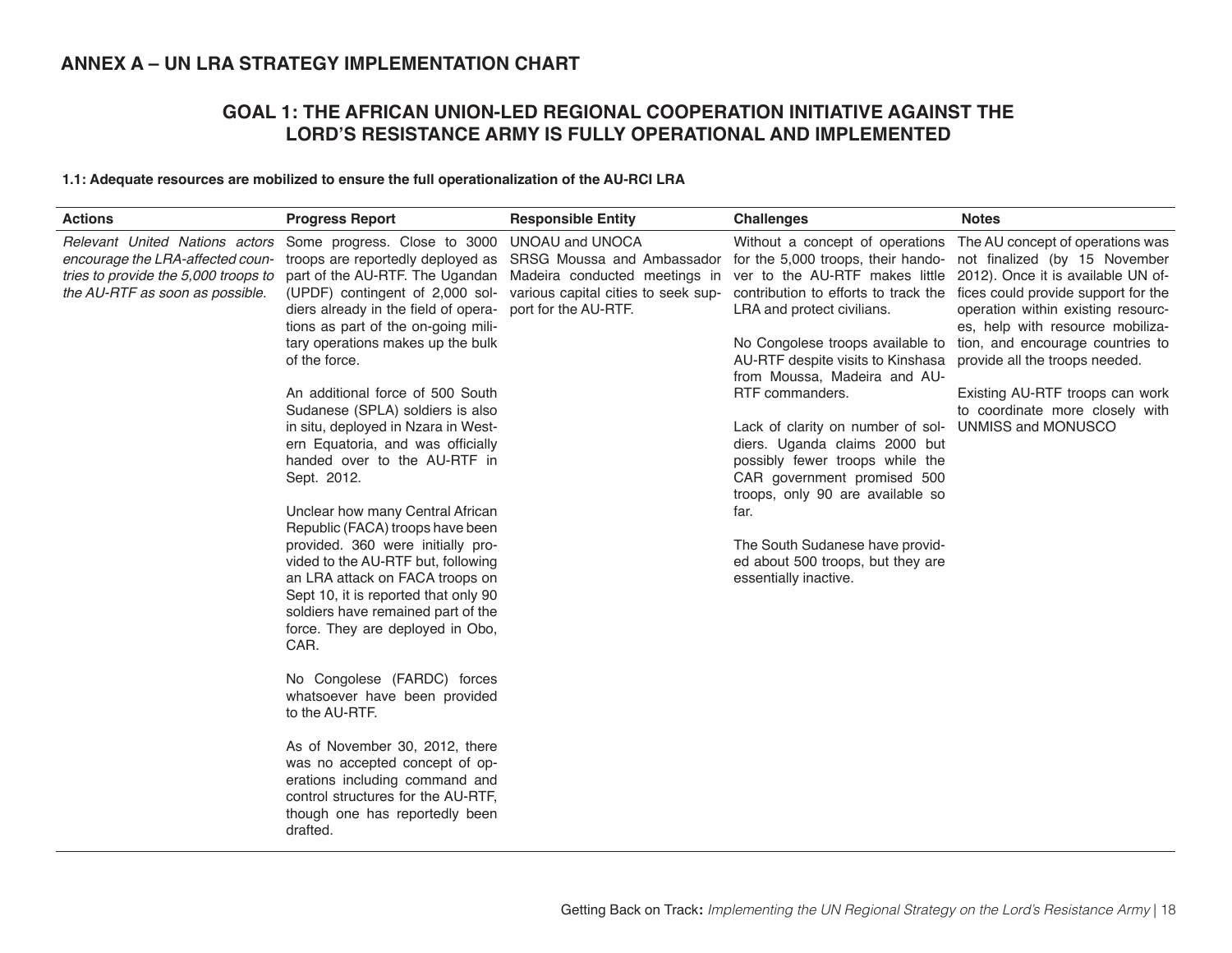## ANNEX A – UN LRA STRATEGY IMPLEMENTATION CHART

### GOAL 1: THE AFRICAN UNION-LED REGIONAL COOPERATION INITIATIVE AGAINST THE LORD'S RESISTANCE ARMY IS FULLY OPERATIONAL AND IMPLEMENTED

**1.1: Adequate resources are mobilized to ensure the full operationalization of the AU-RCI LRA**

| Actions | Progress Report | Responsible Entity | Challenges | Notes |
|---|---|---|---|---|
| *Relevant United Nations actors encourage the LRA-affected countries to provide the 5,000 troops to the AU-RTF as soon as possible.* | Some progress. Close to 3000 troops are reportedly deployed as part of the AU-RTF. The Ugandan (UPDF) contingent of 2,000 soldiers already in the field of operations as part of the on-going military operations makes up the bulk of the force.<br><br>An additional force of 500 South Sudanese (SPLA) soldiers is also in situ, deployed in Nzara in Western Equatoria, and was officially handed over to the AU-RTF in Sept. 2012.<br><br>Unclear how many Central African Republic (FACA) troops have been provided. 360 were initially provided to the AU-RTF but, following an LRA attack on FACA troops on Sept 10, it is reported that only 90 soldiers have remained part of the force. They are deployed in Obo, CAR.<br><br>No Congolese (FARDC) forces whatsoever have been provided to the AU-RTF.<br><br>As of November 30, 2012, there was no accepted concept of operations including command and control structures for the AU-RTF, though one has reportedly been drafted. | UNOAU and UNOCA<br>SRSG Moussa and Ambassador Madeira conducted meetings in various capital cities to seek support for the AU-RTF. | Without a concept of operations for the 5,000 troops, their handover to the AU-RTF makes little contribution to efforts to track the LRA and protect civilians.<br><br>No Congolese troops available to AU-RTF despite visits to Kinshasa from Moussa, Madeira and AU-RTF commanders.<br><br>Lack of clarity on number of soldiers. Uganda claims 2000 but possibly fewer troops while the CAR government promised 500 troops, only 90 are available so far.<br><br>The South Sudanese have provided about 500 troops, but they are essentially inactive. | The AU concept of operations was not finalized (by 15 November 2012). Once it is available UN offices could provide support for the operation within existing resources, help with resource mobilization, and encourage countries to provide all the troops needed.<br><br>Existing AU-RTF troops can work to coordinate more closely with UNMISS and MONUSCO |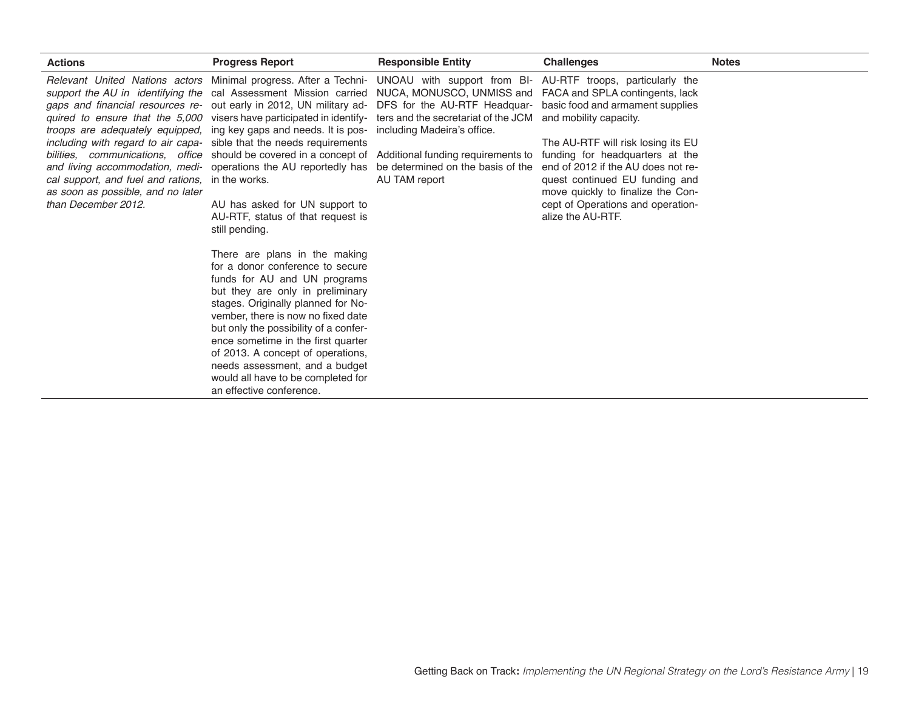| Actions | Progress Report | Responsible Entity | Challenges | Notes |
|---|---|---|---|---|
| *Relevant United Nations actors support the AU in identifying the gaps and financial resources required to ensure that the 5,000 troops are adequately equipped, including with regard to air capabilities, communications, office and living accommodation, medical support, and fuel and rations, as soon as possible, and no later than December 2012.* | Minimal progress. After a Technical Assessment Mission carried out early in 2012, UN military advisers have participated in identifying key gaps and needs. It is possible that the needs requirements should be covered in a concept of operations the AU reportedly has in the works.<br><br>AU has asked for UN support to AU-RTF, status of that request is still pending.<br><br>There are plans in the making for a donor conference to secure funds for AU and UN programs but they are only in preliminary stages. Originally planned for November, there is now no fixed date but only the possibility of a conference sometime in the first quarter of 2013. A concept of operations, needs assessment, and a budget would all have to be completed for an effective conference. | UNOAU with support from BINUCA, MONUSCO, UNMISS and DFS for the AU-RTF Headquarters and the secretariat of the JCM including Madeira's office.<br><br>Additional funding requirements to be determined on the basis of the AU TAM report | AU-RTF troops, particularly the FACA and SPLA contingents, lack basic food and armament supplies and mobility capacity.<br><br>The AU-RTF will risk losing its EU funding for headquarters at the end of 2012 if the AU does not request continued EU funding and move quickly to finalize the Concept of Operations and operationalize the AU-RTF. | |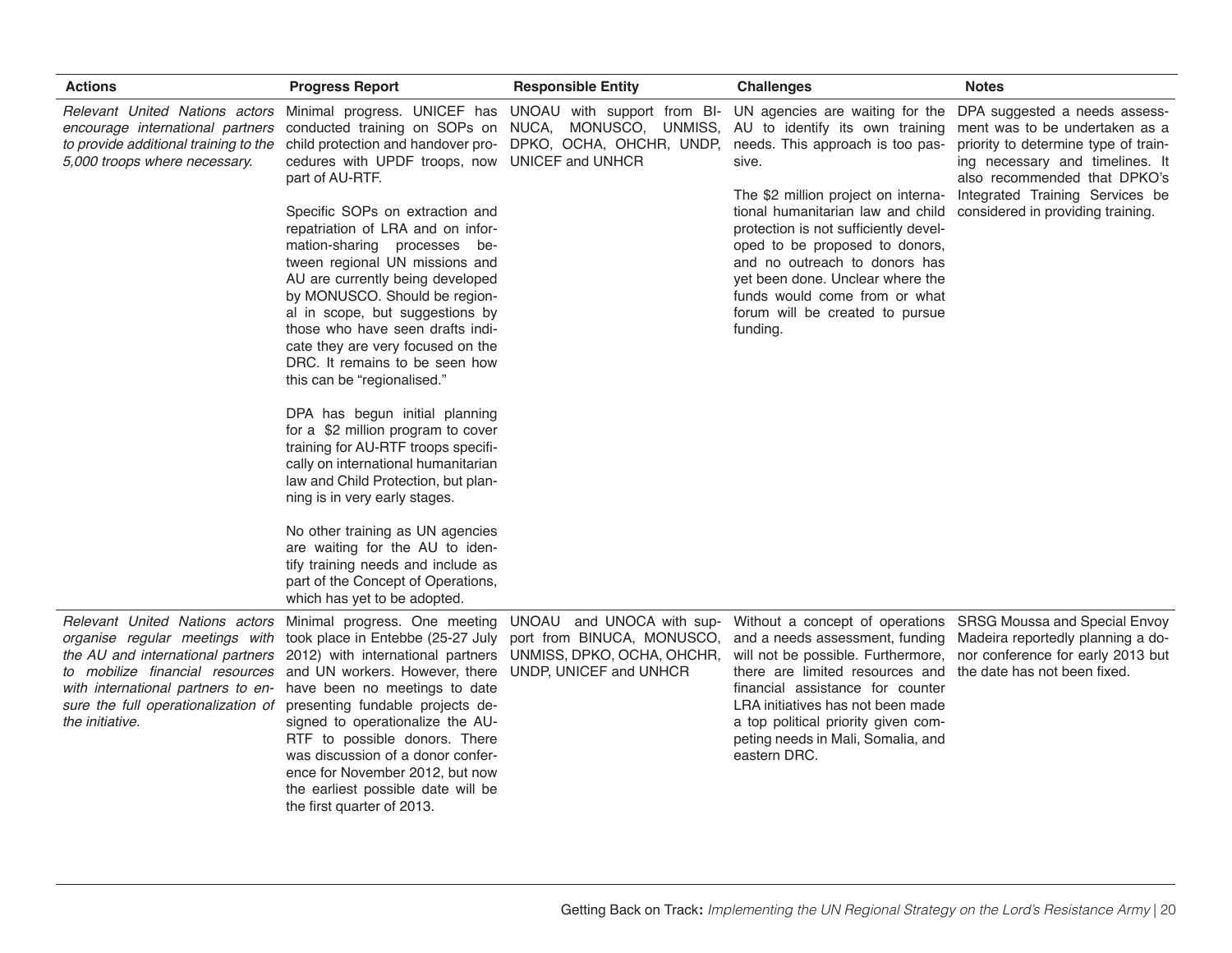| Actions | Progress Report | Responsible Entity | Challenges | Notes |
|---|---|---|---|---|
| *Relevant United Nations actors encourage international partners to provide additional training to the 5,000 troops where necessary.* | Minimal progress. UNICEF has conducted training on SOPs on child protection and handover procedures with UPDF troops, now part of AU-RTF.<br><br>Specific SOPs on extraction and repatriation of LRA and on information-sharing processes between regional UN missions and AU are currently being developed by MONUSCO. Should be regional in scope, but suggestions by those who have seen drafts indicate they are very focused on the DRC. It remains to be seen how this can be "regionalised."<br><br>DPA has begun initial planning for a $2 million program to cover training for AU-RTF troops specifically on international humanitarian law and Child Protection, but planning is in very early stages.<br><br>No other training as UN agencies are waiting for the AU to identify training needs and include as part of the Concept of Operations, which has yet to be adopted. | UNOAU with support from BINUCA, MONUSCO, UNMISS, DPKO, OCHA, OHCHR, UNDP, UNICEF and UNHCR | UN agencies are waiting for the AU to identify its own training needs. This approach is too passive.<br><br>The $2 million project on international humanitarian law and child protection is not sufficiently developed to be proposed to donors, and no outreach to donors has yet been done. Unclear where the funds would come from or what forum will be created to pursue funding. | DPA suggested a needs assessment was to be undertaken as a priority to determine type of training necessary and timelines. It also recommended that DPKO's Integrated Training Services be considered in providing training. |
| *Relevant United Nations actors organise regular meetings with the AU and international partners to mobilize financial resources with international partners to ensure the full operationalization of the initiative.* | Minimal progress. One meeting took place in Entebbe (25-27 July 2012) with international partners and UN workers. However, there have been no meetings to date presenting fundable projects designed to operationalize the AU-RTF to possible donors. There was discussion of a donor conference for November 2012, but now the earliest possible date will be the first quarter of 2013. | UNOAU and UNOCA with support from BINUCA, MONUSCO, UNMISS, DPKO, OCHA, OHCHR, UNDP, UNICEF and UNHCR | Without a concept of operations and a needs assessment, funding will not be possible. Furthermore, there are limited resources and financial assistance for counter LRA initiatives has not been made a top political priority given competing needs in Mali, Somalia, and eastern DRC. | SRSG Moussa and Special Envoy Madeira reportedly planning a donor conference for early 2013 but the date has not been fixed. |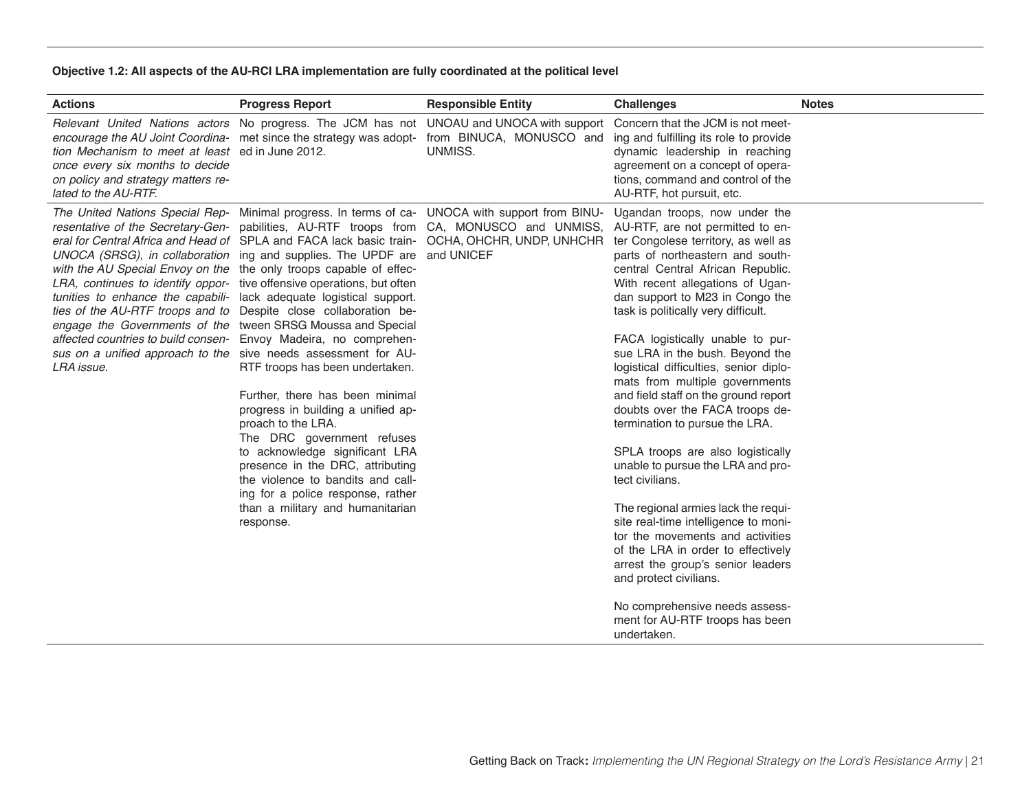**Objective 1.2: All aspects of the AU-RCI LRA implementation are fully coordinated at the political level**

| Actions | Progress Report | Responsible Entity | Challenges | Notes |
|---|---|---|---|---|
| *Relevant United Nations actors encourage the AU Joint Coordination Mechanism to meet at least once every six months to decide on policy and strategy matters related to the AU-RTF.* | No progress. The JCM has not met since the strategy was adopted in June 2012. | UNOAU and UNOCA with support from BINUCA, MONUSCO and UNMISS. | Concern that the JCM is not meeting and fulfilling its role to provide dynamic leadership in reaching agreement on a concept of operations, command and control of the AU-RTF, hot pursuit, etc. | |
| *The United Nations Special Representative of the Secretary-General for Central Africa and Head of UNOCA (SRSG), in collaboration with the AU Special Envoy on the LRA, continues to identify opportunities to enhance the capabilities of the AU-RTF troops and to engage the Governments of the affected countries to build consensus on a unified approach to the LRA issue.* | Minimal progress. In terms of capabilities, AU-RTF troops from SPLA and FACA lack basic training and supplies. The UPDF are the only troops capable of effective offensive operations, but often lack adequate logistical support. Despite close collaboration between SRSG Moussa and Special Envoy Madeira, no comprehensive needs assessment for AU-RTF troops has been undertaken.<br><br>Further, there has been minimal progress in building a unified approach to the LRA.<br>The DRC government refuses to acknowledge significant LRA presence in the DRC, attributing the violence to bandits and calling for a police response, rather than a military and humanitarian response. | UNOCA with support from BINUCA, MONUSCO and UNMISS, OCHA, OHCHR, UNDP, UNHCHR and UNICEF | Ugandan troops, now under the AU-RTF, are not permitted to enter Congolese territory, as well as parts of northeastern and south-central Central African Republic. With recent allegations of Ugandan support to M23 in Congo the task is politically very difficult.<br><br>FACA logistically unable to pursue LRA in the bush. Beyond the logistical difficulties, senior diplomats from multiple governments and field staff on the ground report doubts over the FACA troops determination to pursue the LRA.<br><br>SPLA troops are also logistically unable to pursue the LRA and protect civilians.<br><br>The regional armies lack the requisite real-time intelligence to monitor the movements and activities of the LRA in order to effectively arrest the group's senior leaders and protect civilians.<br><br>No comprehensive needs assessment for AU-RTF troops has been undertaken. | |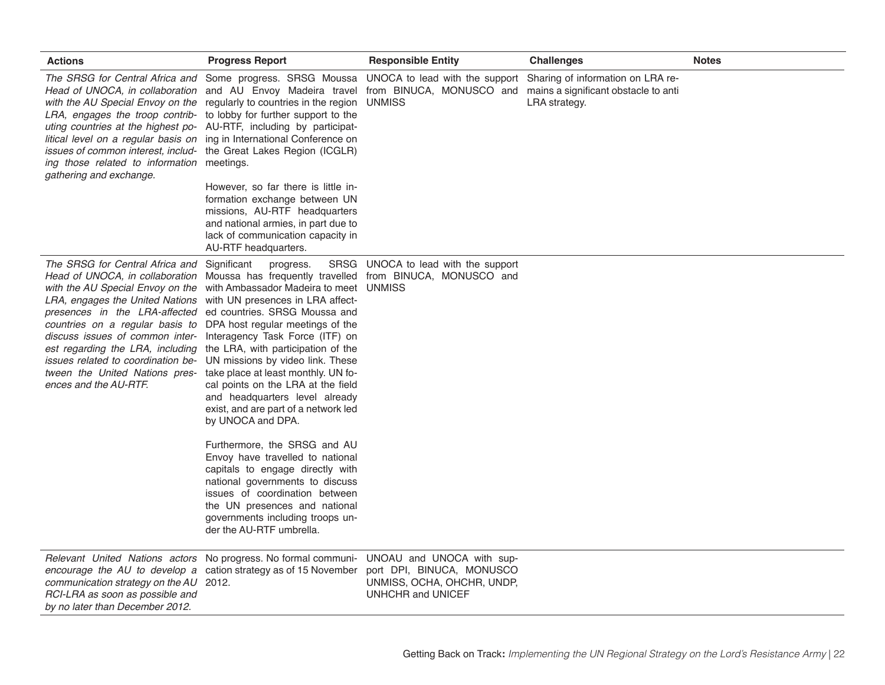| Actions | Progress Report | Responsible Entity | Challenges | Notes |
|---|---|---|---|---|
| *The SRSG for Central Africa and Head of UNOCA, in collaboration with the AU Special Envoy on the LRA, engages the troop contributing countries at the highest political level on a regular basis on issues of common interest, including those related to information gathering and exchange.* | Some progress. SRSG Moussa and AU Envoy Madeira travel regularly to countries in the region to lobby for further support to the AU-RTF, including by participating in International Conference on the Great Lakes Region (ICGLR) meetings.<br><br>However, so far there is little information exchange between UN missions, AU-RTF headquarters and national armies, in part due to lack of communication capacity in AU-RTF headquarters. | UNOCA to lead with the support from BINUCA, MONUSCO and UNMISS | Sharing of information on LRA remains a significant obstacle to anti LRA strategy. | |
| *The SRSG for Central Africa and Head of UNOCA, in collaboration with the AU Special Envoy on the LRA, engages the United Nations presences in the LRA-affected countries on a regular basis to discuss issues of common interest regarding the LRA, including issues related to coordination between the United Nations presences and the AU-RTF.* | Significant progress. SRSG Moussa has frequently travelled with Ambassador Madeira to meet with UN presences in LRA affected countries. SRSG Moussa and DPA host regular meetings of the Interagency Task Force (ITF) on the LRA, with participation of the UN missions by video link. These take place at least monthly. UN focal points on the LRA at the field and headquarters level already exist, and are part of a network led by UNOCA and DPA.<br><br>Furthermore, the SRSG and AU Envoy have travelled to national capitals to engage directly with national governments to discuss issues of coordination between the UN presences and national governments including troops under the AU-RTF umbrella. | UNOCA to lead with the support from BINUCA, MONUSCO and UNMISS | | |
| *Relevant United Nations actors encourage the AU to develop a communication strategy on the AU RCI-LRA as soon as possible and by no later than December 2012.* | No progress. No formal communication strategy as of 15 November 2012. | UNOAU and UNOCA with support DPI, BINUCA, MONUSCO UNMISS, OCHA, OHCHR, UNDP, UNHCHR and UNICEF | | |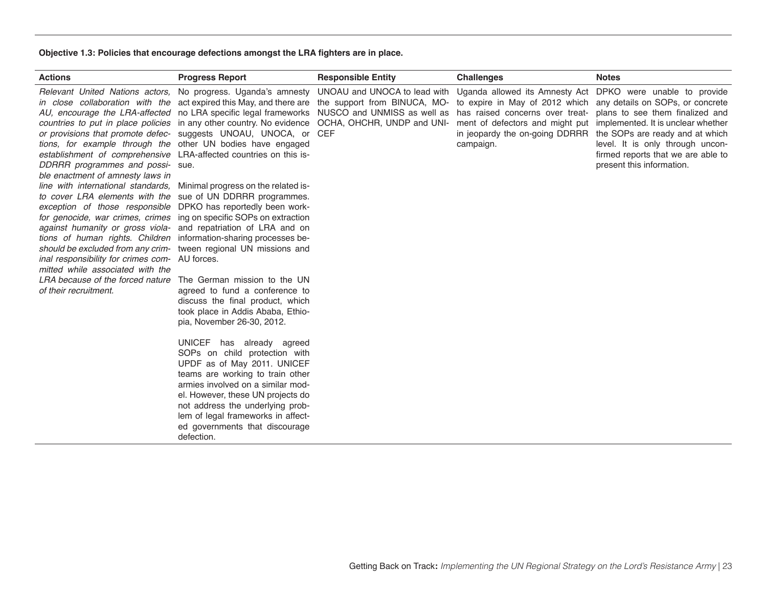**Objective 1.3: Policies that encourage defections amongst the LRA fighters are in place.**

| Actions | Progress Report | Responsible Entity | Challenges | Notes |
|---|---|---|---|---|
| *Relevant United Nations actors, in close collaboration with the AU, encourage the LRA-affected countries to put in place policies or provisions that promote defections, for example through the establishment of comprehensive DDRRR programmes and possible enactment of amnesty laws in line with international standards, to cover LRA elements with the exception of those responsible for genocide, war crimes, crimes against humanity or gross violations of human rights. Children should be excluded from any criminal responsibility for crimes committed while associated with the LRA because of the forced nature of their recruitment.* | No progress. Uganda's amnesty act expired this May, and there are no LRA specific legal frameworks in any other country. No evidence suggests UNOAU, UNOCA, or other UN bodies have engaged LRA-affected countries on this issue.<br><br>Minimal progress on the related issue of UN DDRRR programmes. DPKO has reportedly been working on specific SOPs on extraction and repatriation of LRA and on information-sharing processes between regional UN missions and AU forces.<br><br>The German mission to the UN agreed to fund a conference to discuss the final product, which took place in Addis Ababa, Ethiopia, November 26-30, 2012.<br><br>UNICEF has already agreed SOPs on child protection with UPDF as of May 2011. UNICEF teams are working to train other armies involved on a similar model. However, these UN projects do not address the underlying problem of legal frameworks in affected governments that discourage defection. | UNOAU and UNOCA to lead with the support from BINUCA, MONUSCO and UNMISS as well as OCHA, OHCHR, UNDP and UNICEF | Uganda allowed its Amnesty Act to expire in May of 2012 which has raised concerns over treatment of defectors and might put in jeopardy the on-going DDRRR campaign. | DPKO were unable to provide any details on SOPs, or concrete plans to see them finalized and implemented. It is unclear whether the SOPs are ready and at which level. It is only through unconfirmed reports that we are able to present this information. |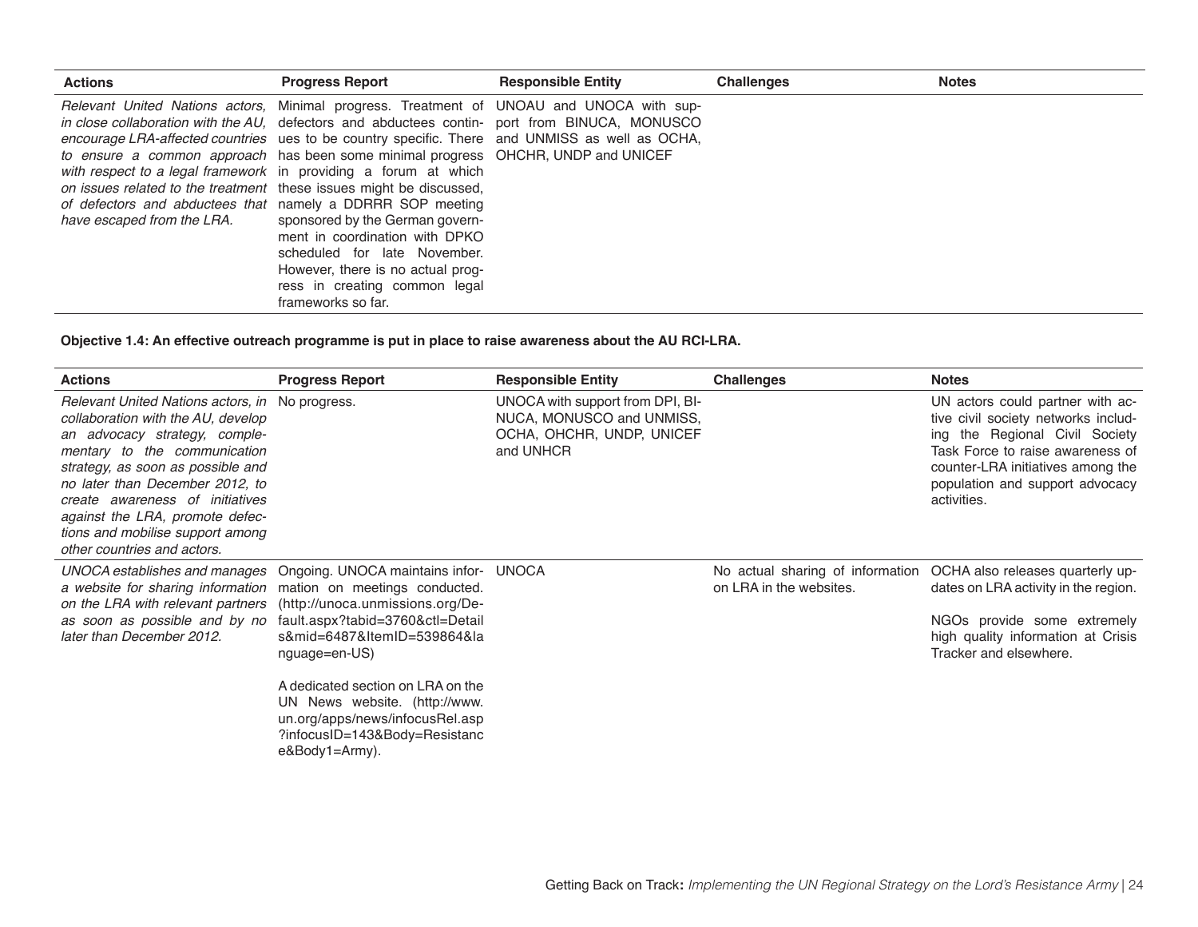| Actions | Progress Report | Responsible Entity | Challenges | Notes |
|---|---|---|---|---|
| *Relevant United Nations actors, in close collaboration with the AU, encourage LRA-affected countries to ensure a common approach with respect to a legal framework on issues related to the treatment of defectors and abductees that have escaped from the LRA.* | Minimal progress. Treatment of defectors and abductees continues to be country specific. There has been some minimal progress in providing a forum at which these issues might be discussed, namely a DDRRR SOP meeting sponsored by the German government in coordination with DPKO scheduled for late November. However, there is no actual progress in creating common legal frameworks so far. | UNOAU and UNOCA with support from BINUCA, MONUSCO and UNMISS as well as OCHA, OHCHR, UNDP and UNICEF | | |

**Objective 1.4: An effective outreach programme is put in place to raise awareness about the AU RCI-LRA.**

| Actions | Progress Report | Responsible Entity | Challenges | Notes |
|---|---|---|---|---|
| *Relevant United Nations actors, in collaboration with the AU, develop an advocacy strategy, complementary to the communication strategy, as soon as possible and no later than December 2012, to create awareness of initiatives against the LRA, promote defections and mobilise support among other countries and actors.* | No progress. | UNOCA with support from DPI, BINUCA, MONUSCO and UNMISS, OCHA, OHCHR, UNDP, UNICEF and UNHCR | | UN actors could partner with active civil society networks including the Regional Civil Society Task Force to raise awareness of counter-LRA initiatives among the population and support advocacy activities. |
| *UNOCA establishes and manages a website for sharing information on the LRA with relevant partners as soon as possible and by no later than December 2012.* | Ongoing. UNOCA maintains information on meetings conducted. (http://unoca.unmissions.org/Default.aspx?tabid=3760&ctl=Details&mid=6487&ItemID=539864&language=en-US)<br><br>A dedicated section on LRA on the UN News website. (http://www.un.org/apps/news/infocusRel.asp?infocusID=143&Body=Resistance&Body1=Army). | UNOCA | No actual sharing of information on LRA in the websites. | OCHA also releases quarterly updates on LRA activity in the region.<br><br>NGOs provide some extremely high quality information at Crisis Tracker and elsewhere. |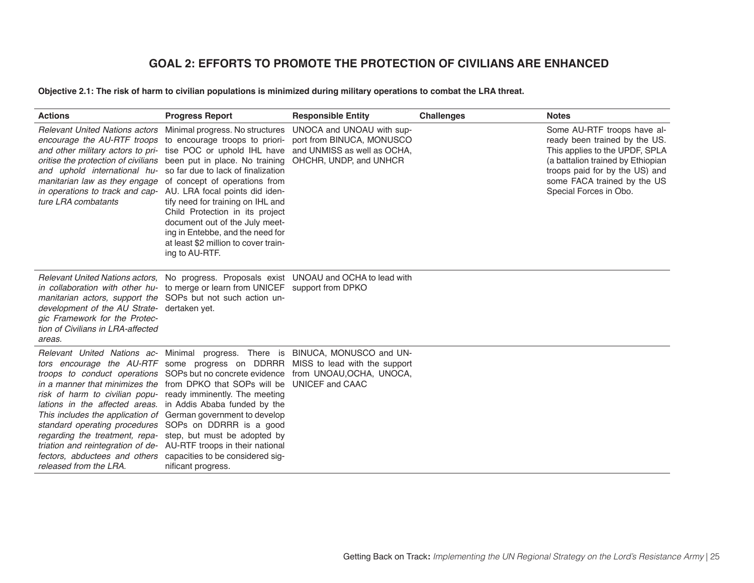## GOAL 2: EFFORTS TO PROMOTE THE PROTECTION OF CIVILIANS ARE ENHANCED

**Objective 2.1: The risk of harm to civilian populations is minimized during military operations to combat the LRA threat.**

| Actions | Progress Report | Responsible Entity | Challenges | Notes |
|---|---|---|---|---|
| *Relevant United Nations actors encourage the AU-RTF troops and other military actors to prioritise the protection of civilians and uphold international humanitarian law as they engage in operations to track and capture LRA combatants* | Minimal progress. No structures to encourage troops to prioritise POC or uphold IHL have been put in place. No training so far due to lack of finalization of concept of operations from AU. LRA focal points did identify need for training on IHL and Child Protection in its project document out of the July meeting in Entebbe, and the need for at least $2 million to cover training to AU-RTF. | UNOCA and UNOAU with support from BINUCA, MONUSCO and UNMISS as well as OCHA, OHCHR, UNDP, and UNHCR | | Some AU-RTF troops have already been trained by the US. This applies to the UPDF, SPLA (a battalion trained by Ethiopian troops paid for by the US) and some FACA trained by the US Special Forces in Obo. |
| *Relevant United Nations actors, in collaboration with other humanitarian actors, support the development of the AU Strategic Framework for the Protection of Civilians in LRA-affected areas.* | No progress. Proposals exist to merge or learn from UNICEF SOPs but not such action undertaken yet. | UNOAU and OCHA to lead with support from DPKO | | |
| *Relevant United Nations actors encourage the AU-RTF troops to conduct operations in a manner that minimizes the risk of harm to civilian populations in the affected areas. This includes the application of standard operating procedures regarding the treatment, repatriation and reintegration of defectors, abductees and others released from the LRA.* | Minimal progress. There is some progress on DDRRR SOPs but no concrete evidence from DPKO that SOPs will be ready imminently. The meeting in Addis Ababa funded by the German government to develop SOPs on DDRRR is a good step, but must be adopted by AU-RTF troops in their national capacities to be considered significant progress. | BINUCA, MONUSCO and UNMISS to lead with the support from UNOAU,OCHA, UNOCA, UNICEF and CAAC | | |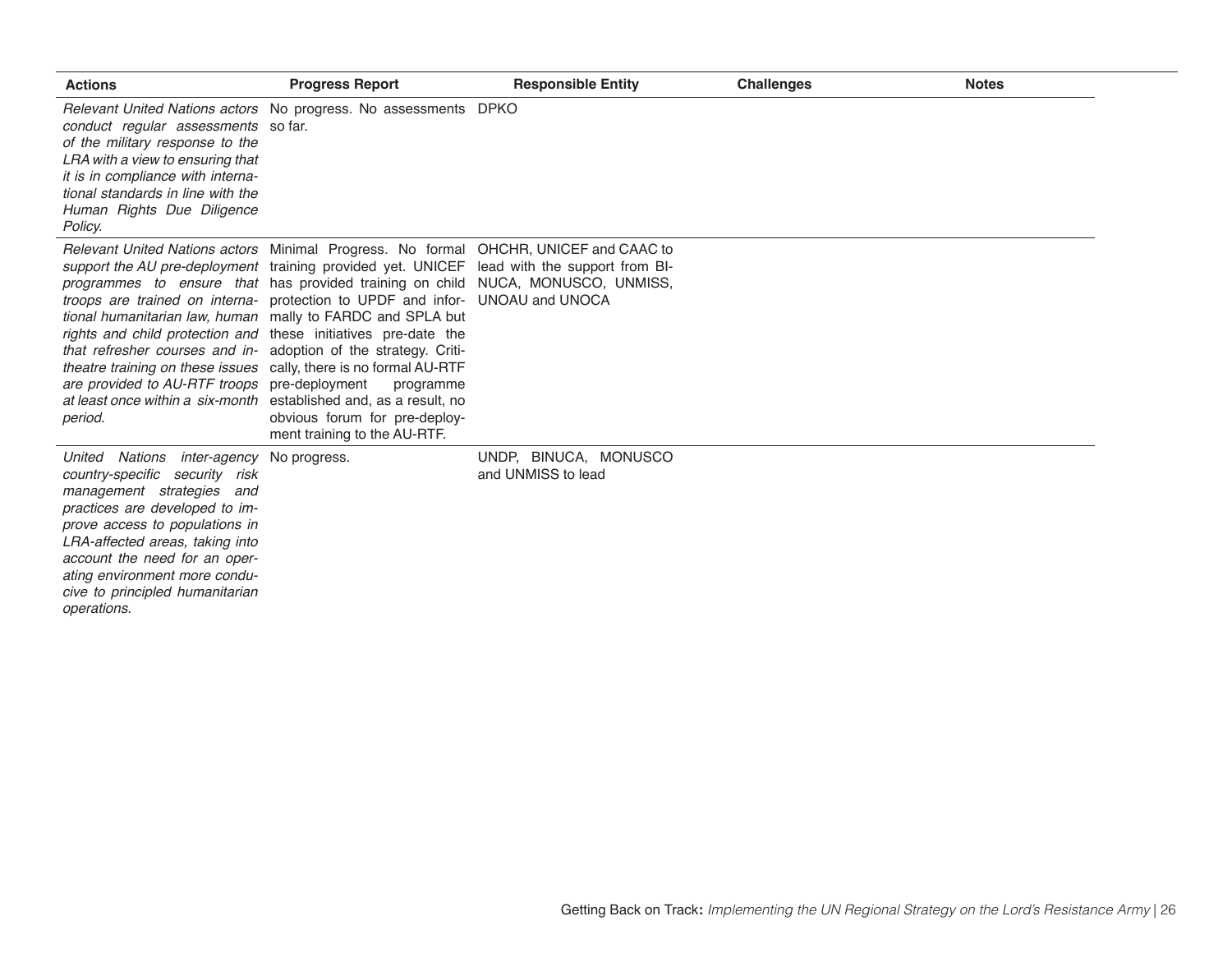| Actions | Progress Report | Responsible Entity | Challenges | Notes |
|---|---|---|---|---|
| *Relevant United Nations actors conduct regular assessments of the military response to the LRA with a view to ensuring that it is in compliance with international standards in line with the Human Rights Due Diligence Policy.* | No progress. No assessments so far. | DPKO | | |
| *Relevant United Nations actors support the AU pre-deployment programmes to ensure that troops are trained on international humanitarian law, human rights and child protection and that refresher courses and in-theatre training on these issues are provided to AU-RTF troops at least once within a six-month period.* | Minimal Progress. No formal training provided yet. UNICEF has provided training on child protection to UPDF and informally to FARDC and SPLA but these initiatives pre-date the adoption of the strategy. Critically, there is no formal AU-RTF pre-deployment programme established and, as a result, no obvious forum for pre-deployment training to the AU-RTF. | OHCHR, UNICEF and CAAC to lead with the support from BINUCA, MONUSCO, UNMISS, UNOAU and UNOCA | | |
| *United Nations inter-agency country-specific security risk management strategies and practices are developed to improve access to populations in LRA-affected areas, taking into account the need for an operating environment more conducive to principled humanitarian operations.* | No progress. | UNDP, BINUCA, MONUSCO and UNMISS to lead | | |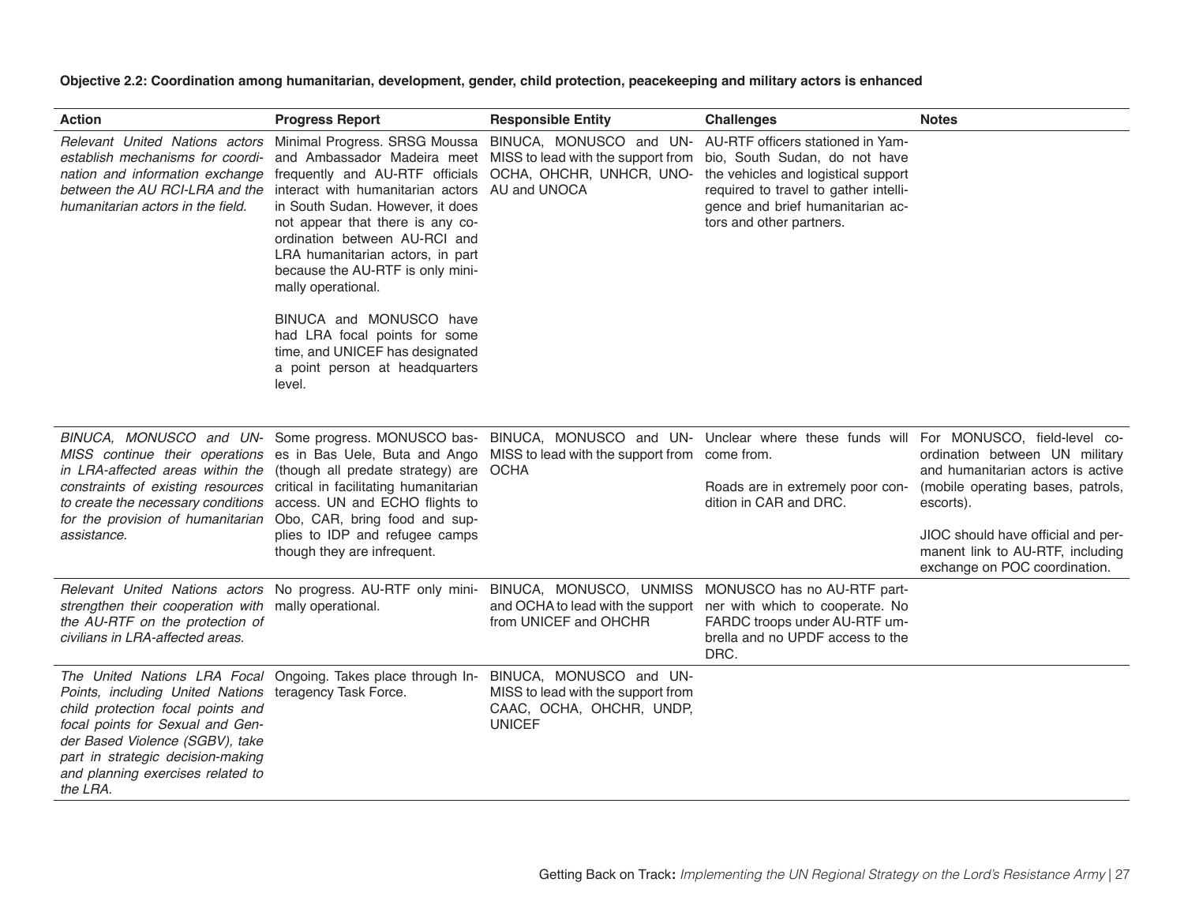**Objective 2.2: Coordination among humanitarian, development, gender, child protection, peacekeeping and military actors is enhanced**

| Action | Progress Report | Responsible Entity | Challenges | Notes |
|---|---|---|---|---|
| *Relevant United Nations actors establish mechanisms for coordination and information exchange between the AU RCI-LRA and the humanitarian actors in the field.* | Minimal Progress. SRSG Moussa and Ambassador Madeira meet frequently and AU-RTF officials interact with humanitarian actors in South Sudan. However, it does not appear that there is any coordination between AU-RCI and LRA humanitarian actors, in part because the AU-RTF is only minimally operational.<br><br>BINUCA and MONUSCO have had LRA focal points for some time, and UNICEF has designated a point person at headquarters level. | BINUCA, MONUSCO and UNMISS to lead with the support from OCHA, OHCHR, UNHCR, UNOAU and UNOCA | AU-RTF officers stationed in Yambio, South Sudan, do not have the vehicles and logistical support required to travel to gather intelligence and brief humanitarian actors and other partners. | |
| *BINUCA, MONUSCO and UNMISS continue their operations in LRA-affected areas within the constraints of existing resources to create the necessary conditions for the provision of humanitarian assistance.* | Some progress. MONUSCO bases in Bas Uele, Buta and Ango (though all predate strategy) are critical in facilitating humanitarian access. UN and ECHO flights to Obo, CAR, bring food and supplies to IDP and refugee camps though they are infrequent. | BINUCA, MONUSCO and UNMISS to lead with the support from OCHA | Unclear where these funds will come from.<br><br>Roads are in extremely poor condition in CAR and DRC. | For MONUSCO, field-level coordination between UN military and humanitarian actors is active (mobile operating bases, patrols, escorts).<br><br>JIOC should have official and permanent link to AU-RTF, including exchange on POC coordination. |
| *Relevant United Nations actors strengthen their cooperation with the AU-RTF on the protection of civilians in LRA-affected areas.* | No progress. AU-RTF only minimally operational. | BINUCA, MONUSCO, UNMISS and OCHA to lead with the support from UNICEF and OHCHR | MONUSCO has no AU-RTF partner with which to cooperate. No FARDC troops under AU-RTF umbrella and no UPDF access to the DRC. | |
| *The United Nations LRA Focal Points, including United Nations child protection focal points and focal points for Sexual and Gender Based Violence (SGBV), take part in strategic decision-making and planning exercises related to the LRA.* | Ongoing. Takes place through Interagency Task Force. | BINUCA, MONUSCO and UNMISS to lead with the support from CAAC, OCHA, OHCHR, UNDP, UNICEF | | |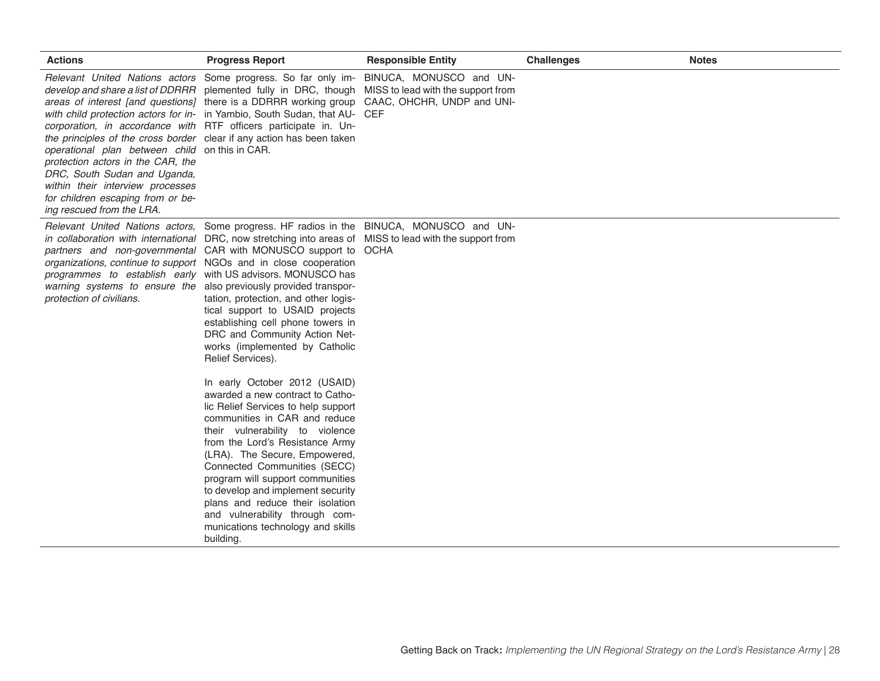| Actions | Progress Report | Responsible Entity | Challenges | Notes |
|---|---|---|---|---|
| *Relevant United Nations actors develop and share a list of DDRRR areas of interest [and questions] with child protection actors for incorporation, in accordance with the principles of the cross border operational plan between child protection actors in the CAR, the DRC, South Sudan and Uganda, within their interview processes for children escaping from or being rescued from the LRA.* | Some progress. So far only implemented fully in DRC, though there is a DDRRR working group in Yambio, South Sudan, that AU-RTF officers participate in. Unclear if any action has been taken on this in CAR. | BINUCA, MONUSCO and UNMISS to lead with the support from CAAC, OHCHR, UNDP and UNICEF | | |
| *Relevant United Nations actors, in collaboration with international partners and non-governmental organizations, continue to support programmes to establish early warning systems to ensure the protection of civilians.* | Some progress. HF radios in the DRC, now stretching into areas of CAR with MONUSCO support to NGOs and in close cooperation with US advisors. MONUSCO has also previously provided transportation, protection, and other logistical support to USAID projects establishing cell phone towers in DRC and Community Action Networks (implemented by Catholic Relief Services).<br><br>In early October 2012 (USAID) awarded a new contract to Catholic Relief Services to help support communities in CAR and reduce their vulnerability to violence from the Lord's Resistance Army (LRA). The Secure, Empowered, Connected Communities (SECC) program will support communities to develop and implement security plans and reduce their isolation and vulnerability through communications technology and skills building. | BINUCA, MONUSCO and UNMISS to lead with the support from OCHA | | |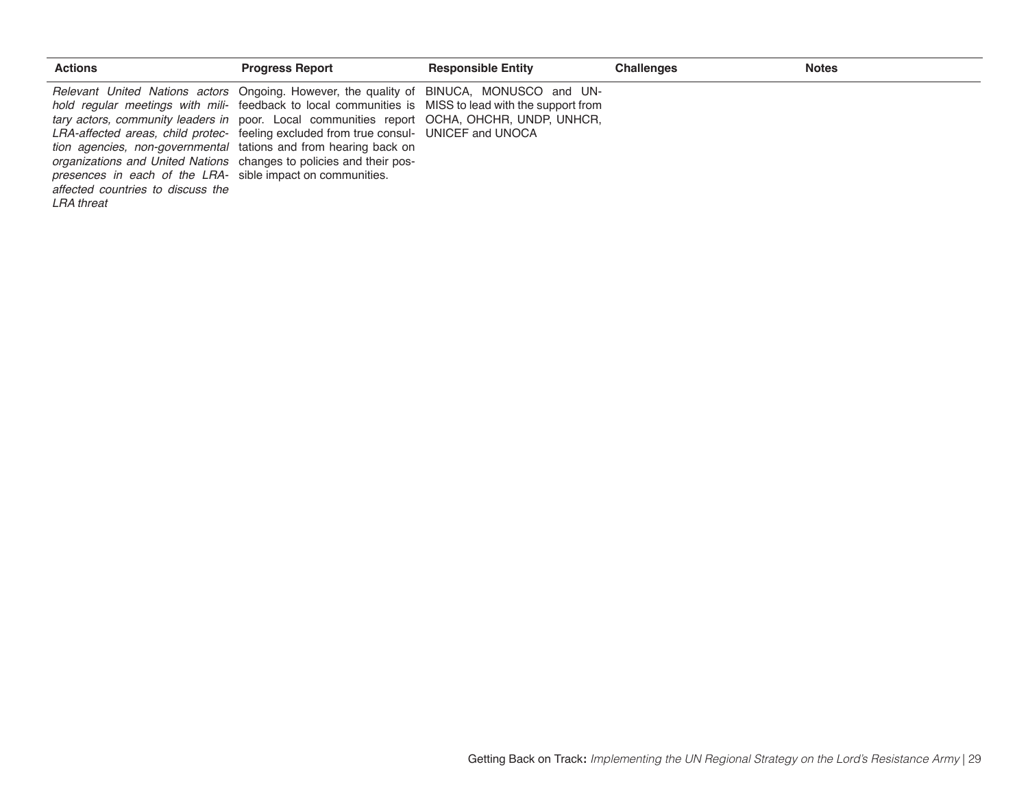| Actions | Progress Report | Responsible Entity | Challenges | Notes |
|---|---|---|---|---|
| *Relevant United Nations actors hold regular meetings with military actors, community leaders in LRA-affected areas, child protection agencies, non-governmental organizations and United Nations presences in each of the LRA-affected countries to discuss the LRA threat* | Ongoing. However, the quality of feedback to local communities is poor. Local communities report feeling excluded from true consultations and from hearing back on changes to policies and their possible impact on communities. | BINUCA, MONUSCO and UNMISS to lead with the support from OCHA, OHCHR, UNDP, UNHCR, UNICEF and UNOCA | | |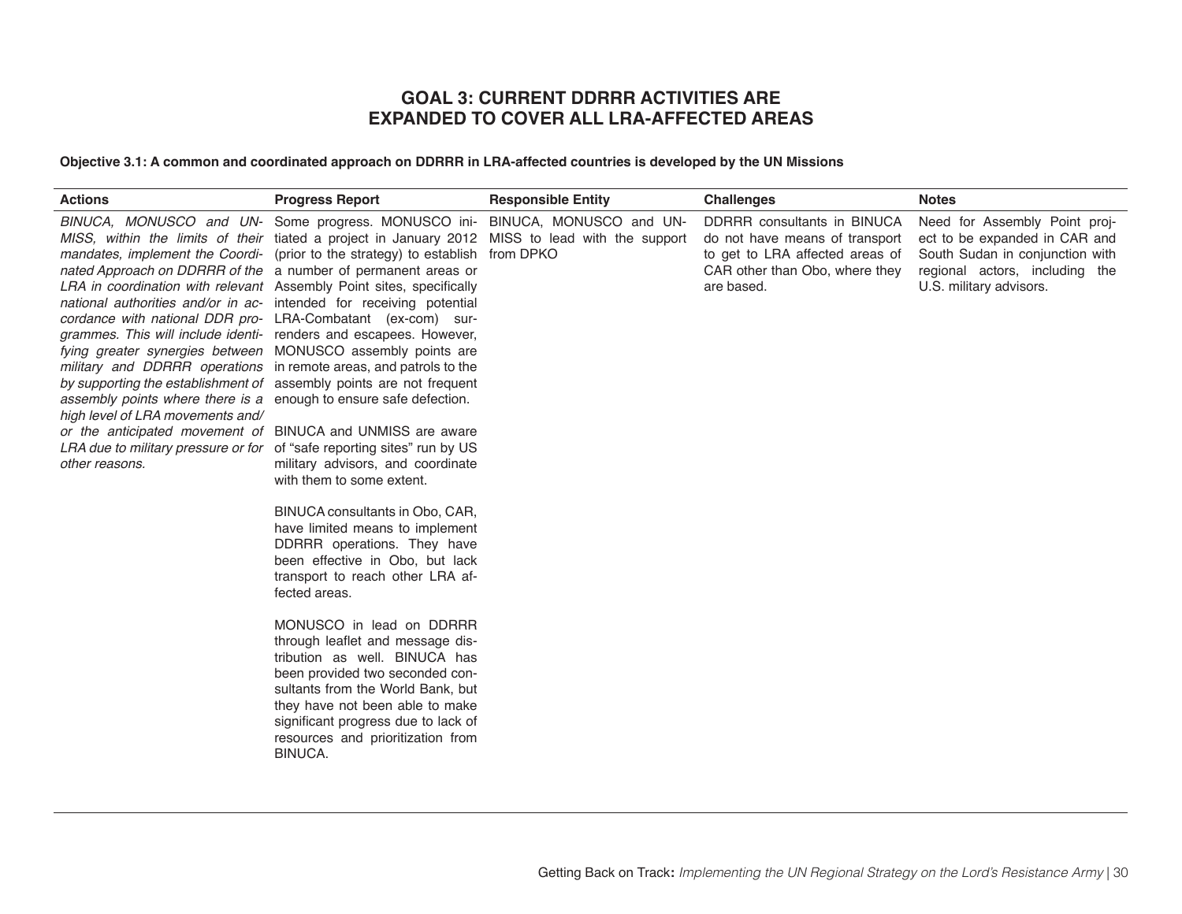## GOAL 3: CURRENT DDRRR ACTIVITIES ARE EXPANDED TO COVER ALL LRA-AFFECTED AREAS

**Objective 3.1: A common and coordinated approach on DDRRR in LRA-affected countries is developed by the UN Missions**

| Actions | Progress Report | Responsible Entity | Challenges | Notes |
|---|---|---|---|---|
| *BINUCA, MONUSCO and UNMISS, within the limits of their mandates, implement the Coordinated Approach on DDRRR of the LRA in coordination with relevant national authorities and/or in accordance with national DDR programmes. This will include identifying greater synergies between military and DDRRR operations by supporting the establishment of assembly points where there is a high level of LRA movements and/or the anticipated movement of LRA due to military pressure or for other reasons.* | Some progress. MONUSCO initiated a project in January 2012 (prior to the strategy) to establish a number of permanent areas or Assembly Point sites, specifically intended for receiving potential LRA-Combatant (ex-com) surrenders and escapees. However, MONUSCO assembly points are in remote areas, and patrols to the assembly points are not frequent enough to ensure safe defection.<br><br>BINUCA and UNMISS are aware of "safe reporting sites" run by US military advisors, and coordinate with them to some extent.<br><br>BINUCA consultants in Obo, CAR, have limited means to implement DDRRR operations. They have been effective in Obo, but lack transport to reach other LRA affected areas.<br><br>MONUSCO in lead on DDRRR through leaflet and message distribution as well. BINUCA has been provided two seconded consultants from the World Bank, but they have not been able to make significant progress due to lack of resources and prioritization from BINUCA. | BINUCA, MONUSCO and UNMISS to lead with the support from DPKO | DDRRR consultants in BINUCA do not have means of transport to get to LRA affected areas of CAR other than Obo, where they are based. | Need for Assembly Point project to be expanded in CAR and South Sudan in conjunction with regional actors, including the U.S. military advisors. |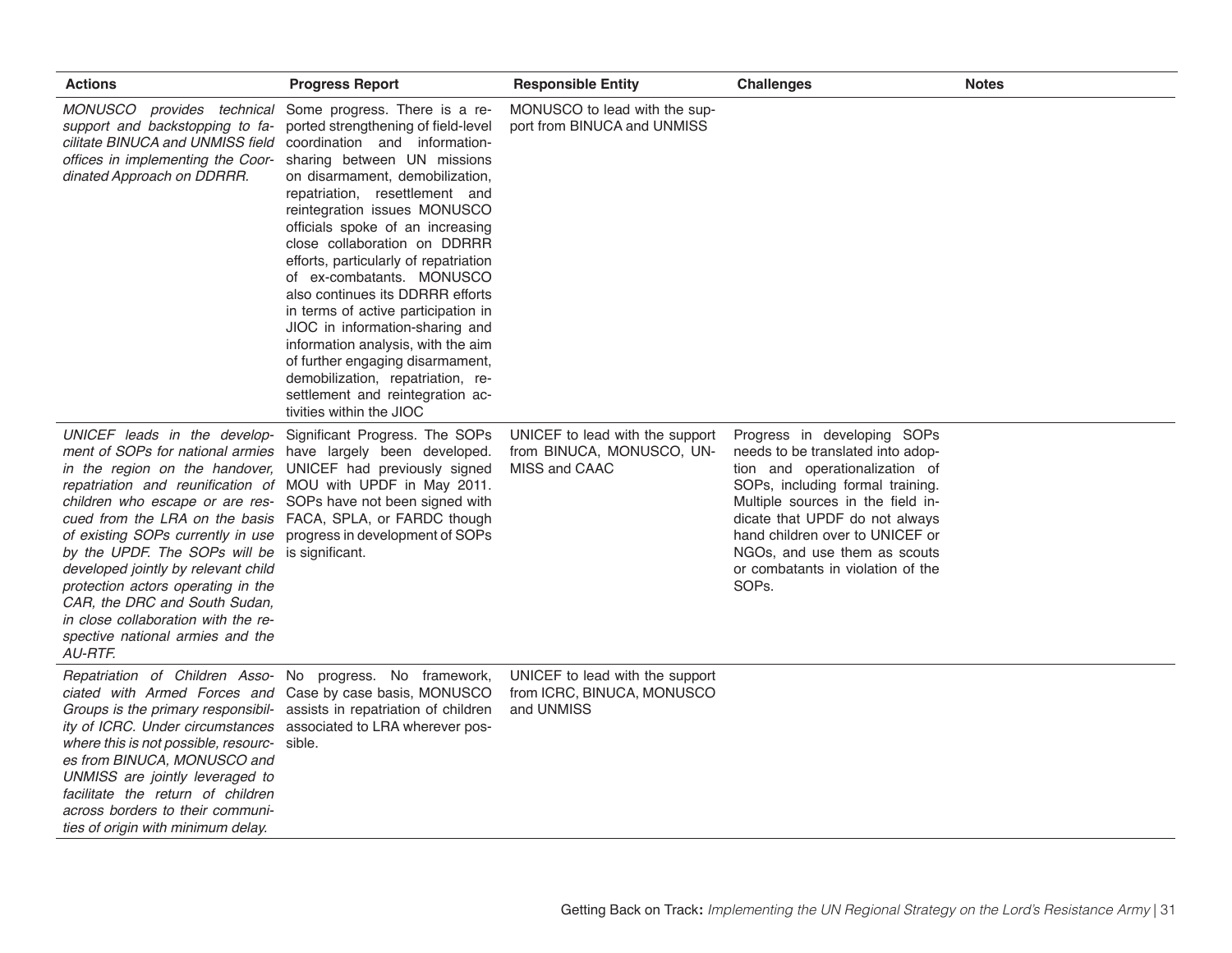| Actions | Progress Report | Responsible Entity | Challenges | Notes |
|---|---|---|---|---|
| *MONUSCO provides technical support and backstopping to facilitate BINUCA and UNMISS field offices in implementing the Coordinated Approach on DDRRR.* | Some progress. There is a reported strengthening of field-level coordination and information-sharing between UN missions on disarmament, demobilization, repatriation, resettlement and reintegration issues MONUSCO officials spoke of an increasing close collaboration on DDRRR efforts, particularly of repatriation of ex-combatants. MONUSCO also continues its DDRRR efforts in terms of active participation in JIOC in information-sharing and information analysis, with the aim of further engaging disarmament, demobilization, repatriation, resettlement and reintegration activities within the JIOC | MONUSCO to lead with the support from BINUCA and UNMISS | | |
| *UNICEF leads in the development of SOPs for national armies in the region on the handover, repatriation and reunification of children who escape or are rescued from the LRA on the basis of existing SOPs currently in use by the UPDF. The SOPs will be developed jointly by relevant child protection actors operating in the CAR, the DRC and South Sudan, in close collaboration with the respective national armies and the AU-RTF.* | Significant Progress. The SOPs have largely been developed. UNICEF had previously signed MOU with UPDF in May 2011. SOPs have not been signed with FACA, SPLA, or FARDC though progress in development of SOPs is significant. | UNICEF to lead with the support from BINUCA, MONUSCO, UNMISS and CAAC | Progress in developing SOPs needs to be translated into adoption and operationalization of SOPs, including formal training. Multiple sources in the field indicate that UPDF do not always hand children over to UNICEF or NGOs, and use them as scouts or combatants in violation of the SOPs. | |
| *Repatriation of Children Associated with Armed Forces and Groups is the primary responsibility of ICRC. Under circumstances where this is not possible, resources from BINUCA, MONUSCO and UNMISS are jointly leveraged to facilitate the return of children across borders to their communities of origin with minimum delay.* | No progress. No framework, Case by case basis, MONUSCO assists in repatriation of children associated to LRA wherever possible. | UNICEF to lead with the support from ICRC, BINUCA, MONUSCO and UNMISS | | |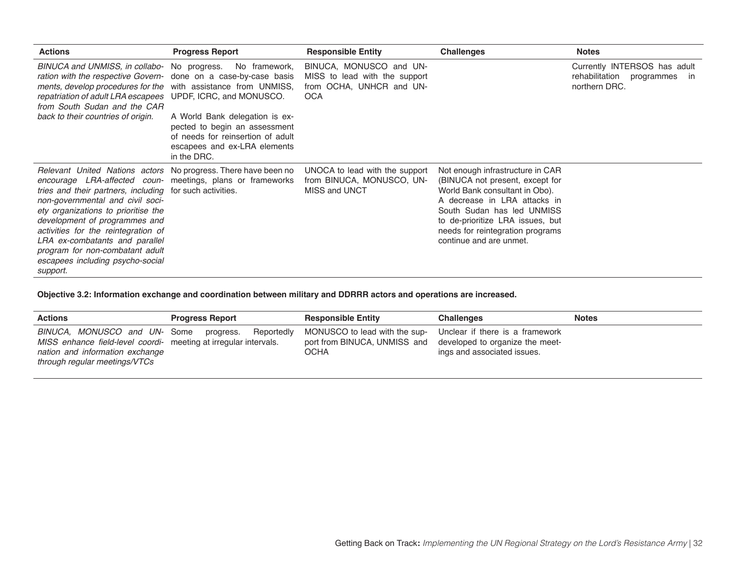| Actions | Progress Report | Responsible Entity | Challenges | Notes |
|---|---|---|---|---|
| *BINUCA and UNMISS, in collaboration with the respective Governments, develop procedures for the repatriation of adult LRA escapees from South Sudan and the CAR back to their countries of origin.* | No progress. No framework, done on a case-by-case basis with assistance from UNMISS, UPDF, ICRC, and MONUSCO. A World Bank delegation is expected to begin an assessment of needs for reinsertion of adult escapees and ex-LRA elements in the DRC. | BINUCA, MONUSCO and UNMISS to lead with the support from OCHA, UNHCR and UNOCA | | Currently INTERSOS has adult rehabilitation programmes in northern DRC. |
| *Relevant United Nations actors encourage LRA-affected countries and their partners, including non-governmental and civil society organizations to prioritise the development of programmes and activities for the reintegration of LRA ex-combatants and parallel program for non-combatant adult escapees including psycho-social support.* | No progress. There have been no meetings, plans or frameworks for such activities. | UNOCA to lead with the support from BINUCA, MONUSCO, UNMISS and UNCT | Not enough infrastructure in CAR (BINUCA not present, except for World Bank consultant in Obo). A decrease in LRA attacks in South Sudan has led UNMISS to de-prioritize LRA issues, but needs for reintegration programs continue and are unmet. | |

**Objective 3.2: Information exchange and coordination between military and DDRRR actors and operations are increased.**

| Actions | Progress Report | Responsible Entity | Challenges | Notes |
|---|---|---|---|---|
| *BINUCA, MONUSCO and UNMISS enhance field-level coordination and information exchange through regular meetings/VTCs* | Some progress. Reportedly meeting at irregular intervals. | MONUSCO to lead with the support from BINUCA, UNMISS and OCHA | Unclear if there is a framework developed to organize the meetings and associated issues. | |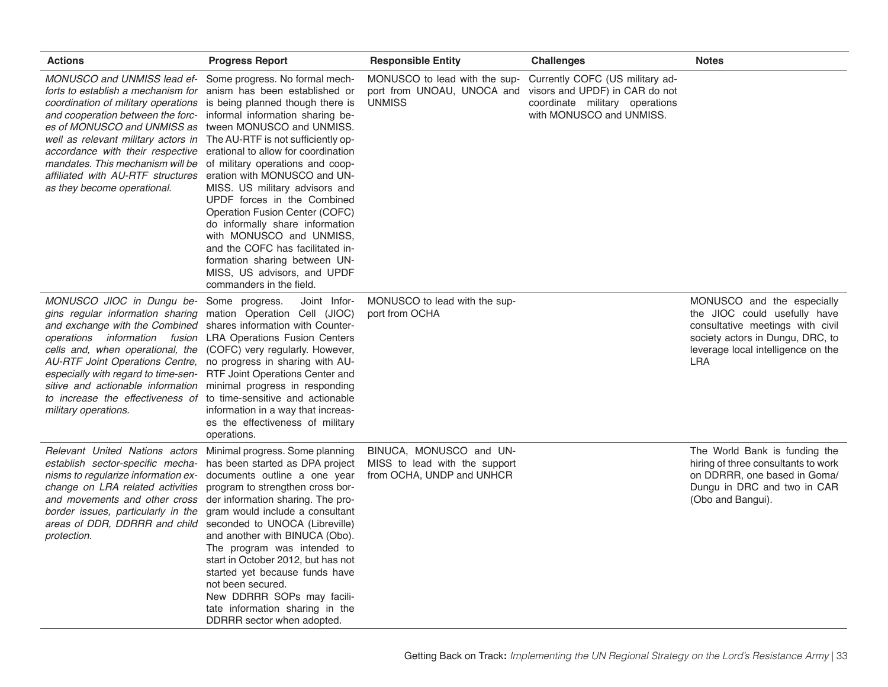| Actions | Progress Report | Responsible Entity | Challenges | Notes |
|---|---|---|---|---|
| *MONUSCO and UNMISS lead efforts to establish a mechanism for coordination of military operations and cooperation between the forces of MONUSCO and UNMISS as well as relevant military actors in accordance with their respective mandates. This mechanism will be affiliated with AU-RTF structures as they become operational.* | Some progress. No formal mechanism has been established or is being planned though there is informal information sharing between MONUSCO and UNMISS. The AU-RTF is not sufficiently operational to allow for coordination of military operations and cooperation with MONUSCO and UNMISS. US military advisors and UPDF forces in the Combined Operation Fusion Center (COFC) do informally share information with MONUSCO and UNMISS, and the COFC has facilitated information sharing between UNMISS, US advisors, and UPDF commanders in the field. | MONUSCO to lead with the support from UNOAU, UNOCA and UNMISS | Currently COFC (US military advisors and UPDF) in CAR do not coordinate military operations with MONUSCO and UNMISS. | |
| *MONUSCO JIOC in Dungu begins regular information sharing and exchange with the Combined operations information fusion cells and, when operational, the AU-RTF Joint Operations Centre, especially with regard to time-sensitive and actionable information to increase the effectiveness of military operations.* | Some progress. Joint Information Operation Cell (JIOC) shares information with Counter-LRA Operations Fusion Centers (COFC) very regularly. However, no progress in sharing with AU-RTF Joint Operations Center and minimal progress in responding to time-sensitive and actionable information in a way that increases the effectiveness of military operations. | MONUSCO to lead with the support from OCHA | | MONUSCO and the especially the JIOC could usefully have consultative meetings with civil society actors in Dungu, DRC, to leverage local intelligence on the LRA |
| *Relevant United Nations actors establish sector-specific mechanisms to regularize information exchange on LRA related activities and movements and other cross border issues, particularly in the areas of DDR, DDRRR and child protection.* | Minimal progress. Some planning has been started as DPA project documents outline a one year program to strengthen cross border information sharing. The program would include a consultant seconded to UNOCA (Libreville) and another with BINUCA (Obo). The program was intended to start in October 2012, but has not started yet because funds have not been secured.<br>New DDRRR SOPs may facilitate information sharing in the DDRRR sector when adopted. | BINUCA, MONUSCO and UNMISS to lead with the support from OCHA, UNDP and UNHCR | | The World Bank is funding the hiring of three consultants to work on DDRRR, one based in Goma/Dungu in DRC and two in CAR (Obo and Bangui). |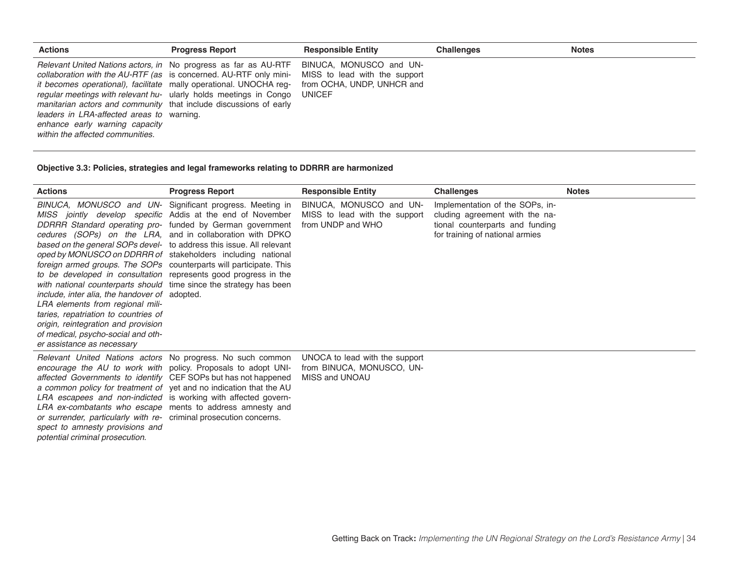| Actions | Progress Report | Responsible Entity | Challenges | Notes |
|---|---|---|---|---|
| *Relevant United Nations actors, in collaboration with the AU-RTF (as it becomes operational), facilitate regular meetings with relevant humanitarian actors and community leaders in LRA-affected areas to enhance early warning capacity within the affected communities.* | No progress as far as AU-RTF is concerned. AU-RTF only minimally operational. UNOCHA regularly holds meetings in Congo that include discussions of early warning. | BINUCA, MONUSCO and UNMISS to lead with the support from OCHA, UNDP, UNHCR and UNICEF | | |

**Objective 3.3: Policies, strategies and legal frameworks relating to DDRRR are harmonized**

| Actions | Progress Report | Responsible Entity | Challenges | Notes |
|---|---|---|---|---|
| *BINUCA, MONUSCO and UNMISS jointly develop specific DDRRR Standard operating procedures (SOPs) on the LRA, based on the general SOPs developed by MONUSCO on DDRRR of foreign armed groups. The SOPs to be developed in consultation with national counterparts should include, inter alia, the handover of LRA elements from regional militaries, repatriation to countries of origin, reintegration and provision of medical, psycho-social and other assistance as necessary* | Significant progress. Meeting in Addis at the end of November funded by German government and in collaboration with DPKO to address this issue. All relevant stakeholders including national counterparts will participate. This represents good progress in the time since the strategy has been adopted. | BINUCA, MONUSCO and UNMISS to lead with the support from UNDP and WHO | Implementation of the SOPs, including agreement with the national counterparts and funding for training of national armies | |
| *Relevant United Nations actors encourage the AU to work with affected Governments to identify a common policy for treatment of LRA escapees and non-indicted LRA ex-combatants who escape or surrender, particularly with respect to amnesty provisions and potential criminal prosecution.* | No progress. No such common policy. Proposals to adopt UNICEF SOPs but has not happened yet and no indication that the AU is working with affected governments to address amnesty and criminal prosecution concerns. | UNOCA to lead with the support from BINUCA, MONUSCO, UNMISS and UNOAU | | |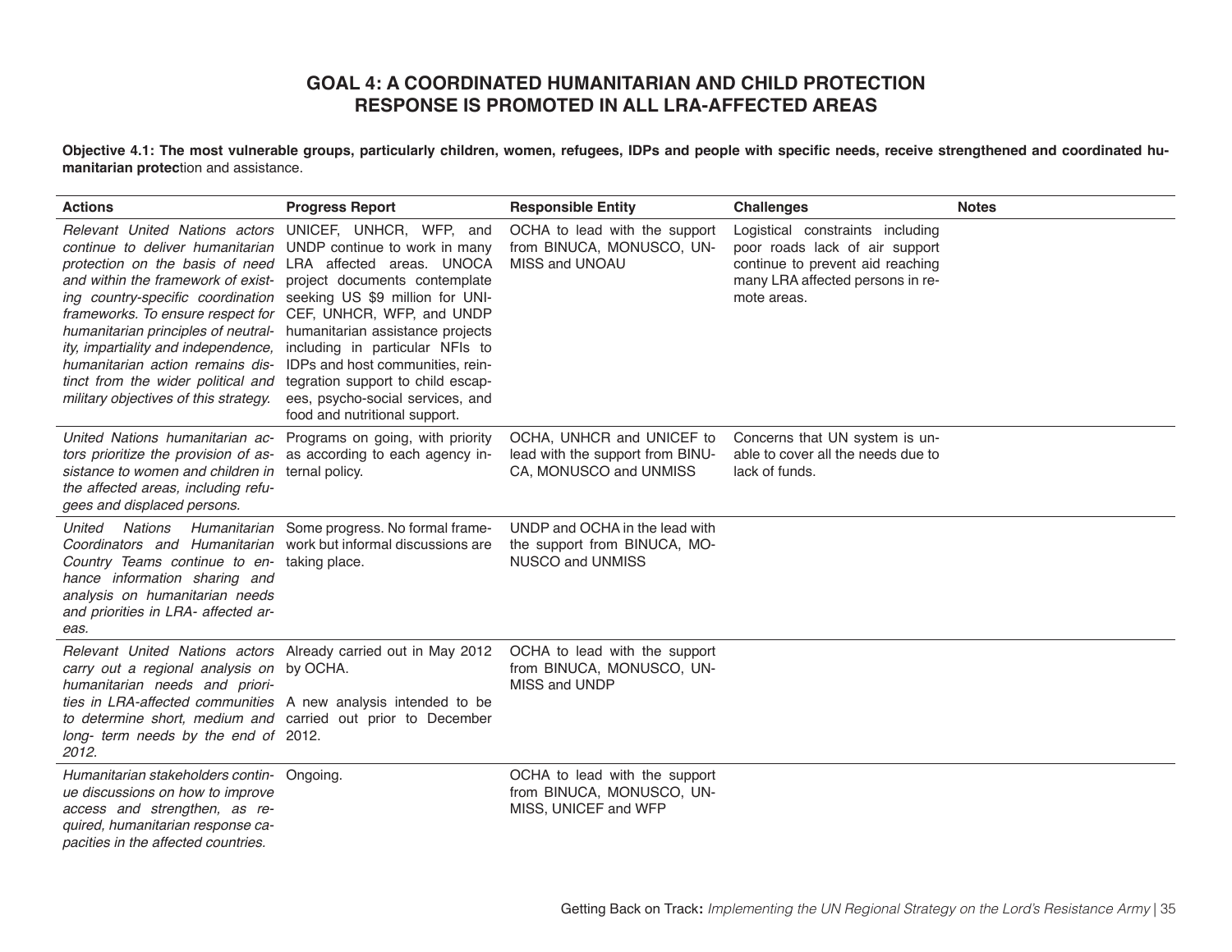## GOAL 4: A COORDINATED HUMANITARIAN AND CHILD PROTECTION RESPONSE IS PROMOTED IN ALL LRA-AFFECTED AREAS

**Objective 4.1: The most vulnerable groups, particularly children, women, refugees, IDPs and people with specific needs, receive strengthened and coordinated humanitarian protec**tion and assistance.

| Actions | Progress Report | Responsible Entity | Challenges | Notes |
|---|---|---|---|---|
| *Relevant United Nations actors continue to deliver humanitarian protection on the basis of need and within the framework of existing country-specific coordination frameworks. To ensure respect for humanitarian principles of neutrality, impartiality and independence, humanitarian action remains distinct from the wider political and military objectives of this strategy.* | UNICEF, UNHCR, WFP, and UNDP continue to work in many LRA affected areas. UNOCA project documents contemplate seeking US $9 million for UNICEF, UNHCR, WFP, and UNDP humanitarian assistance projects including in particular NFIs to IDPs and host communities, reintegration support to child escapees, psycho-social services, and food and nutritional support. | OCHA to lead with the support from BINUCA, MONUSCO, UNMISS and UNOAU | Logistical constraints including poor roads lack of air support continue to prevent aid reaching many LRA affected persons in remote areas. | |
| *United Nations humanitarian actors prioritize the provision of assistance to women and children in the affected areas, including refugees and displaced persons.* | Programs on going, with priority as according to each agency internal policy. | OCHA, UNHCR and UNICEF to lead with the support from BINUCA, MONUSCO and UNMISS | Concerns that UN system is unable to cover all the needs due to lack of funds. | |
| *United Nations Humanitarian Coordinators and Humanitarian Country Teams continue to enhance information sharing and analysis on humanitarian needs and priorities in LRA- affected areas.* | Some progress. No formal framework but informal discussions are taking place. | UNDP and OCHA in the lead with the support from BINUCA, MONUSCO and UNMISS | | |
| *Relevant United Nations actors carry out a regional analysis on humanitarian needs and priorities in LRA-affected communities to determine short, medium and long- term needs by the end of 2012.* | Already carried out in May 2012 by OCHA.<br><br>A new analysis intended to be carried out prior to December 2012. | OCHA to lead with the support from BINUCA, MONUSCO, UNMISS and UNDP | | |
| *Humanitarian stakeholders continue discussions on how to improve access and strengthen, as required, humanitarian response capacities in the affected countries.* | Ongoing. | OCHA to lead with the support from BINUCA, MONUSCO, UNMISS, UNICEF and WFP | | |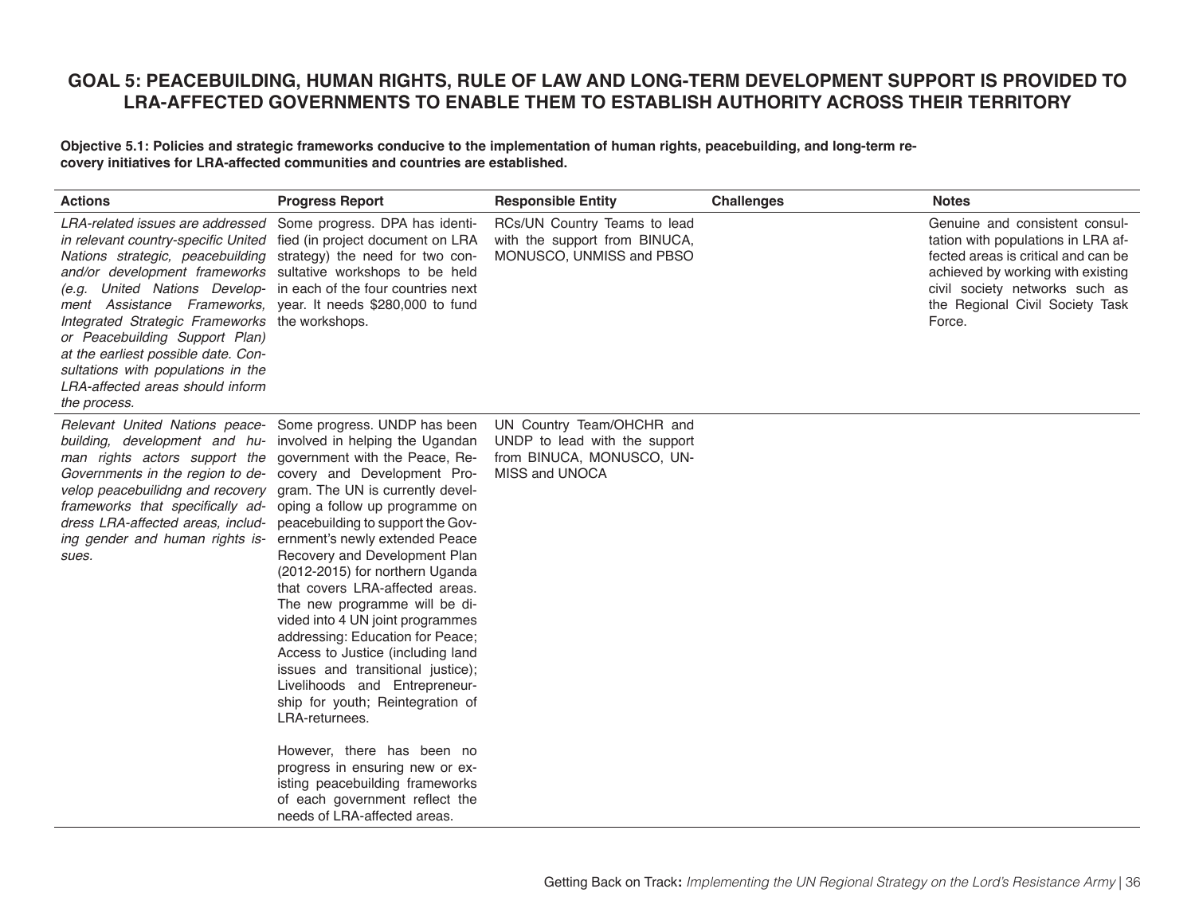## GOAL 5: PEACEBUILDING, HUMAN RIGHTS, RULE OF LAW AND LONG-TERM DEVELOPMENT SUPPORT IS PROVIDED TO LRA-AFFECTED GOVERNMENTS TO ENABLE THEM TO ESTABLISH AUTHORITY ACROSS THEIR TERRITORY

**Objective 5.1: Policies and strategic frameworks conducive to the implementation of human rights, peacebuilding, and long-term recovery initiatives for LRA-affected communities and countries are established.**

| Actions | Progress Report | Responsible Entity | Challenges | Notes |
|---|---|---|---|---|
| *LRA-related issues are addressed in relevant country-specific United Nations strategic, peacebuilding and/or development frameworks (e.g. United Nations Development Assistance Frameworks, Integrated Strategic Frameworks or Peacebuilding Support Plan) at the earliest possible date. Consultations with populations in the LRA-affected areas should inform the process.* | Some progress. DPA has identified (in project document on LRA strategy) the need for two consultative workshops to be held in each of the four countries next year. It needs $280,000 to fund the workshops. | RCs/UN Country Teams to lead with the support from BINUCA, MONUSCO, UNMISS and PBSO | | Genuine and consistent consultation with populations in LRA affected areas is critical and can be achieved by working with existing civil society networks such as the Regional Civil Society Task Force. |
| *Relevant United Nations peacebuilding, development and human rights actors support the Governments in the region to develop peacebuilidng and recovery frameworks that specifically address LRA-affected areas, including gender and human rights issues.* | Some progress. UNDP has been involved in helping the Ugandan government with the Peace, Recovery and Development Program. The UN is currently developing a follow up programme on peacebuilding to support the Government's newly extended Peace Recovery and Development Plan (2012-2015) for northern Uganda that covers LRA-affected areas. The new programme will be divided into 4 UN joint programmes addressing: Education for Peace; Access to Justice (including land issues and transitional justice); Livelihoods and Entrepreneurship for youth; Reintegration of LRA-returnees.<br><br>However, there has been no progress in ensuring new or existing peacebuilding frameworks of each government reflect the needs of LRA-affected areas. | UN Country Team/OHCHR and UNDP to lead with the support from BINUCA, MONUSCO, UNMISS and UNOCA | | |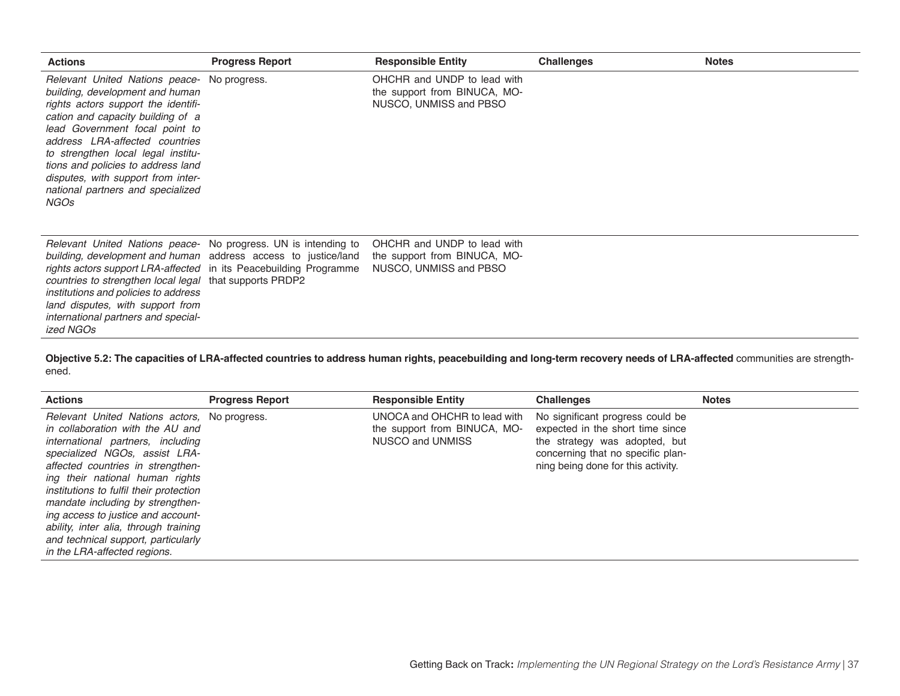| Actions | Progress Report | Responsible Entity | Challenges | Notes |
|---|---|---|---|---|
| *Relevant United Nations peacebuilding, development and human rights actors support the identification and capacity building of a lead Government focal point to address LRA-affected countries to strengthen local legal institutions and policies to address land disputes, with support from international partners and specialized NGOs* | No progress. | OHCHR and UNDP to lead with the support from BINUCA, MONUSCO, UNMISS and PBSO | | |
| *Relevant United Nations peacebuilding, development and human rights actors support LRA-affected countries to strengthen local legal institutions and policies to address land disputes, with support from international partners and specialized NGOs* | No progress. UN is intending to address access to justice/land in its Peacebuilding Programme that supports PRDP2 | OHCHR and UNDP to lead with the support from BINUCA, MONUSCO, UNMISS and PBSO | | |

**Objective 5.2: The capacities of LRA-affected countries to address human rights, peacebuilding and long-term recovery needs of LRA-affected** communities are strengthened.

| Actions | Progress Report | Responsible Entity | Challenges | Notes |
|---|---|---|---|---|
| *Relevant United Nations actors, in collaboration with the AU and international partners, including specialized NGOs, assist LRA-affected countries in strengthening their national human rights institutions to fulfil their protection mandate including by strengthening access to justice and accountability, inter alia, through training and technical support, particularly in the LRA-affected regions.* | No progress. | UNOCA and OHCHR to lead with the support from BINUCA, MONUSCO and UNMISS | No significant progress could be expected in the short time since the strategy was adopted, but concerning that no specific planning being done for this activity. | |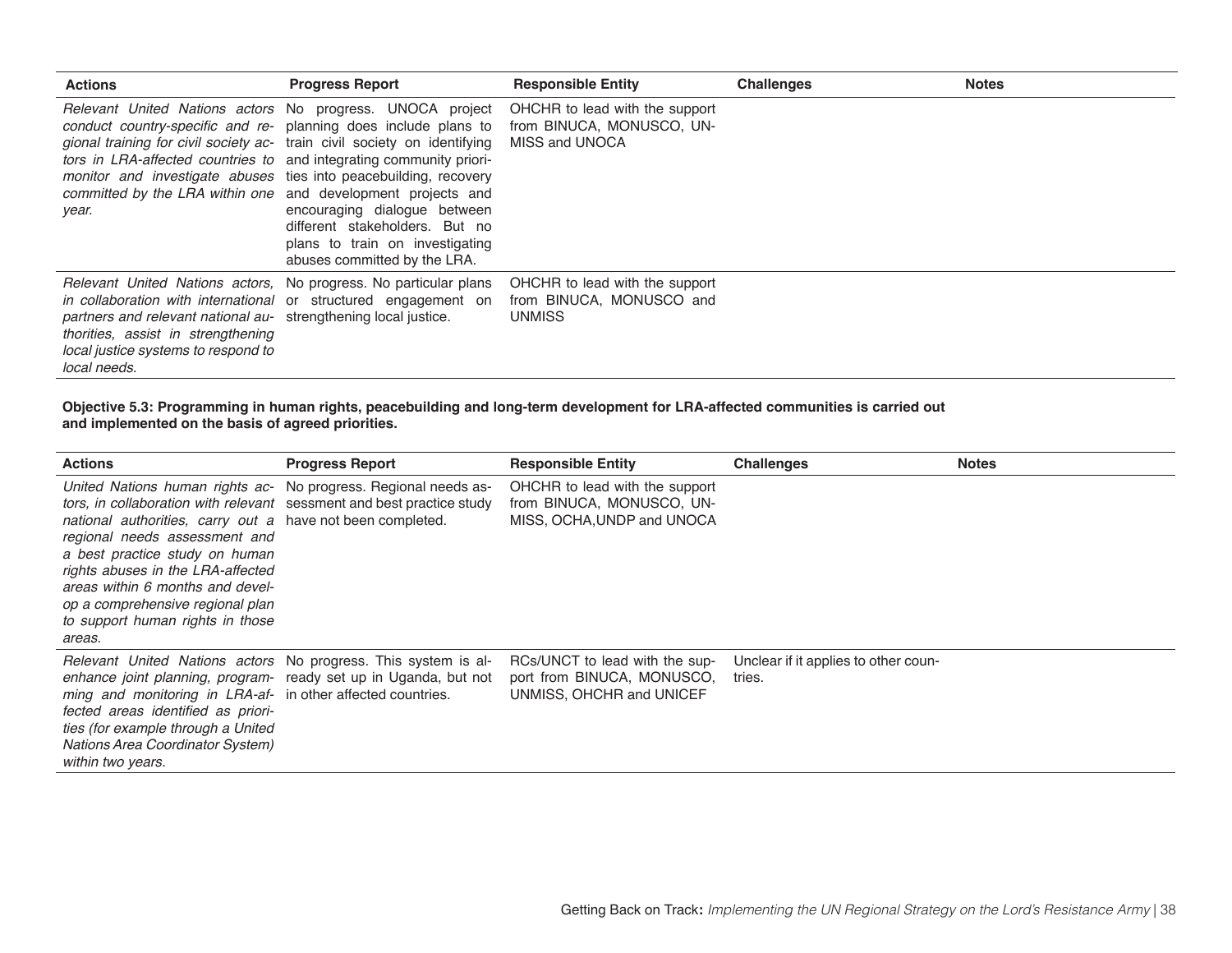| Actions | Progress Report | Responsible Entity | Challenges | Notes |
|---|---|---|---|---|
| *Relevant United Nations actors conduct country-specific and regional training for civil society actors in LRA-affected countries to monitor and investigate abuses committed by the LRA within one year.* | No progress. UNOCA project planning does include plans to train civil society on identifying and integrating community priorities into peacebuilding, recovery and development projects and encouraging dialogue between different stakeholders. But no plans to train on investigating abuses committed by the LRA. | OHCHR to lead with the support from BINUCA, MONUSCO, UNMISS and UNOCA | | |
| *Relevant United Nations actors, in collaboration with international partners and relevant national authorities, assist in strengthening local justice systems to respond to local needs.* | No progress. No particular plans or structured engagement on strengthening local justice. | OHCHR to lead with the support from BINUCA, MONUSCO and UNMISS | | |

**Objective 5.3: Programming in human rights, peacebuilding and long-term development for LRA-affected communities is carried out and implemented on the basis of agreed priorities.**

| Actions | Progress Report | Responsible Entity | Challenges | Notes |
|---|---|---|---|---|
| *United Nations human rights actors, in collaboration with relevant national authorities, carry out a regional needs assessment and a best practice study on human rights abuses in the LRA-affected areas within 6 months and develop a comprehensive regional plan to support human rights in those areas.* | No progress. Regional needs assessment and best practice study have not been completed. | OHCHR to lead with the support from BINUCA, MONUSCO, UNMISS, OCHA, UNDP and UNOCA | | |
| *Relevant United Nations actors enhance joint planning, programming and monitoring in LRA-affected areas identified as priorities (for example through a United Nations Area Coordinator System) within two years.* | No progress. This system is already set up in Uganda, but not in other affected countries. | RCs/UNCT to lead with the support from BINUCA, MONUSCO, UNMISS, OHCHR and UNICEF | Unclear if it applies to other countries. | |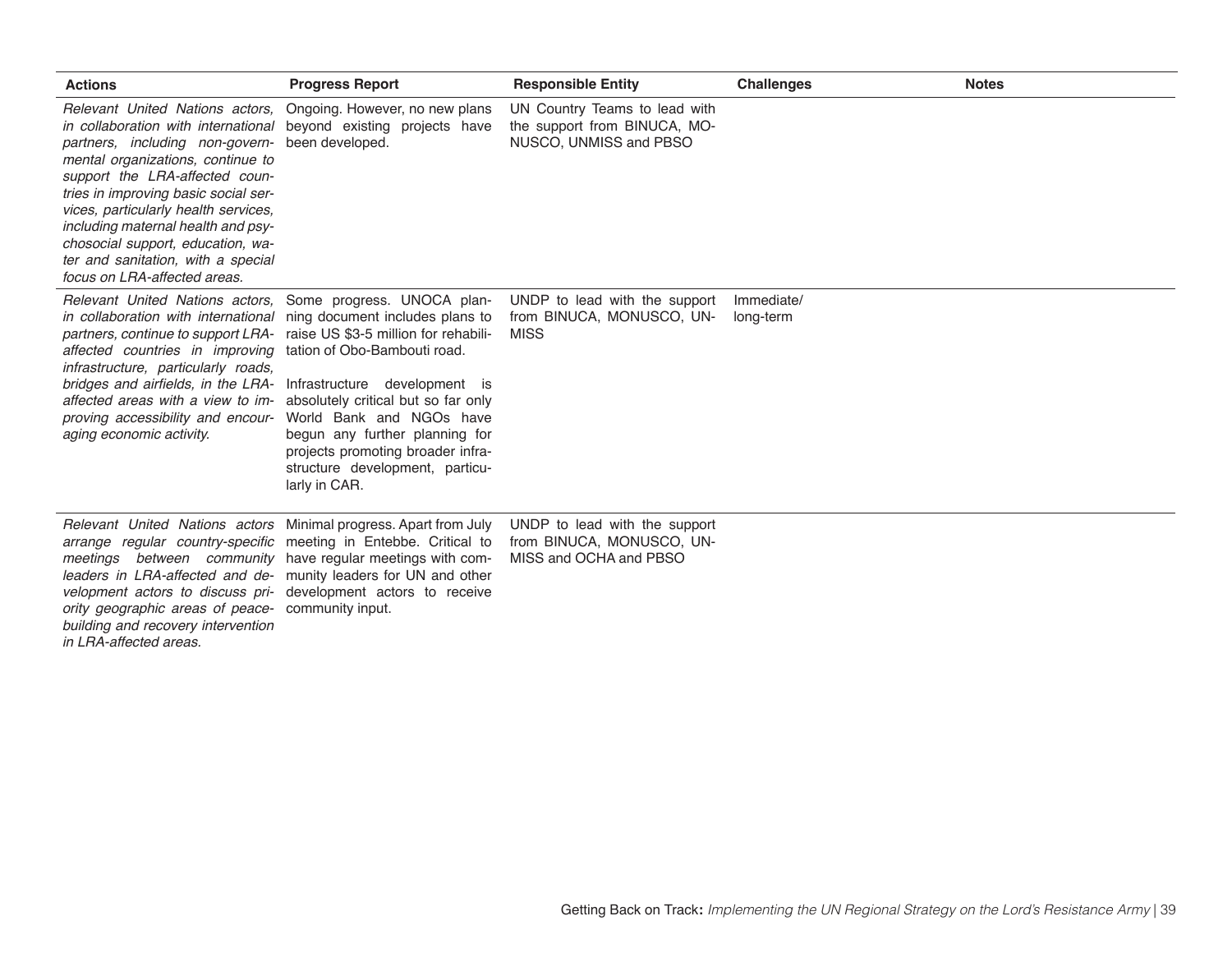| Actions | Progress Report | Responsible Entity | Challenges | Notes |
|---|---|---|---|---|
| *Relevant United Nations actors, in collaboration with international partners, including non-governmental organizations, continue to support the LRA-affected countries in improving basic social services, particularly health services, including maternal health and psychosocial support, education, water and sanitation, with a special focus on LRA-affected areas.* | Ongoing. However, no new plans beyond existing projects have been developed. | UN Country Teams to lead with the support from BINUCA, MONUSCO, UNMISS and PBSO | | |
| *Relevant United Nations actors, in collaboration with international partners, continue to support LRA-affected countries in improving infrastructure, particularly roads, bridges and airfields, in the LRA-affected areas with a view to improving accessibility and encouraging economic activity.* | Some progress. UNOCA planning document includes plans to raise US $3-5 million for rehabilitation of Obo-Bambouti road.<br><br>Infrastructure development is absolutely critical but so far only World Bank and NGOs have begun any further planning for projects promoting broader infrastructure development, particularly in CAR. | UNDP to lead with the support from BINUCA, MONUSCO, UNMISS | Immediate/ long-term | |
| *Relevant United Nations actors arrange regular country-specific meetings between community leaders in LRA-affected and development actors to discuss priority geographic areas of peacebuilding and recovery intervention in LRA-affected areas.* | Minimal progress. Apart from July meeting in Entebbe. Critical to have regular meetings with community leaders for UN and other development actors to receive community input. | UNDP to lead with the support from BINUCA, MONUSCO, UNMISS and OCHA and PBSO | | |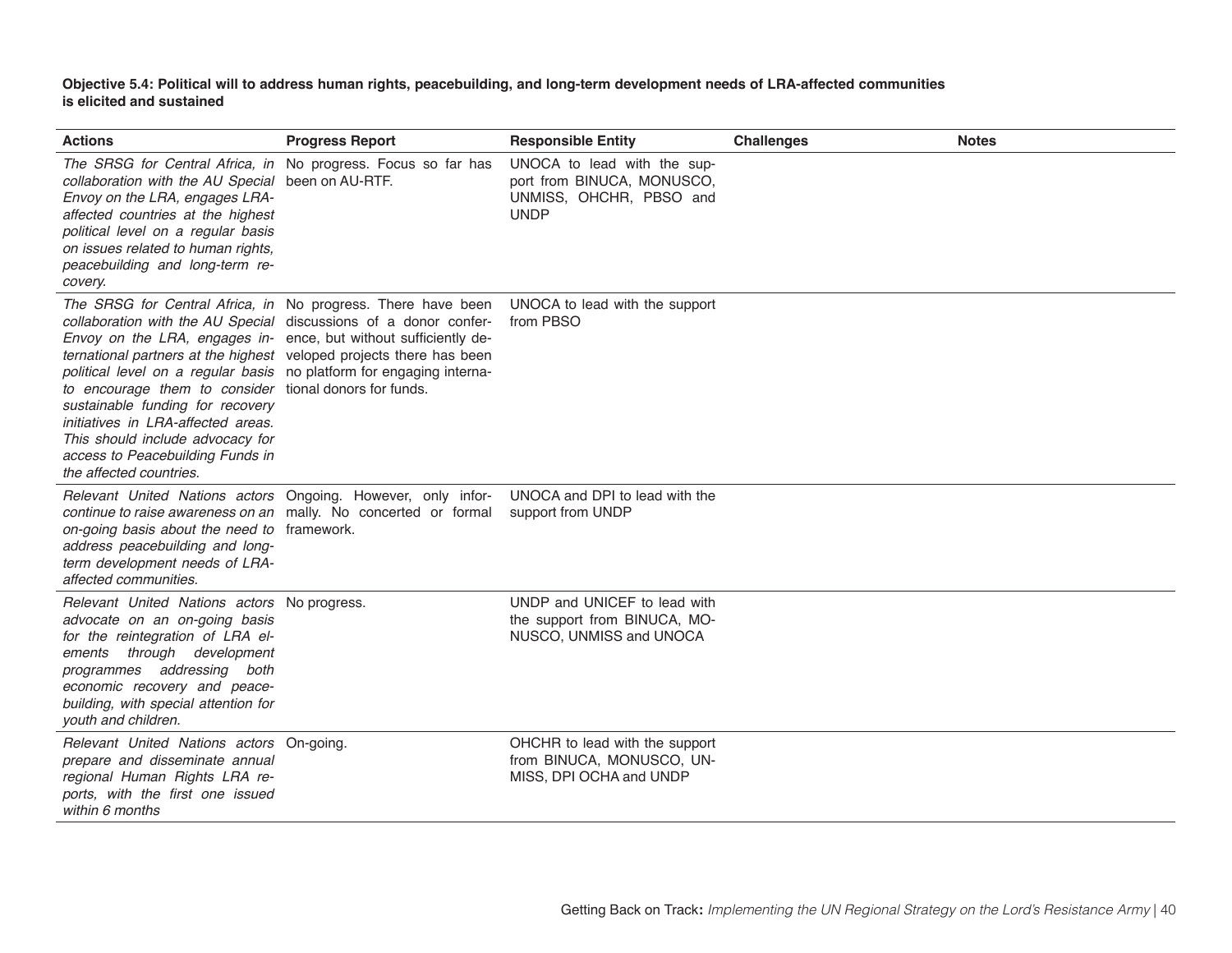**Objective 5.4: Political will to address human rights, peacebuilding, and long-term development needs of LRA-affected communities is elicited and sustained**

| Actions | Progress Report | Responsible Entity | Challenges | Notes |
|---|---|---|---|---|
| *The SRSG for Central Africa, in collaboration with the AU Special Envoy on the LRA, engages LRA-affected countries at the highest political level on a regular basis on issues related to human rights, peacebuilding and long-term recovery.* | No progress. Focus so far has been on AU-RTF. | UNOCA to lead with the support from BINUCA, MONUSCO, UNMISS, OHCHR, PBSO and UNDP | | |
| *The SRSG for Central Africa, in collaboration with the AU Special Envoy on the LRA, engages international partners at the highest political level on a regular basis to encourage them to consider sustainable funding for recovery initiatives in LRA-affected areas. This should include advocacy for access to Peacebuilding Funds in the affected countries.* | No progress. There have been discussions of a donor conference, but without sufficiently developed projects there has been no platform for engaging international donors for funds. | UNOCA to lead with the support from PBSO | | |
| *Relevant United Nations actors continue to raise awareness on an on-going basis about the need to address peacebuilding and long-term development needs of LRA-affected communities.* | Ongoing. However, only informally. No concerted or formal framework. | UNOCA and DPI to lead with the support from UNDP | | |
| *Relevant United Nations actors advocate on an on-going basis for the reintegration of LRA elements through development programmes addressing both economic recovery and peacebuilding, with special attention for youth and children.* | No progress. | UNDP and UNICEF to lead with the support from BINUCA, MONUSCO, UNMISS and UNOCA | | |
| *Relevant United Nations actors prepare and disseminate annual regional Human Rights LRA reports, with the first one issued within 6 months* | On-going. | OHCHR to lead with the support from BINUCA, MONUSCO, UNMISS, DPI OCHA and UNDP | | |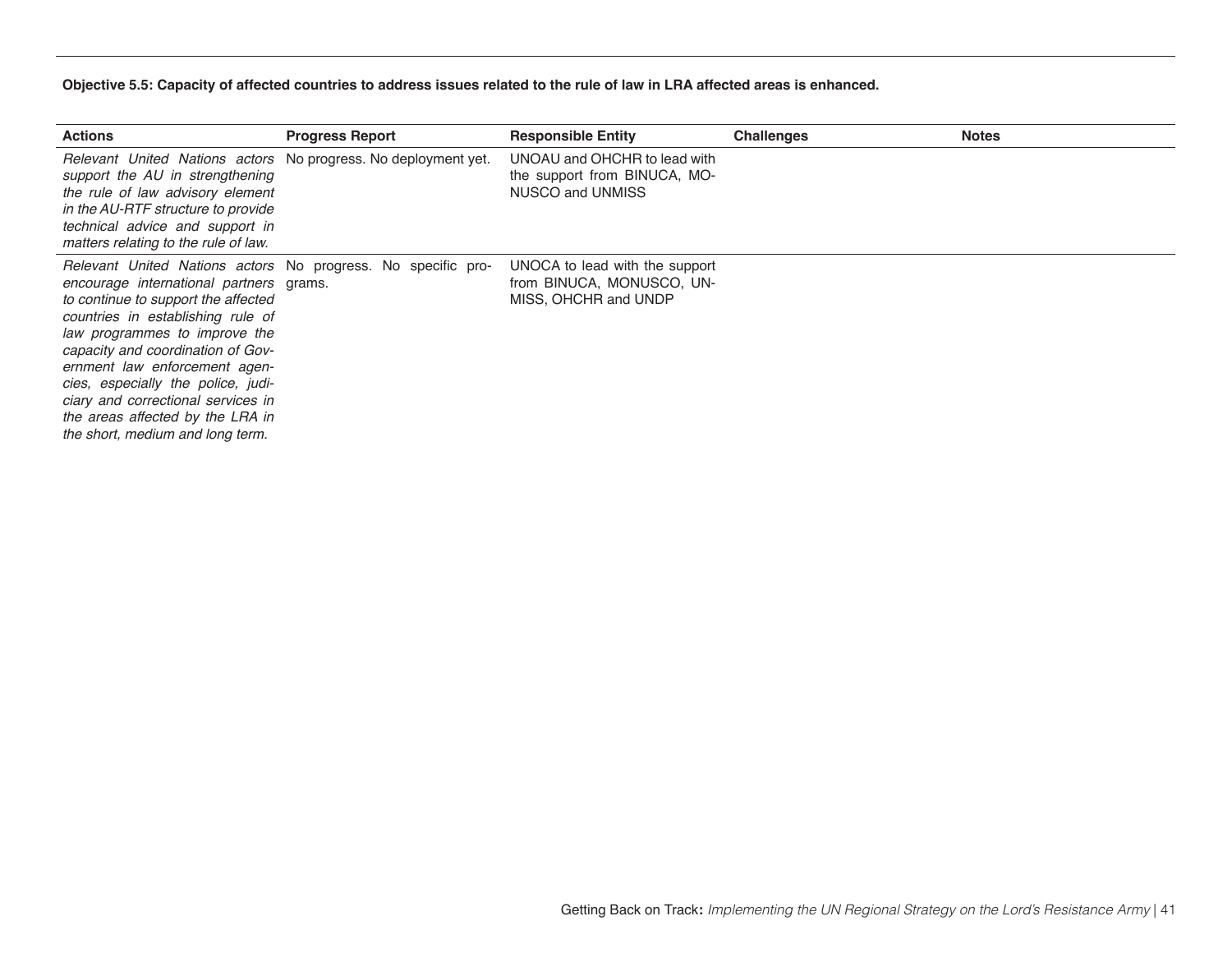**Objective 5.5: Capacity of affected countries to address issues related to the rule of law in LRA affected areas is enhanced.**

| Actions | Progress Report | Responsible Entity | Challenges | Notes |
|---|---|---|---|---|
| *Relevant United Nations actors support the AU in strengthening the rule of law advisory element in the AU-RTF structure to provide technical advice and support in matters relating to the rule of law.* | No progress. No deployment yet. | UNOAU and OHCHR to lead with the support from BINUCA, MONUSCO and UNMISS | | |
| *Relevant United Nations actors encourage international partners to continue to support the affected countries in establishing rule of law programmes to improve the capacity and coordination of Government law enforcement agencies, especially the police, judiciary and correctional services in the areas affected by the LRA in the short, medium and long term.* | No progress. No specific programs. | UNOCA to lead with the support from BINUCA, MONUSCO, UNMISS, OHCHR and UNDP | | |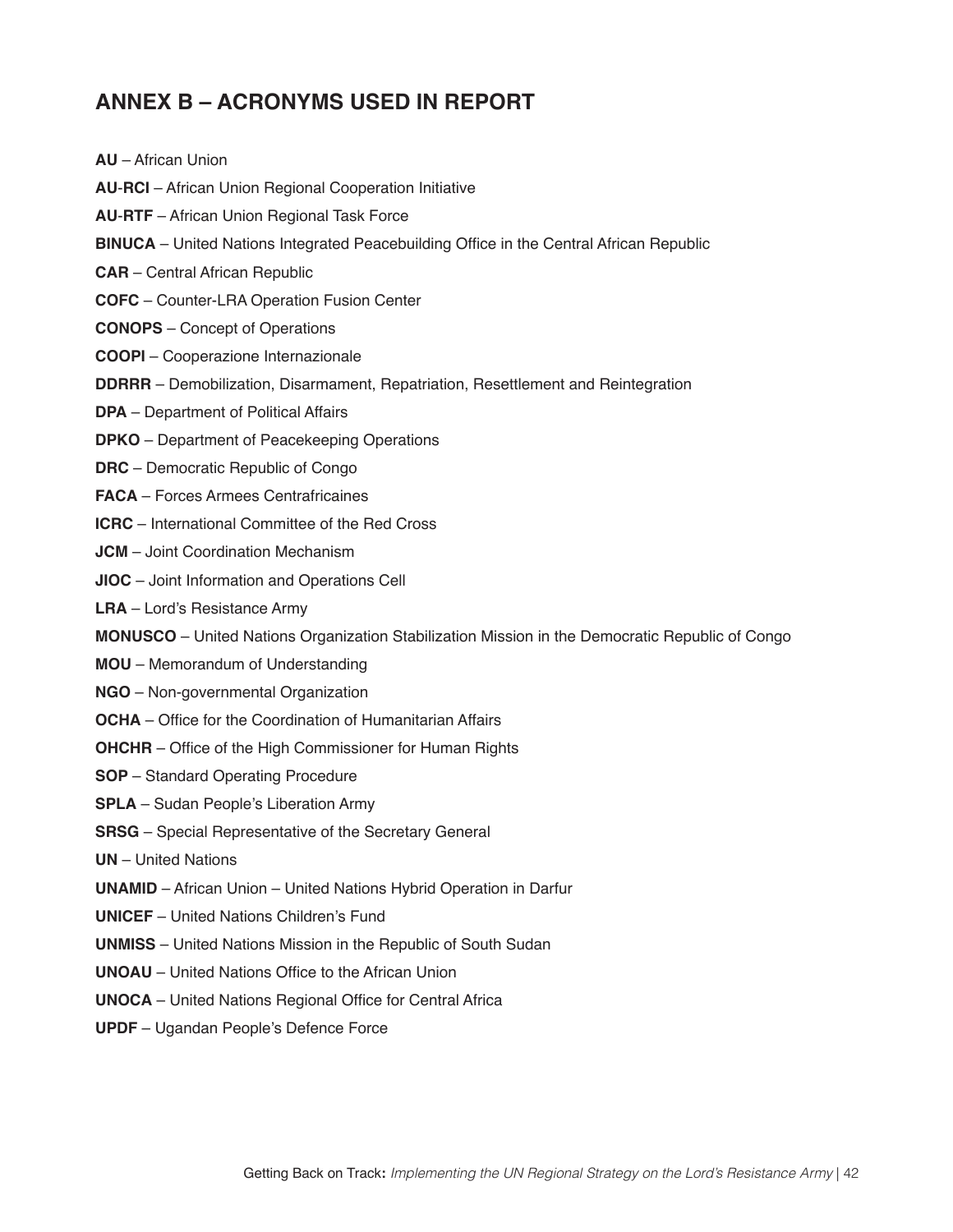## ANNEX B – ACRONYMS USED IN REPORT

**AU** – African Union

**AU-RCI** – African Union Regional Cooperation Initiative

**AU-RTF** – African Union Regional Task Force

**BINUCA** – United Nations Integrated Peacebuilding Office in the Central African Republic

**CAR** – Central African Republic

**COFC** – Counter-LRA Operation Fusion Center

**CONOPS** – Concept of Operations

**COOPI** – Cooperazione Internazionale

**DDRRR** – Demobilization, Disarmament, Repatriation, Resettlement and Reintegration

**DPA** – Department of Political Affairs

**DPKO** – Department of Peacekeeping Operations

**DRC** – Democratic Republic of Congo

**FACA** – Forces Armees Centrafricaines

**ICRC** – International Committee of the Red Cross

**JCM** – Joint Coordination Mechanism

**JIOC** – Joint Information and Operations Cell

**LRA** – Lord's Resistance Army

**MONUSCO** – United Nations Organization Stabilization Mission in the Democratic Republic of Congo

**MOU** – Memorandum of Understanding

**NGO** – Non-governmental Organization

**OCHA** – Office for the Coordination of Humanitarian Affairs

**OHCHR** – Office of the High Commissioner for Human Rights

**SOP** – Standard Operating Procedure

**SPLA** – Sudan People's Liberation Army

**SRSG** – Special Representative of the Secretary General

**UN** – United Nations

**UNAMID** – African Union – United Nations Hybrid Operation in Darfur

**UNICEF** – United Nations Children's Fund

**UNMISS** – United Nations Mission in the Republic of South Sudan

**UNOAU** – United Nations Office to the African Union

**UNOCA** – United Nations Regional Office for Central Africa

**UPDF** – Ugandan People's Defence Force